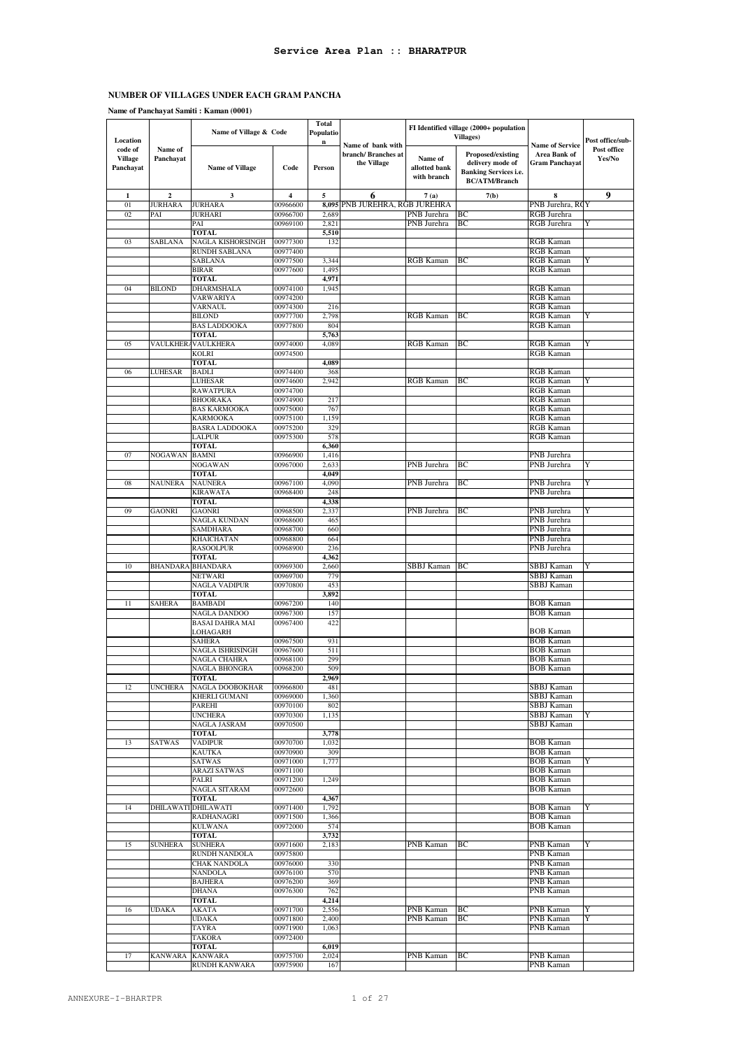# Service Area Plan :: BHARATPUR

## NUMBER OF VILLAGES UNDER EACH GRAM PANCHA

**Name of Panchayat Samiti : Kaman (0001)**

| Location code of Village Panchayat | Name of Panchayat | Name of Village & Code | | Total Population | Name of bank with branch/ Branches at the Village | FI Identified village (2000+ population Villages) | | Name of Service Area Bank of Gram Panchayat | Post office/sub-Post office Yes/No |
|---|---|---|---|---|---|---|---|---|---|
| | | Name of Village | Code | Person | | Name of allotted bank with branch | Proposed/existing delivery mode of Banking Services i.e. BC/ATM/Branch | | |
| 1 | 2 | 3 | 4 | 5 | 6 | 7 (a) | 7(b) | 8 | 9 |
| 01 | JURHARA | JURHARA | 00966600 | 8,095 | PNB JUREHRA, RGB JUREHRA | | | PNB Jurehra, RG | Y |
| 02 | PAI | JURHARI | 00966700 | 2,689 | | PNB Jurehra | BC | RGB Jurehra | |
| | | PAI | 00969100 | 2,821 | | PNB Jurehra | BC | RGB Jurehra | Y |
| | | TOTAL | | 5,510 | | | | | |
| 03 | SABLANA | NAGLA KISHORSINGH | 00977300 | 132 | | | | RGB Kaman | |
| | | RUNDH SABLANA | 00977400 | | | | | RGB Kaman | |
| | | SABLANA | 00977500 | 3,344 | | RGB Kaman | BC | RGB Kaman | Y |
| | | BIRAR | 00977600 | 1,495 | | | | RGB Kaman | |
| | | TOTAL | | 4,971 | | | | | |
| 04 | BILOND | DHARMSHALA | 00974100 | 1,945 | | | | RGB Kaman | |
| | | VARWARIYA | 00974200 | | | | | RGB Kaman | |
| | | VARNAUL | 00974300 | 216 | | | | RGB Kaman | |
| | | BILOND | 00977700 | 2,798 | | RGB Kaman | BC | RGB Kaman | Y |
| | | BAS LADDOOKA | 00977800 | 804 | | | | RGB Kaman | |
| | | TOTAL | | 5,763 | | | | | |
| 05 | VAULKHERA | VAULKHERA | 00974000 | 4,089 | | RGB Kaman | BC | RGB Kaman | Y |
| | | KOLRI | 00974500 | | | | | RGB Kaman | |
| | | TOTAL | | 4,089 | | | | | |
| 06 | LUHESAR | BADLI | 00974400 | 368 | | | | RGB Kaman | |
| | | LUHESAR | 00974600 | 2,942 | | RGB Kaman | BC | RGB Kaman | Y |
| | | RAWATPURA | 00974700 | | | | | RGB Kaman | |
| | | BHOORAKA | 00974900 | 217 | | | | RGB Kaman | |
| | | BAS KARMOOKA | 00975000 | 767 | | | | RGB Kaman | |
| | | KARMOOKA | 00975100 | 1,159 | | | | RGB Kaman | |
| | | BASRA LADDOOKA | 00975200 | 329 | | | | RGB Kaman | |
| | | LALPUR | 00975300 | 578 | | | | RGB Kaman | |
| | | TOTAL | | 6,360 | | | | | |
| 07 | NOGAWAN | BAMNI | 00966900 | 1,416 | | | | PNB Jurehra | |
| | | NOGAWAN | 00967000 | 2,633 | | PNB Jurehra | BC | PNB Jurehra | Y |
| | | TOTAL | | 4,049 | | | | | |
| 08 | NAUNERA | NAUNERA | 00967100 | 4,090 | | PNB Jurehra | BC | PNB Jurehra | Y |
| | | KIRAWATA | 00968400 | 248 | | | | PNB Jurehra | |
| | | TOTAL | | 4,338 | | | | | |
| 09 | GAONRI | GAONRI | 00968500 | 2,337 | | PNB Jurehra | BC | PNB Jurehra | Y |
| | | NAGLA KUNDAN | 00968600 | 465 | | | | PNB Jurehra | |
| | | SAMDHARA | 00968700 | 660 | | | | PNB Jurehra | |
| | | KHAICHATAN | 00968800 | 664 | | | | PNB Jurehra | |
| | | RASOOLPUR | 00968900 | 236 | | | | PNB Jurehra | |
| | | TOTAL | | 4,362 | | | | | |
| 10 | BHANDARA | BHANDARA | 00969300 | 2,660 | | SBBJ Kaman | BC | SBBJ Kaman | Y |
| | | NETWARI | 00969700 | 779 | | | | SBBJ Kaman | |
| | | NAGLA VADIPUR | 00970800 | 453 | | | | SBBJ Kaman | |
| | | TOTAL | | 3,892 | | | | | |
| 11 | SAHERA | BAMBADI | 00967200 | 140 | | | | BOB Kaman | |
| | | NAGLA DANDOO | 00967300 | 157 | | | | BOB Kaman | |
| | | BASAI DAHRA MAI LOHAGARH | 00967400 | 422 | | | | BOB Kaman | |
| | | SAHERA | 00967500 | 931 | | | | BOB Kaman | |
| | | NAGLA ISHRISINGH | 00967600 | 511 | | | | BOB Kaman | |
| | | NAGLA CHAHRA | 00968100 | 299 | | | | BOB Kaman | |
| | | NAGLA BHONGRA | 00968200 | 509 | | | | BOB Kaman | |
| | | TOTAL | | 2,969 | | | | | |
| 12 | UNCHERA | NAGLA DOOBOKHAR | 00966800 | 481 | | | | SBBJ Kaman | |
| | | KHERLI GUMANI | 00969000 | 1,360 | | | | SBBJ Kaman | |
| | | PAREHI | 00970100 | 802 | | | | SBBJ Kaman | |
| | | UNCHERA | 00970300 | 1,135 | | | | SBBJ Kaman | Y |
| | | NAGLA JASRAM | 00970500 | | | | | SBBJ Kaman | |
| | | TOTAL | | 3,778 | | | | | |
| 13 | SATWAS | VADIPUR | 00970700 | 1,032 | | | | BOB Kaman | |
| | | KAUTKA | 00970900 | 309 | | | | BOB Kaman | |
| | | SATWAS | 00971000 | 1,777 | | | | BOB Kaman | Y |
| | | ARAZI SATWAS | 00971100 | | | | | BOB Kaman | |
| | | PALRI | 00971200 | 1,249 | | | | BOB Kaman | |
| | | NAGLA SITARAM | 00972600 | | | | | BOB Kaman | |
| | | TOTAL | | 4,367 | | | | | |
| 14 | DHILAWATI | DHILAWATI | 00971400 | 1,792 | | | | BOB Kaman | Y |
| | | RADHANAGRI | 00971500 | 1,366 | | | | BOB Kaman | |
| | | KULWANA | 00972000 | 574 | | | | BOB Kaman | |
| | | TOTAL | | 3,732 | | | | | |
| 15 | SUNHERA | SUNHERA | 00971600 | 2,183 | | PNB Kaman | BC | PNB Kaman | Y |
| | | RUNDH NANDOLA | 00975800 | | | | | PNB Kaman | |
| | | CHAK NANDOLA | 00976000 | 330 | | | | PNB Kaman | |
| | | NANDOLA | 00976100 | 570 | | | | PNB Kaman | |
| | | BAJHERA | 00976200 | 369 | | | | PNB Kaman | |
| | | DHANA | 00976300 | 762 | | | | PNB Kaman | |
| | | TOTAL | | 4,214 | | | | | |
| 16 | UDAKA | AKATA | 00971700 | 2,556 | | PNB Kaman | BC | PNB Kaman | Y |
| | | UDAKA | 00971800 | 2,400 | | PNB Kaman | BC | PNB Kaman | Y |
| | | TAYRA | 00971900 | 1,063 | | | | PNB Kaman | |
| | | TAKORA | 00972400 | | | | | | |
| | | TOTAL | | 6,019 | | | | | |
| 17 | KANWARA | KANWARA | 00975700 | 2,024 | | PNB Kaman | BC | PNB Kaman | |
| | | RUNDH KANWARA | 00975900 | 167 | | | | PNB Kaman | |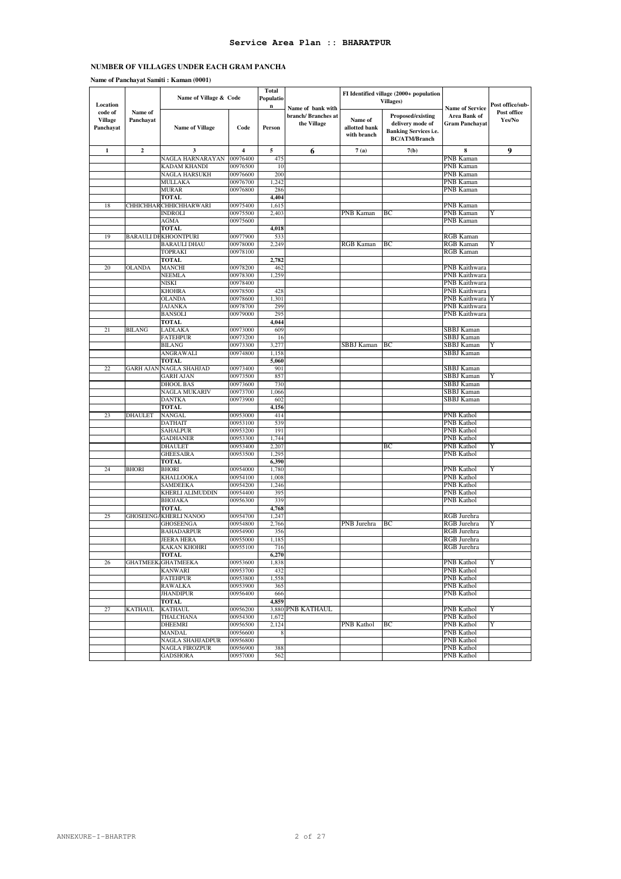## Service Area Plan :: BHARATPUR

### NUMBER OF VILLAGES UNDER EACH GRAM PANCHA

**Name of Panchayat Samiti : Kaman (0001)**

| Location code of Village Panchayat | Name of Panchayat | Name of Village & Code | | Total Population | Name of bank with branch/ Branches at the Village | FI Identified village (2000+ population Villages) | | Name of Service Area Bank of Gram Panchayat | Post office/sub-Post office Yes/No |
|---|---|---|---|---|---|---|---|---|---|
| | | Name of Village | Code | Person | | Name of allotted bank with branch | Proposed/existing delivery mode of Banking Services i.e. BC/ATM/Branch | | |
| 1 | 2 | 3 | 4 | 5 | 6 | 7 (a) | 7(b) | 8 | 9 |
| | | NAGLA HARNARAYAN | 00976400 | 475 | | | | PNB Kaman | |
| | | KADAM KHANDI | 00976500 | 10 | | | | PNB Kaman | |
| | | NAGLA HARSUKH | 00976600 | 200 | | | | PNB Kaman | |
| | | MULLAKA | 00976700 | 1,242 | | | | PNB Kaman | |
| | | MURAR | 00976800 | 286 | | | | PNB Kaman | |
| | | **TOTAL** | | **4,404** | | | | | |
| 18 | CHHICHHAR | CHHICHHARWARI | 00975400 | 1,615 | | | | PNB Kaman | |
| | | INDROLI | 00975500 | 2,403 | | PNB Kaman | BC | PNB Kaman | Y |
| | | AGMA | 00975600 | | | | | PNB Kaman | |
| | | **TOTAL** | | **4,018** | | | | | |
| 19 | BARAULI DH | KHOONTPURI | 00977900 | 533 | | | | RGB Kaman | |
| | | BARAULI DHAU | 00978000 | 2,249 | | RGB Kaman | BC | RGB Kaman | Y |
| | | TOPRAKI | 00978100 | | | | | RGB Kaman | |
| | | **TOTAL** | | **2,782** | | | | | |
| 20 | OLANDA | MANCHI | 00978200 | 462 | | | | PNB Kaithwara | |
| | | NEEMLA | 00978300 | 1,259 | | | | PNB Kaithwara | |
| | | NISKI | 00978400 | | | | | PNB Kaithwara | |
| | | KHOHRA | 00978500 | 428 | | | | PNB Kaithwara | |
| | | OLANDA | 00978600 | 1,301 | | | | PNB Kaithwara | Y |
| | | JAJANKA | 00978700 | 299 | | | | PNB Kaithwara | |
| | | BANSOLI | 00979000 | 295 | | | | PNB Kaithwara | |
| | | **TOTAL** | | **4,044** | | | | | |
| 21 | BILANG | LADLAKA | 00973000 | 609 | | | | SBBJ Kaman | |
| | | FATEHPUR | 00973200 | 16 | | | | SBBJ Kaman | |
| | | BILANG | 00973300 | 3,277 | | SBBJ Kaman | BC | SBBJ Kaman | Y |
| | | ANGRAWALI | 00974800 | 1,158 | | | | SBBJ Kaman | |
| | | **TOTAL** | | **5,060** | | | | | |
| 22 | GARH AJAN | NAGLA SHAHJAD | 00973400 | 901 | | | | SBBJ Kaman | |
| | | GARH AJAN | 00973500 | 857 | | | | SBBJ Kaman | Y |
| | | DHOOL BAS | 00973600 | 730 | | | | SBBJ Kaman | |
| | | NAGLA MUKARIV | 00973700 | 1,066 | | | | SBBJ Kaman | |
| | | DANTKA | 00973900 | 602 | | | | SBBJ Kaman | |
| | | **TOTAL** | | **4,156** | | | | | |
| 23 | DHAULET | NANGAL | 00953000 | 414 | | | | PNB Kathol | |
| | | DATHAIT | 00953100 | 539 | | | | PNB Kathol | |
| | | SAHALPUR | 00953200 | 191 | | | | PNB Kathol | |
| | | GADHANER | 00953300 | 1,744 | | | | PNB Kathol | |
| | | DHAULET | 00953400 | 2,207 | | | BC | PNB Kathol | Y |
| | | GHEESAIRA | 00953500 | 1,295 | | | | PNB Kathol | |
| | | **TOTAL** | | **6,390** | | | | | |
| 24 | BHORI | BHORI | 00954000 | 1,780 | | | | PNB Kathol | Y |
| | | KHALLOOKA | 00954100 | 1,008 | | | | PNB Kathol | |
| | | SAMDEEKA | 00954200 | 1,246 | | | | PNB Kathol | |
| | | KHERLI ALIMUDDIN | 00954400 | 395 | | | | PNB Kathol | |
| | | BHOJAKA | 00956300 | 339 | | | | PNB Kathol | |
| | | **TOTAL** | | **4,768** | | | | | |
| 25 | GHOSEENGA | KHERLI NANOO | 00954700 | 1,247 | | | | RGB Jurehra | |
| | | GHOSEENGA | 00954800 | 2,766 | | PNB Jurehra | BC | RGB Jurehra | Y |
| | | BAHADARPUR | 00954900 | 356 | | | | RGB Jurehra | |
| | | JEERA HERA | 00955000 | 1,185 | | | | RGB Jurehra | |
| | | KAKAN KHOHRI | 00955100 | 716 | | | | RGB Jurehra | |
| | | **TOTAL** | | **6,270** | | | | | |
| 26 | GHATMEEK | GHATMEEKA | 00953600 | 1,838 | | | | PNB Kathol | Y |
| | | KANWARI | 00953700 | 432 | | | | PNB Kathol | |
| | | FATEHPUR | 00953800 | 1,558 | | | | PNB Kathol | |
| | | RAWALKA | 00953900 | 365 | | | | PNB Kathol | |
| | | JHANDIPUR | 00956400 | 666 | | | | PNB Kathol | |
| | | **TOTAL** | | **4,859** | | | | | |
| 27 | KATHAUL | KATHAUL | 00956200 | 3,880 | PNB KATHAUL | | | PNB Kathol | Y |
| | | THALCHANA | 00954300 | 1,672 | | | | PNB Kathol | |
| | | DHEEMRI | 00956500 | 2,124 | | PNB Kathol | BC | PNB Kathol | Y |
| | | MANDAL | 00956600 | 8 | | | | PNB Kathol | |
| | | NAGLA SHAHJADPUR | 00956800 | | | | | PNB Kathol | |
| | | NAGLA FIROZPUR | 00956900 | 388 | | | | PNB Kathol | |
| | | GADSHORA | 00957000 | 562 | | | | PNB Kathol | |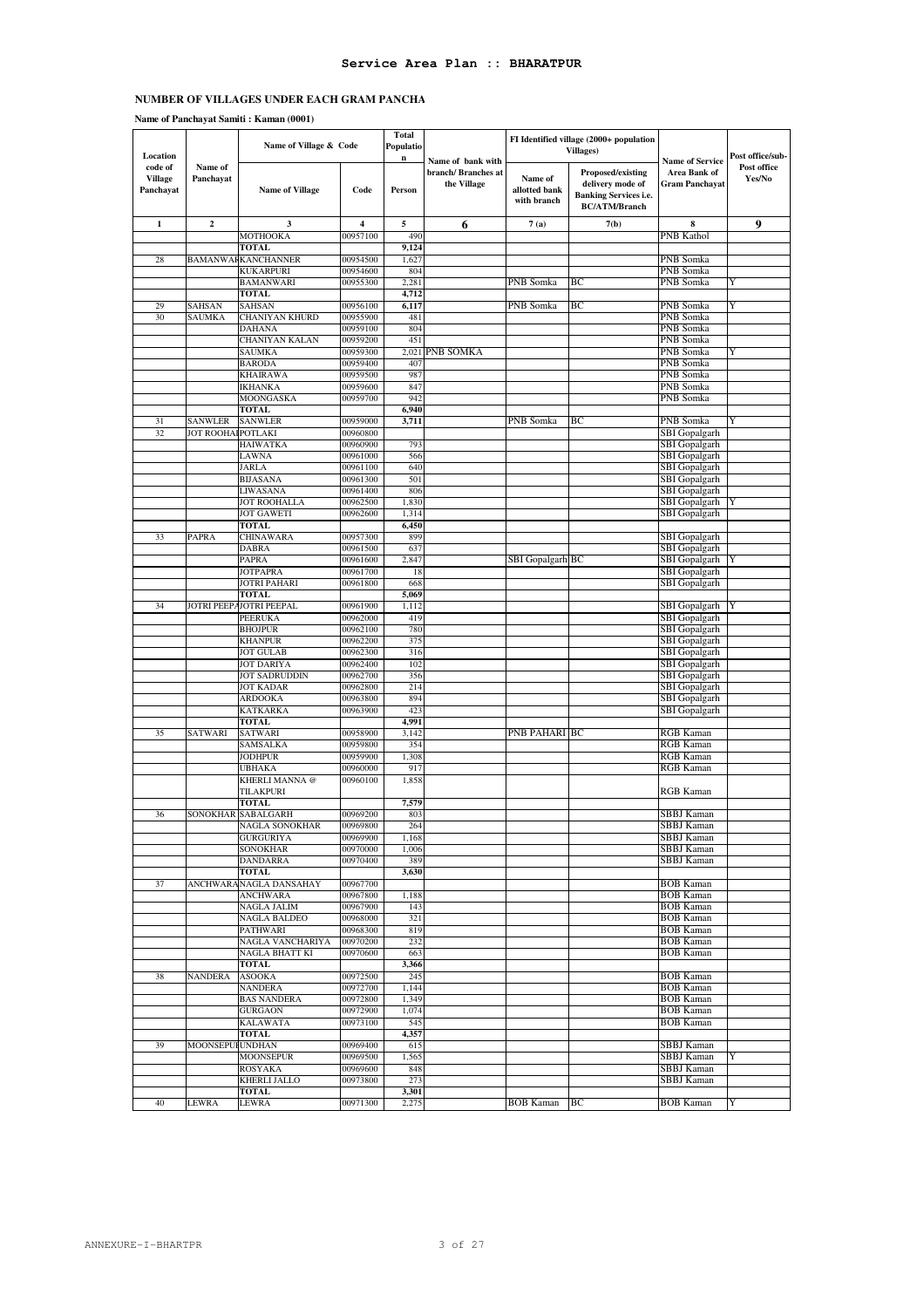# Service Area Plan :: BHARATPUR

## NUMBER OF VILLAGES UNDER EACH GRAM PANCHA

**Name of Panchayat Samiti : Kaman (0001)**

| Location code of Village Panchayat | Name of Panchayat | Name of Village & Code | | Total Population | Name of bank with branch/ Branches at the Village | FI Identified village (2000+ population Villages) | | Name of Service Area Bank of Gram Panchayat | Post office/sub-Post office Yes/No |
|---|---|---|---|---|---|---|---|---|---|
| | | Name of Village | Code | Person | | Name of allotted bank with branch | Proposed/existing delivery mode of Banking Services i.e. BC/ATM/Branch | | |
| 1 | 2 | 3 | 4 | 5 | 6 | 7 (a) | 7(b) | 8 | 9 |
| | | MOTHOOKA | 00957100 | 490 | | | | PNB Kathol | |
| | | **TOTAL** | | **9,124** | | | | | |
| 28 | BAMANWARI | KANCHANNER | 00954500 | 1,627 | | | | PNB Somka | |
| | | KUKARPURI | 00954600 | 804 | | | | PNB Somka | |
| | | BAMANWARI | 00955300 | 2,281 | | PNB Somka | BC | PNB Somka | Y |
| | | **TOTAL** | | **4,712** | | | | | |
| 29 | SAHSAN | SAHSAN | 00956100 | **6,117** | | PNB Somka | BC | PNB Somka | Y |
| 30 | SAUMKA | CHANIYAN KHURD | 00955900 | 481 | | | | PNB Somka | |
| | | DAHANA | 00959100 | 804 | | | | PNB Somka | |
| | | CHANIYAN KALAN | 00959200 | 451 | | | | PNB Somka | |
| | | SAUMKA | 00959300 | 2,021 | PNB SOMKA | | | PNB Somka | Y |
| | | BARODA | 00959400 | 407 | | | | PNB Somka | |
| | | KHAIRAWA | 00959500 | 987 | | | | PNB Somka | |
| | | IKHANKA | 00959600 | 847 | | | | PNB Somka | |
| | | MOONGASKA | 00959700 | 942 | | | | PNB Somka | |
| | | **TOTAL** | | **6,940** | | | | | |
| 31 | SANWLER | SANWLER | 00959000 | **3,711** | | PNB Somka | BC | PNB Somka | Y |
| 32 | JOT ROOHALI | POTLAKI | 00960800 | | | | | SBI Gopalgarh | |
| | | HAIWATKA | 00960900 | 793 | | | | SBI Gopalgarh | |
| | | LAWNA | 00961000 | 566 | | | | SBI Gopalgarh | |
| | | JARLA | 00961100 | 640 | | | | SBI Gopalgarh | |
| | | BIJASANA | 00961300 | 501 | | | | SBI Gopalgarh | |
| | | LIWASANA | 00961400 | 806 | | | | SBI Gopalgarh | |
| | | JOT ROOHALLA | 00962500 | 1,830 | | | | SBI Gopalgarh | Y |
| | | JOT GAWETI | 00962600 | 1,314 | | | | SBI Gopalgarh | |
| | | **TOTAL** | | **6,450** | | | | | |
| 33 | PAPRA | CHINAWARA | 00957300 | 899 | | | | SBI Gopalgarh | |
| | | DABRA | 00961500 | 637 | | | | SBI Gopalgarh | |
| | | PAPRA | 00961600 | 2,847 | | SBI Gopalgarh | BC | SBI Gopalgarh | Y |
| | | JOTPAPRA | 00961700 | 18 | | | | SBI Gopalgarh | |
| | | JOTRI PAHARI | 00961800 | 668 | | | | SBI Gopalgarh | |
| | | **TOTAL** | | **5,069** | | | | | |
| 34 | JOTRI PEEPAL | JOTRI PEEPAL | 00961900 | 1,112 | | | | SBI Gopalgarh | Y |
| | | PEERUKA | 00962000 | 419 | | | | SBI Gopalgarh | |
| | | BHOJPUR | 00962100 | 780 | | | | SBI Gopalgarh | |
| | | KHANPUR | 00962200 | 375 | | | | SBI Gopalgarh | |
| | | JOT GULAB | 00962300 | 316 | | | | SBI Gopalgarh | |
| | | JOT DARIYA | 00962400 | 102 | | | | SBI Gopalgarh | |
| | | JOT SADRUDDIN | 00962700 | 356 | | | | SBI Gopalgarh | |
| | | JOT KADAR | 00962800 | 214 | | | | SBI Gopalgarh | |
| | | ARDOOKA | 00963800 | 894 | | | | SBI Gopalgarh | |
| | | KATKARKA | 00963900 | 423 | | | | SBI Gopalgarh | |
| | | **TOTAL** | | **4,991** | | | | | |
| 35 | SATWARI | SATWARI | 00958900 | 3,142 | | PNB PAHARI | BC | RGB Kaman | |
| | | SAMSALKA | 00959800 | 354 | | | | RGB Kaman | |
| | | JODHPUR | 00959900 | 1,308 | | | | RGB Kaman | |
| | | UBHAKA | 00960000 | 917 | | | | RGB Kaman | |
| | | KHERLI MANNA @ TILAKPURI | 00960100 | 1,858 | | | | RGB Kaman | |
| | | **TOTAL** | | **7,579** | | | | | |
| 36 | SONOKHAR | SABALGARH | 00969200 | 803 | | | | SBBJ Kaman | |
| | | NAGLA SONOKHAR | 00969800 | 264 | | | | SBBJ Kaman | |
| | | GURGURIYA | 00969900 | 1,168 | | | | SBBJ Kaman | |
| | | SONOKHAR | 00970000 | 1,006 | | | | SBBJ Kaman | |
| | | DANDARRA | 00970400 | 389 | | | | SBBJ Kaman | |
| | | **TOTAL** | | **3,630** | | | | | |
| 37 | ANCHWARA | NAGLA DANSAHAY | 00967700 | | | | | BOB Kaman | |
| | | ANCHWARA | 00967800 | 1,188 | | | | BOB Kaman | |
| | | NAGLA JALIM | 00967900 | 143 | | | | BOB Kaman | |
| | | NAGLA BALDEO | 00968000 | 321 | | | | BOB Kaman | |
| | | PATHWARI | 00968300 | 819 | | | | BOB Kaman | |
| | | NAGLA VANCHARIYA | 00970200 | 232 | | | | BOB Kaman | |
| | | NAGLA BHATT KI | 00970600 | 663 | | | | BOB Kaman | |
| | | **TOTAL** | | **3,366** | | | | | |
| 38 | NANDERA | ASOOKA | 00972500 | 245 | | | | BOB Kaman | |
| | | NANDERA | 00972700 | 1,144 | | | | BOB Kaman | |
| | | BAS NANDERA | 00972800 | 1,349 | | | | BOB Kaman | |
| | | GURGAON | 00972900 | 1,074 | | | | BOB Kaman | |
| | | KALAWATA | 00973100 | 545 | | | | BOB Kaman | |
| | | **TOTAL** | | **4,357** | | | | | |
| 39 | MOONSEPUR | UNDHAN | 00969400 | 615 | | | | SBBJ Kaman | |
| | | MOONSEPUR | 00969500 | 1,565 | | | | SBBJ Kaman | Y |
| | | ROSYAKA | 00969600 | 848 | | | | SBBJ Kaman | |
| | | KHERLI JALLO | 00973800 | 273 | | | | SBBJ Kaman | |
| | | **TOTAL** | | **3,301** | | | | | |
| 40 | LEWRA | LEWRA | 00971300 | 2,275 | | BOB Kaman | BC | BOB Kaman | Y |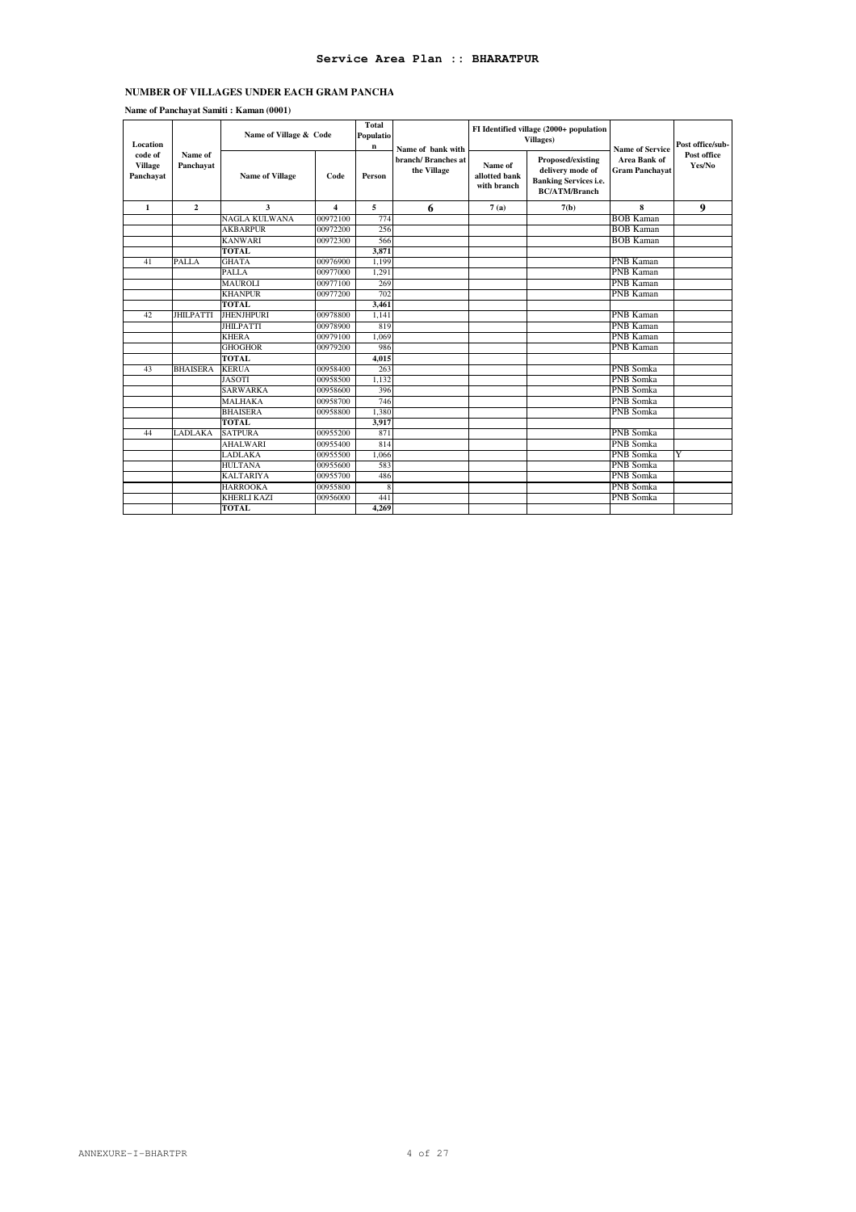## Service Area Plan :: BHARATPUR

### NUMBER OF VILLAGES UNDER EACH GRAM PANCHA

**Name of Panchayat Samiti : Kaman (0001)**

| Location code of Village Panchayat | Name of Panchayat | Name of Village & Code | | Total Population | Name of bank with branch/ Branches at the Village | FI Identified village (2000+ population Villages) | | Name of Service Area Bank of Gram Panchayat | Post office/sub-Post office Yes/No |
|---|---|---|---|---|---|---|---|---|---|
| | | Name of Village | Code | Person | | Name of allotted bank with branch | Proposed/existing delivery mode of Banking Services i.e. BC/ATM/Branch | | |
| 1 | 2 | 3 | 4 | 5 | 6 | 7 (a) | 7(b) | 8 | 9 |
| | | NAGLA KULWANA | 00972100 | 774 | | | | BOB Kaman | |
| | | AKBARPUR | 00972200 | 256 | | | | BOB Kaman | |
| | | KANWARI | 00972300 | 566 | | | | BOB Kaman | |
| | | **TOTAL** | | **3,871** | | | | | |
| 41 | PALLA | GHATA | 00976900 | 1,199 | | | | PNB Kaman | |
| | | PALLA | 00977000 | 1,291 | | | | PNB Kaman | |
| | | MAUROLI | 00977100 | 269 | | | | PNB Kaman | |
| | | KHANPUR | 00977200 | 702 | | | | PNB Kaman | |
| | | **TOTAL** | | **3,461** | | | | | |
| 42 | JHILPATTI | JHENJHPURI | 00978800 | 1,141 | | | | PNB Kaman | |
| | | JHILPATTI | 00978900 | 819 | | | | PNB Kaman | |
| | | KHERA | 00979100 | 1,069 | | | | PNB Kaman | |
| | | GHOGHOR | 00979200 | 986 | | | | PNB Kaman | |
| | | **TOTAL** | | **4,015** | | | | | |
| 43 | BHAISERA | KERUA | 00958400 | 263 | | | | PNB Somka | |
| | | JASOTI | 00958500 | 1,132 | | | | PNB Somka | |
| | | SARWARKA | 00958600 | 396 | | | | PNB Somka | |
| | | MALHAKA | 00958700 | 746 | | | | PNB Somka | |
| | | BHAISERA | 00958800 | 1,380 | | | | PNB Somka | |
| | | **TOTAL** | | **3,917** | | | | | |
| 44 | LADLAKA | SATPURA | 00955200 | 871 | | | | PNB Somka | |
| | | AHALWARI | 00955400 | 814 | | | | PNB Somka | |
| | | LADLAKA | 00955500 | 1,066 | | | | PNB Somka | Y |
| | | HULTANA | 00955600 | 583 | | | | PNB Somka | |
| | | KALTARIYA | 00955700 | 486 | | | | PNB Somka | |
| | | HARROOKA | 00955800 | 8 | | | | PNB Somka | |
| | | KHERLI KAZI | 00956000 | 441 | | | | PNB Somka | |
| | | **TOTAL** | | **4,269** | | | | | |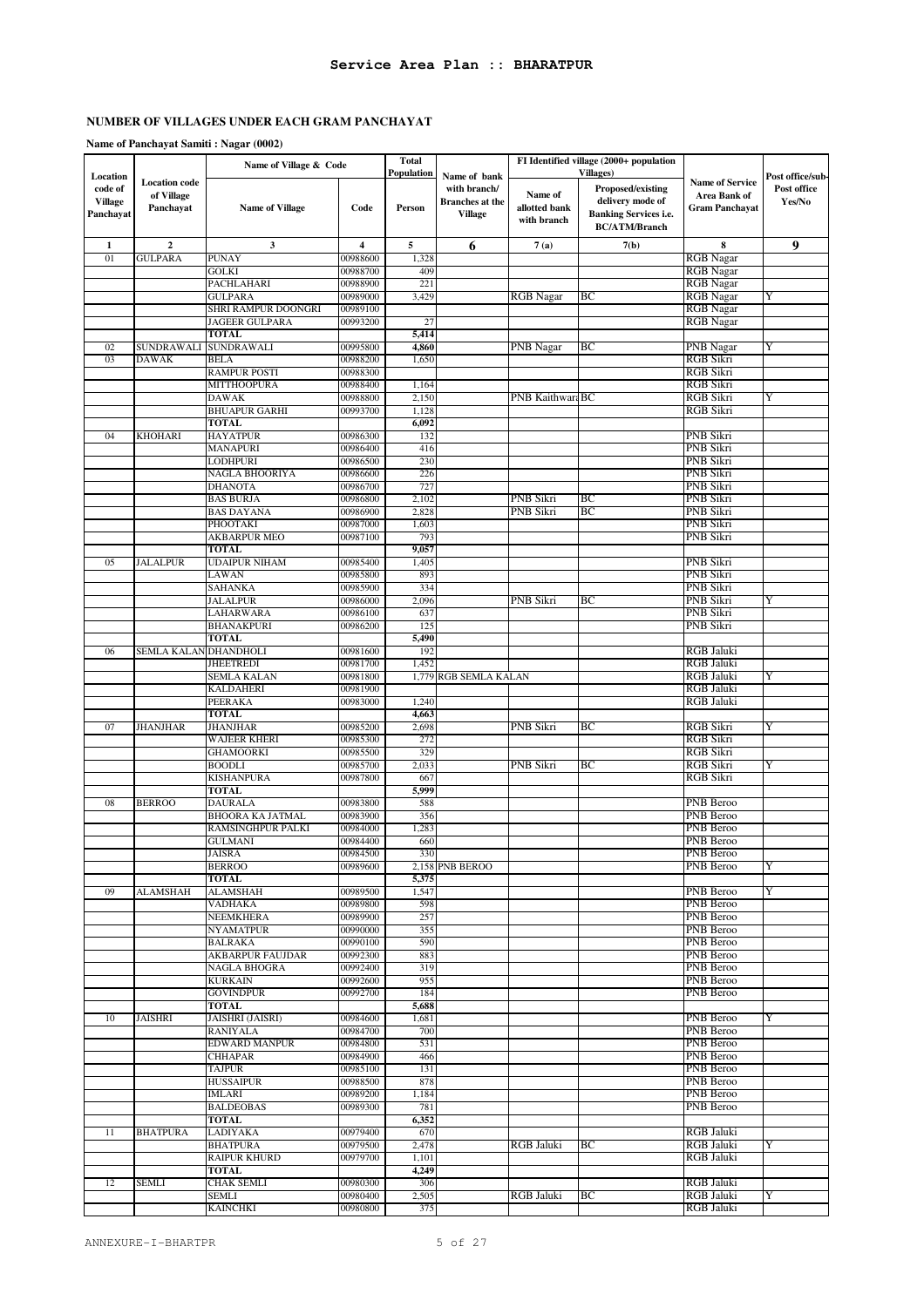# Service Area Plan :: BHARATPUR

## NUMBER OF VILLAGES UNDER EACH GRAM PANCHAYAT

**Name of Panchayat Samiti : Nagar (0002)**

| Location code of Village Panchayat | Location code of Village Panchayat | Name of Village & Code | | Total Population | Name of bank with branch/ Branches at the Village | FI Identified village (2000+ population Villages) | | Name of Service Area Bank of Gram Panchayat | Post office/sub-Post office Yes/No |
|---|---|---|---|---|---|---|---|---|---|
| | | Name of Village | Code | Person | | Name of allotted bank with branch | Proposed/existing delivery mode of Banking Services i.e. BC/ATM/Branch | | |
| 1 | 2 | 3 | 4 | 5 | 6 | 7 (a) | 7(b) | 8 | 9 |
| 01 | GULPARA | PUNAY | 00988600 | 1,328 | | | | RGB Nagar | |
| | | GOLKI | 00988700 | 409 | | | | RGB Nagar | |
| | | PACHLAHARI | 00988900 | 221 | | | | RGB Nagar | |
| | | GULPARA | 00989000 | 3,429 | | RGB Nagar | BC | RGB Nagar | Y |
| | | SHRI RAMPUR DOONGRI | 00989100 | | | | | RGB Nagar | |
| | | JAGEER GULPARA | 00993200 | 27 | | | | RGB Nagar | |
| | | **TOTAL** | | **5,414** | | | | | |
| 02 | SUNDRAWALI | SUNDRAWALI | 00995800 | **4,860** | | PNB Nagar | BC | PNB Nagar | Y |
| 03 | DAWAK | BELA | 00988200 | 1,650 | | | | RGB Sikri | |
| | | RAMPUR POSTI | 00988300 | | | | | RGB Sikri | |
| | | MITTHOOPURA | 00988400 | 1,164 | | | | RGB Sikri | |
| | | DAWAK | 00988800 | 2,150 | | PNB Kaithwara | BC | RGB Sikri | Y |
| | | BHUAPUR GARHI | 00993700 | 1,128 | | | | RGB Sikri | |
| | | **TOTAL** | | **6,092** | | | | | |
| 04 | KHOHARI | HAYATPUR | 00986300 | 132 | | | | PNB Sikri | |
| | | MANAPURI | 00986400 | 416 | | | | PNB Sikri | |
| | | LODHPURI | 00986500 | 230 | | | | PNB Sikri | |
| | | NAGLA BHOORIYA | 00986600 | 226 | | | | PNB Sikri | |
| | | DHANOTA | 00986700 | 727 | | | | PNB Sikri | |
| | | BAS BURJA | 00986800 | 2,102 | | PNB Sikri | BC | PNB Sikri | |
| | | BAS DAYANA | 00986900 | 2,828 | | PNB Sikri | BC | PNB Sikri | |
| | | PHOOTAKI | 00987000 | 1,603 | | | | PNB Sikri | |
| | | AKBARPUR MEO | 00987100 | 793 | | | | PNB Sikri | |
| | | **TOTAL** | | **9,057** | | | | | |
| 05 | JALALPUR | UDAIPUR NIHAM | 00985400 | 1,405 | | | | PNB Sikri | |
| | | LAWAN | 00985800 | 893 | | | | PNB Sikri | |
| | | SAHANKA | 00985900 | 334 | | | | PNB Sikri | |
| | | JALALPUR | 00986000 | 2,096 | | PNB Sikri | BC | PNB Sikri | Y |
| | | LAHARWARA | 00986100 | 637 | | | | PNB Sikri | |
| | | BHANAKPURI | 00986200 | 125 | | | | PNB Sikri | |
| | | **TOTAL** | | **5,490** | | | | | |
| 06 | SEMLA KALAN | DHANDHOLI | 00981600 | 192 | | | | RGB Jaluki | |
| | | JHEETREDI | 00981700 | 1,452 | | | | RGB Jaluki | |
| | | SEMLA KALAN | 00981800 | 1,779 | RGB SEMLA KALAN | | | RGB Jaluki | Y |
| | | KALDAHERI | 00981900 | | | | | RGB Jaluki | |
| | | PEERAKA | 00983000 | 1,240 | | | | RGB Jaluki | |
| | | **TOTAL** | | **4,663** | | | | | |
| 07 | JHANJHAR | JHANJHAR | 00985200 | 2,698 | | PNB Sikri | BC | RGB Sikri | Y |
| | | WAJEER KHERI | 00985300 | 272 | | | | RGB Sikri | |
| | | GHAMOORKI | 00985500 | 329 | | | | RGB Sikri | |
| | | BOODLI | 00985700 | 2,033 | | PNB Sikri | BC | RGB Sikri | Y |
| | | KISHANPURA | 00987800 | 667 | | | | RGB Sikri | |
| | | **TOTAL** | | **5,999** | | | | | |
| 08 | BERROO | DAURALA | 00983800 | 588 | | | | PNB Beroo | |
| | | BHOORA KA JATMAL | 00983900 | 356 | | | | PNB Beroo | |
| | | RAMSINGHPUR PALKI | 00984000 | 1,283 | | | | PNB Beroo | |
| | | GULMANI | 00984400 | 660 | | | | PNB Beroo | |
| | | JAISRA | 00984500 | 330 | | | | PNB Beroo | |
| | | BERROO | 00989600 | 2,158 | PNB BEROO | | | PNB Beroo | Y |
| | | **TOTAL** | | **5,375** | | | | | |
| 09 | ALAMSHAH | ALAMSHAH | 00989500 | 1,547 | | | | PNB Beroo | Y |
| | | VADHAKA | 00989800 | 598 | | | | PNB Beroo | |
| | | NEEMKHERA | 00989900 | 257 | | | | PNB Beroo | |
| | | NYAMATPUR | 00990000 | 355 | | | | PNB Beroo | |
| | | BALRAKA | 00990100 | 590 | | | | PNB Beroo | |
| | | AKBARPUR FAUJDAR | 00992300 | 883 | | | | PNB Beroo | |
| | | NAGLA BHOGRA | 00992400 | 319 | | | | PNB Beroo | |
| | | KURKAIN | 00992600 | 955 | | | | PNB Beroo | |
| | | GOVINDPUR | 00992700 | 184 | | | | PNB Beroo | |
| | | **TOTAL** | | **5,688** | | | | | |
| 10 | JAISHRI | JAISHRI (JAISRI) | 00984600 | 1,681 | | | | PNB Beroo | Y |
| | | RANIYALA | 00984700 | 700 | | | | PNB Beroo | |
| | | EDWARD MANPUR | 00984800 | 531 | | | | PNB Beroo | |
| | | CHHAPAR | 00984900 | 466 | | | | PNB Beroo | |
| | | TAJPUR | 00985100 | 131 | | | | PNB Beroo | |
| | | HUSSAIPUR | 00988500 | 878 | | | | PNB Beroo | |
| | | IMLARI | 00989200 | 1,184 | | | | PNB Beroo | |
| | | BALDEOBAS | 00989300 | 781 | | | | PNB Beroo | |
| | | **TOTAL** | | **6,352** | | | | | |
| 11 | BHATPURA | LADIYAKA | 00979400 | 670 | | | | RGB Jaluki | |
| | | BHATPURA | 00979500 | 2,478 | | RGB Jaluki | BC | RGB Jaluki | Y |
| | | RAIPUR KHURD | 00979700 | 1,101 | | | | RGB Jaluki | |
| | | **TOTAL** | | **4,249** | | | | | |
| 12 | SEMLI | CHAK SEMLI | 00980300 | 306 | | | | RGB Jaluki | |
| | | SEMLI | 00980400 | 2,505 | | RGB Jaluki | BC | RGB Jaluki | Y |
| | | KAINCHKI | 00980800 | 375 | | | | RGB Jaluki | |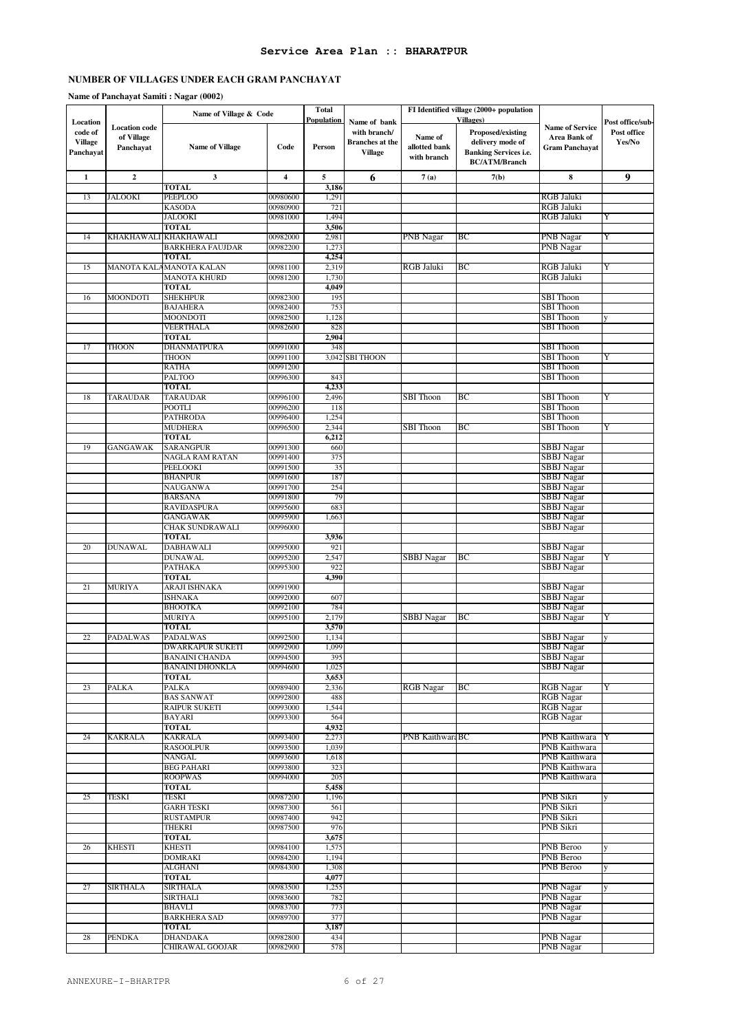# Service Area Plan :: BHARATPUR

## NUMBER OF VILLAGES UNDER EACH GRAM PANCHAYAT

**Name of Panchayat Samiti : Nagar (0002)**

| Location code of Village Panchayat | Location code of Village Panchayat | Name of Village & Code | | Total Population | Name of bank with branch/ Branches at the Village | FI Identified village (2000+ population Villages) | | Name of Service Area Bank of Gram Panchayat | Post office/sub-Post office Yes/No |
|---|---|---|---|---|---|---|---|---|---|
| | | Name of Village | Code | Person | | Name of allotted bank with branch | Proposed/existing delivery mode of Banking Services i.e. BC/ATM/Branch | | |
| 1 | 2 | 3 | 4 | 5 | 6 | 7 (a) | 7(b) | 8 | 9 |
| | | TOTAL | | 3,186 | | | | | |
| 13 | JALOOKI | PEEPLOO | 00980600 | 1,291 | | | | RGB Jaluki | |
| | | KASODA | 00980900 | 721 | | | | RGB Jaluki | |
| | | JALOOKI | 00981000 | 1,494 | | | | RGB Jaluki | Y |
| | | TOTAL | | 3,506 | | | | | |
| 14 | KHAKHAWALI | KHAKHAWALI | 00982000 | 2,981 | | PNB Nagar | BC | PNB Nagar | Y |
| | | BARKHERA FAUJDAR | 00982200 | 1,273 | | | | PNB Nagar | |
| | | TOTAL | | 4,254 | | | | | |
| 15 | MANOTA KALA | MANOTA KALAN | 00981100 | 2,319 | | RGB Jaluki | BC | RGB Jaluki | Y |
| | | MANOTA KHURD | 00981200 | 1,730 | | | | RGB Jaluki | |
| | | TOTAL | | 4,049 | | | | | |
| 16 | MOONDOTI | SHEKHPUR | 00982300 | 195 | | | | SBI Thoon | |
| | | BAJAHERA | 00982400 | 753 | | | | SBI Thoon | |
| | | MOONDOTI | 00982500 | 1,128 | | | | SBI Thoon | y |
| | | VEERTHALA | 00982600 | 828 | | | | SBI Thoon | |
| | | TOTAL | | 2,904 | | | | | |
| 17 | THOON | DHANMATPURA | 00991000 | 348 | | | | SBI Thoon | |
| | | THOON | 00991100 | 3,042 | SBI THOON | | | SBI Thoon | Y |
| | | RATHA | 00991200 | | | | | SBI Thoon | |
| | | PALTOO | 00996300 | 843 | | | | SBI Thoon | |
| | | TOTAL | | 4,233 | | | | | |
| 18 | TARAUDAR | TARAUDAR | 00996100 | 2,496 | | SBI Thoon | BC | SBI Thoon | Y |
| | | POOTLI | 00996200 | 118 | | | | SBI Thoon | |
| | | PATHRODA | 00996400 | 1,254 | | | | SBI Thoon | |
| | | MUDHERA | 00996500 | 2,344 | | SBI Thoon | BC | SBI Thoon | Y |
| | | TOTAL | | 6,212 | | | | | |
| 19 | GANGAWAK | SARANGPUR | 00991300 | 660 | | | | SBBJ Nagar | |
| | | NAGLA RAM RATAN | 00991400 | 375 | | | | SBBJ Nagar | |
| | | PEELOOKI | 00991500 | 35 | | | | SBBJ Nagar | |
| | | BHANPUR | 00991600 | 187 | | | | SBBJ Nagar | |
| | | NAUGANWA | 00991700 | 254 | | | | SBBJ Nagar | |
| | | BARSANA | 00991800 | 79 | | | | SBBJ Nagar | |
| | | RAVIDASPURA | 00995600 | 683 | | | | SBBJ Nagar | |
| | | GANGAWAK | 00995900 | 1,663 | | | | SBBJ Nagar | |
| | | CHAK SUNDRAWALI | 00996000 | | | | | SBBJ Nagar | |
| | | TOTAL | | 3,936 | | | | | |
| 20 | DUNAWAL | DABHAWALI | 00995000 | 921 | | | | SBBJ Nagar | |
| | | DUNAWAL | 00995200 | 2,547 | | SBBJ Nagar | BC | SBBJ Nagar | Y |
| | | PATHAKA | 00995300 | 922 | | | | SBBJ Nagar | |
| | | TOTAL | | 4,390 | | | | | |
| 21 | MURIYA | ARAJI ISHNAKA | 00991900 | | | | | SBBJ Nagar | |
| | | ISHNAKA | 00992000 | 607 | | | | SBBJ Nagar | |
| | | BHOOTKA | 00992100 | 784 | | | | SBBJ Nagar | |
| | | MURIYA | 00995100 | 2,179 | | SBBJ Nagar | BC | SBBJ Nagar | Y |
| | | TOTAL | | 3,570 | | | | | |
| 22 | PADALWAS | PADALWAS | 00992500 | 1,134 | | | | SBBJ Nagar | y |
| | | DWARKAPUR SUKETI | 00992900 | 1,099 | | | | SBBJ Nagar | |
| | | BANAINI CHANDA | 00994500 | 395 | | | | SBBJ Nagar | |
| | | BANAINI DHONKLA | 00994600 | 1,025 | | | | SBBJ Nagar | |
| | | TOTAL | | 3,653 | | | | | |
| 23 | PALKA | PALKA | 00989400 | 2,336 | | RGB Nagar | BC | RGB Nagar | Y |
| | | BAS SANWAT | 00992800 | 488 | | | | RGB Nagar | |
| | | RAIPUR SUKETI | 00993000 | 1,544 | | | | RGB Nagar | |
| | | BAYARI | 00993300 | 564 | | | | RGB Nagar | |
| | | TOTAL | | 4,932 | | | | | |
| 24 | KAKRALA | KAKRALA | 00993400 | 2,273 | | PNB Kaithwara | BC | PNB Kaithwara | Y |
| | | RASOOLPUR | 00993500 | 1,039 | | | | PNB Kaithwara | |
| | | NANGAL | 00993600 | 1,618 | | | | PNB Kaithwara | |
| | | BEG PAHARI | 00993800 | 323 | | | | PNB Kaithwara | |
| | | ROOPWAS | 00994000 | 205 | | | | PNB Kaithwara | |
| | | TOTAL | | 5,458 | | | | | |
| 25 | TESKI | TESKI | 00987200 | 1,196 | | | | PNB Sikri | y |
| | | GARH TESKI | 00987300 | 561 | | | | PNB Sikri | |
| | | RUSTAMPUR | 00987400 | 942 | | | | PNB Sikri | |
| | | THEKRI | 00987500 | 976 | | | | PNB Sikri | |
| | | TOTAL | | 3,675 | | | | | |
| 26 | KHESTI | KHESTI | 00984100 | 1,575 | | | | PNB Beroo | y |
| | | DOMRAKI | 00984200 | 1,194 | | | | PNB Beroo | |
| | | ALGHANI | 00984300 | 1,308 | | | | PNB Beroo | y |
| | | TOTAL | | 4,077 | | | | | |
| 27 | SIRTHALA | SIRTHALA | 00983500 | 1,255 | | | | PNB Nagar | y |
| | | SIRTHALI | 00983600 | 782 | | | | PNB Nagar | |
| | | BHAVLI | 00983700 | 773 | | | | PNB Nagar | |
| | | BARKHERA SAD | 00989700 | 377 | | | | PNB Nagar | |
| | | TOTAL | | 3,187 | | | | | |
| 28 | PENDKA | DHANDAKA | 00982800 | 434 | | | | PNB Nagar | |
| | | CHIRAWAL GOOJAR | 00982900 | 578 | | | | PNB Nagar | |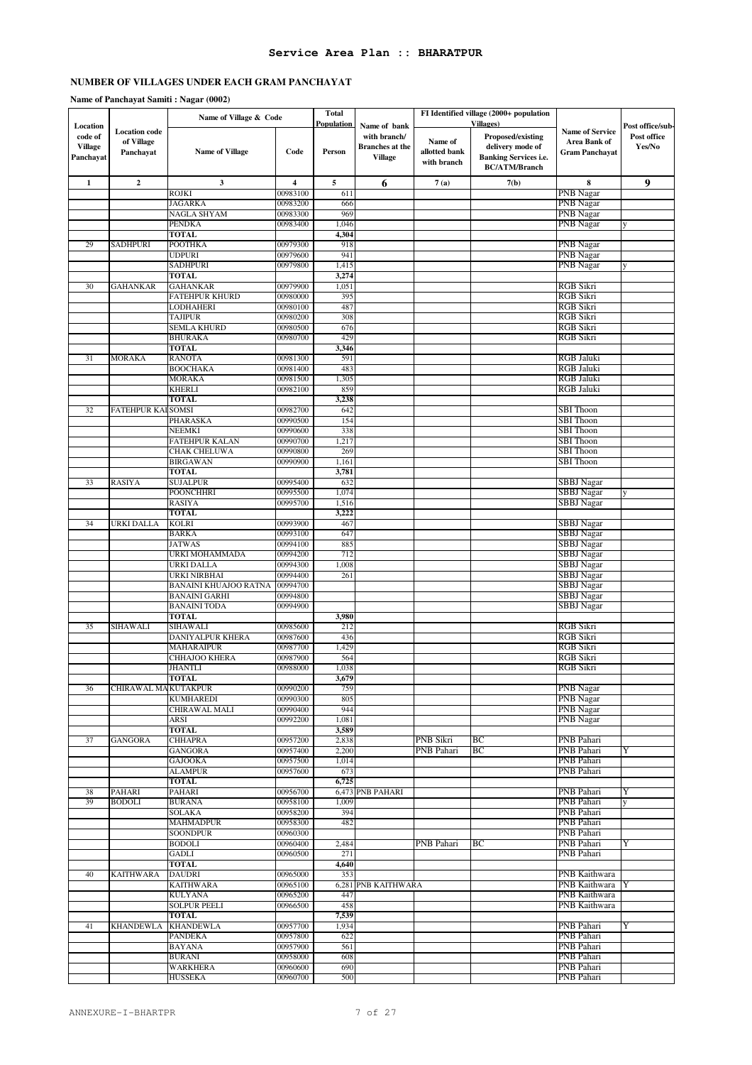## Service Area Plan :: BHARATPUR

### NUMBER OF VILLAGES UNDER EACH GRAM PANCHAYAT

**Name of Panchayat Samiti : Nagar (0002)**

| Location code of Village Panchayat | Location code of Village Panchayat | Name of Village & Code | | Total Population | Name of bank with branch/ Branches at the Village | FI Identified village (2000+ population Villages) | | Name of Service Area Bank of Gram Panchayat | Post office/sub-Post office Yes/No |
|---|---|---|---|---|---|---|---|---|---|
| | | Name of Village | Code | Person | | Name of allotted bank with branch | Proposed/existing delivery mode of Banking Services i.e. BC/ATM/Branch | | |
| 1 | 2 | 3 | 4 | 5 | 6 | 7 (a) | 7(b) | 8 | 9 |
| | | ROJKI | 00983100 | 611 | | | | PNB Nagar | |
| | | JAGARKA | 00983200 | 666 | | | | PNB Nagar | |
| | | NAGLA SHYAM | 00983300 | 969 | | | | PNB Nagar | |
| | | PENDKA | 00983400 | 1,046 | | | | PNB Nagar | y |
| | | TOTAL | | 4,304 | | | | | |
| 29 | SADHPURI | POOTHKA | 00979300 | 918 | | | | PNB Nagar | |
| | | UDPURI | 00979600 | 941 | | | | PNB Nagar | |
| | | SADHPURI | 00979800 | 1,415 | | | | PNB Nagar | y |
| | | TOTAL | | 3,274 | | | | | |
| 30 | GAHANKAR | GAHANKAR | 00979900 | 1,051 | | | | RGB Sikri | |
| | | FATEHPUR KHURD | 00980000 | 395 | | | | RGB Sikri | |
| | | LODHAHERI | 00980100 | 487 | | | | RGB Sikri | |
| | | TAJIPUR | 00980200 | 308 | | | | RGB Sikri | |
| | | SEMLA KHURD | 00980500 | 676 | | | | RGB Sikri | |
| | | BHURAKA | 00980700 | 429 | | | | RGB Sikri | |
| | | TOTAL | | 3,346 | | | | | |
| 31 | MORAKA | RANOTA | 00981300 | 591 | | | | RGB Jaluki | |
| | | BOOCHAKA | 00981400 | 483 | | | | RGB Jaluki | |
| | | MORAKA | 00981500 | 1,305 | | | | RGB Jaluki | |
| | | KHERLI | 00982100 | 859 | | | | RGB Jaluki | |
| | | TOTAL | | 3,238 | | | | | |
| 32 | FATEHPUR KAI | SOMSI | 00982700 | 642 | | | | SBI Thoon | |
| | | PHARASKA | 00990500 | 154 | | | | SBI Thoon | |
| | | NEEMKI | 00990600 | 338 | | | | SBI Thoon | |
| | | FATEHPUR KALAN | 00990700 | 1,217 | | | | SBI Thoon | |
| | | CHAK CHELUWA | 00990800 | 269 | | | | SBI Thoon | |
| | | BIRGAWAN | 00990900 | 1,161 | | | | SBI Thoon | |
| | | TOTAL | | 3,781 | | | | | |
| 33 | RASIYA | SUJALPUR | 00995400 | 632 | | | | SBBJ Nagar | |
| | | POONCHHRI | 00995500 | 1,074 | | | | SBBJ Nagar | y |
| | | RASIYA | 00995700 | 1,516 | | | | SBBJ Nagar | |
| | | TOTAL | | 3,222 | | | | | |
| 34 | URKI DALLA | KOLRI | 00993900 | 467 | | | | SBBJ Nagar | |
| | | BARKA | 00993100 | 647 | | | | SBBJ Nagar | |
| | | JATWAS | 00994100 | 885 | | | | SBBJ Nagar | |
| | | URKI MOHAMMADA | 00994200 | 712 | | | | SBBJ Nagar | |
| | | URKI DALLA | 00994300 | 1,008 | | | | SBBJ Nagar | |
| | | URKI NIRBHAI | 00994400 | 261 | | | | SBBJ Nagar | |
| | | BANAINI KHUAJOO RATNA | 00994700 | | | | | SBBJ Nagar | |
| | | BANAINI GARHI | 00994800 | | | | | SBBJ Nagar | |
| | | BANAINI TODA | 00994900 | | | | | SBBJ Nagar | |
| | | TOTAL | | 3,980 | | | | | |
| 35 | SIHAWALI | SIHAWALI | 00985600 | 212 | | | | RGB Sikri | |
| | | DANIYALPUR KHERA | 00987600 | 436 | | | | RGB Sikri | |
| | | MAHARAIPUR | 00987700 | 1,429 | | | | RGB Sikri | |
| | | CHHAJOO KHERA | 00987900 | 564 | | | | RGB Sikri | |
| | | JHANTLI | 00988000 | 1,038 | | | | RGB Sikri | |
| | | TOTAL | | 3,679 | | | | | |
| 36 | CHIRAWAL MA | KUTAKPUR | 00990200 | 759 | | | | PNB Nagar | |
| | | KUMHAREDI | 00990300 | 805 | | | | PNB Nagar | |
| | | CHIRAWAL MALI | 00990400 | 944 | | | | PNB Nagar | |
| | | ARSI | 00992200 | 1,081 | | | | PNB Nagar | |
| | | TOTAL | | 3,589 | | | | | |
| 37 | GANGORA | CHHAPRA | 00957200 | 2,838 | | PNB Sikri | BC | PNB Pahari | |
| | | GANGORA | 00957400 | 2,200 | | PNB Pahari | BC | PNB Pahari | Y |
| | | GAJOOKA | 00957500 | 1,014 | | | | PNB Pahari | |
| | | ALAMPUR | 00957600 | 673 | | | | PNB Pahari | |
| | | TOTAL | | 6,725 | | | | | |
| 38 | PAHARI | PAHARI | 00956700 | 6,473 | PNB PAHARI | | | PNB Pahari | Y |
| 39 | BODOLI | BURANA | 00958100 | 1,009 | | | | PNB Pahari | y |
| | | SOLAKA | 00958200 | 394 | | | | PNB Pahari | |
| | | MAHMADPUR | 00958300 | 482 | | | | PNB Pahari | |
| | | SOONDPUR | 00960300 | | | | | PNB Pahari | |
| | | BODOLI | 00960400 | 2,484 | | PNB Pahari | BC | PNB Pahari | Y |
| | | GADLI | 00960500 | 271 | | | | PNB Pahari | |
| | | TOTAL | | 4,640 | | | | | |
| 40 | KAITHWARA | DAUDRI | 00965000 | 353 | | | | PNB Kaithwara | |
| | | KAITHWARA | 00965100 | 6,281 | PNB KAITHWARA | | | PNB Kaithwara | Y |
| | | KULYANA | 00965200 | 447 | | | | PNB Kaithwara | |
| | | SOLPUR PEELI | 00966500 | 458 | | | | PNB Kaithwara | |
| | | TOTAL | | 7,539 | | | | | |
| 41 | KHANDEWLA | KHANDEWLA | 00957700 | 1,934 | | | | PNB Pahari | Y |
| | | PANDEKA | 00957800 | 622 | | | | PNB Pahari | |
| | | BAYANA | 00957900 | 561 | | | | PNB Pahari | |
| | | BURANI | 00958000 | 608 | | | | PNB Pahari | |
| | | WARKHERA | 00960600 | 690 | | | | PNB Pahari | |
| | | HUSSEKA | 00960700 | 500 | | | | PNB Pahari | |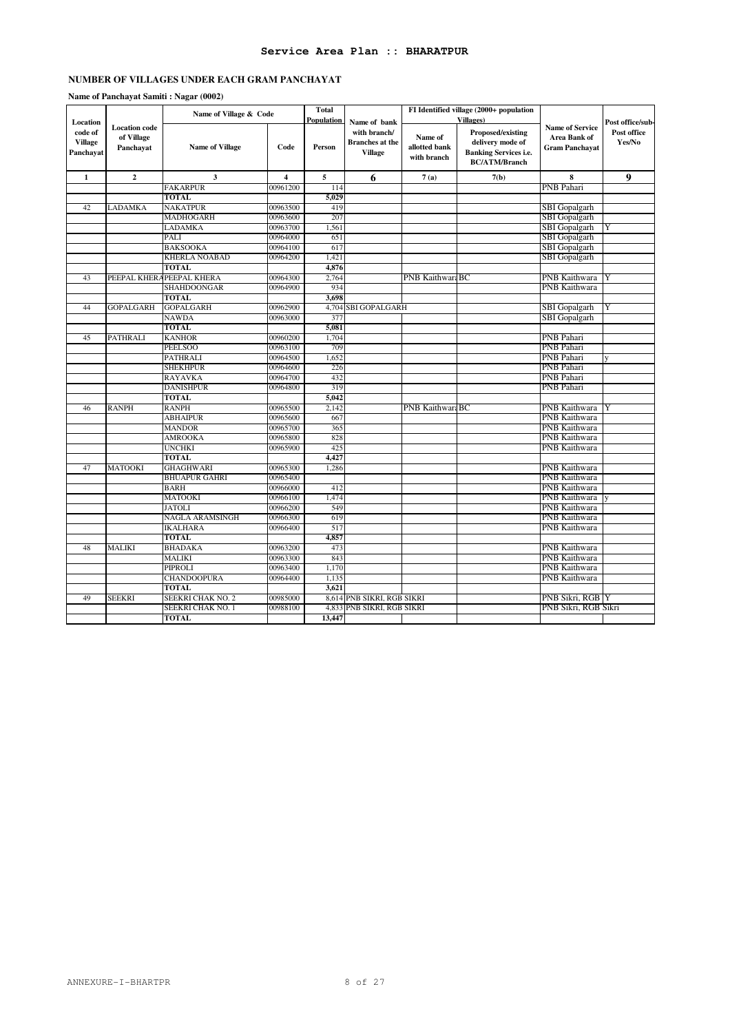## Service Area Plan :: BHARATPUR

### NUMBER OF VILLAGES UNDER EACH GRAM PANCHAYAT

**Name of Panchayat Samiti : Nagar (0002)**

| Location code of Village Panchayat | Location code of Village Panchayat | Name of Village & Code | | Total Population | Name of bank with branch/ Branches at the Village | FI Identified village (2000+ population Villages) | | Name of Service Area Bank of Gram Panchayat | Post office/sub-Post office Yes/No |
|---|---|---|---|---|---|---|---|---|---|
| | | Name of Village | Code | Person | | Name of allotted bank with branch | Proposed/existing delivery mode of Banking Services i.e. BC/ATM/Branch | | |
| 1 | 2 | 3 | 4 | 5 | 6 | 7 (a) | 7(b) | 8 | 9 |
| | | FAKARPUR | 00961200 | 114 | | | | PNB Pahari | |
| | | TOTAL | | 5,029 | | | | | |
| 42 | LADAMKA | NAKATPUR | 00963500 | 419 | | | | SBI Gopalgarh | |
| | | MADHOGARH | 00963600 | 207 | | | | SBI Gopalgarh | |
| | | LADAMKA | 00963700 | 1,561 | | | | SBI Gopalgarh | Y |
| | | PALI | 00964000 | 651 | | | | SBI Gopalgarh | |
| | | BAKSOOKA | 00964100 | 617 | | | | SBI Gopalgarh | |
| | | KHERLA NOABAD | 00964200 | 1,421 | | | | SBI Gopalgarh | |
| | | TOTAL | | 4,876 | | | | | |
| 43 | PEEPAL KHERA | PEEPAL KHERA | 00964300 | 2,764 | | PNB Kaithwara | BC | PNB Kaithwara | Y |
| | | SHAHDOONGAR | 00964900 | 934 | | | | PNB Kaithwara | |
| | | TOTAL | | 3,698 | | | | | |
| 44 | GOPALGARH | GOPALGARH | 00962900 | 4,704 | SBI GOPALGARH | | | SBI Gopalgarh | Y |
| | | NAWDA | 00963000 | 377 | | | | SBI Gopalgarh | |
| | | TOTAL | | 5,081 | | | | | |
| 45 | PATHRALI | KANHOR | 00960200 | 1,704 | | | | PNB Pahari | |
| | | PEELSOO | 00963100 | 709 | | | | PNB Pahari | |
| | | PATHRALI | 00964500 | 1,652 | | | | PNB Pahari | y |
| | | SHEKHPUR | 00964600 | 226 | | | | PNB Pahari | |
| | | RAYAVKA | 00964700 | 432 | | | | PNB Pahari | |
| | | DANISHPUR | 00964800 | 319 | | | | PNB Pahari | |
| | | TOTAL | | 5,042 | | | | | |
| 46 | RANPH | RANPH | 00965500 | 2,142 | | PNB Kaithwara | BC | PNB Kaithwara | Y |
| | | ABHAIPUR | 00965600 | 667 | | | | PNB Kaithwara | |
| | | MANDOR | 00965700 | 365 | | | | PNB Kaithwara | |
| | | AMROOKA | 00965800 | 828 | | | | PNB Kaithwara | |
| | | UNCHKI | 00965900 | 425 | | | | PNB Kaithwara | |
| | | TOTAL | | 4,427 | | | | | |
| 47 | MATOOKI | GHAGHWARI | 00965300 | 1,286 | | | | PNB Kaithwara | |
| | | BHUAPUR GAHRI | 00965400 | | | | | PNB Kaithwara | |
| | | BARH | 00966000 | 412 | | | | PNB Kaithwara | |
| | | MATOOKI | 00966100 | 1,474 | | | | PNB Kaithwara | y |
| | | JATOLI | 00966200 | 549 | | | | PNB Kaithwara | |
| | | NAGLA ARAMSINGH | 00966300 | 619 | | | | PNB Kaithwara | |
| | | IKALHARA | 00966400 | 517 | | | | PNB Kaithwara | |
| | | TOTAL | | 4,857 | | | | | |
| 48 | MALIKI | BHADAKA | 00963200 | 473 | | | | PNB Kaithwara | |
| | | MALIKI | 00963300 | 843 | | | | PNB Kaithwara | |
| | | PIPROLI | 00963400 | 1,170 | | | | PNB Kaithwara | |
| | | CHANDOOPURA | 00964400 | 1,135 | | | | PNB Kaithwara | |
| | | TOTAL | | 3,621 | | | | | |
| 49 | SEEKRI | SEEKRI CHAK NO. 2 | 00985000 | 8,614 | PNB SIKRI, RGB SIKRI | | | PNB Sikri, RGB | Y |
| | | SEEKRI CHAK NO. 1 | 00988100 | 4,833 | PNB SIKRI, RGB SIKRI | | | PNB Sikri, RGB Sikri | |
| | | TOTAL | | 13,447 | | | | | |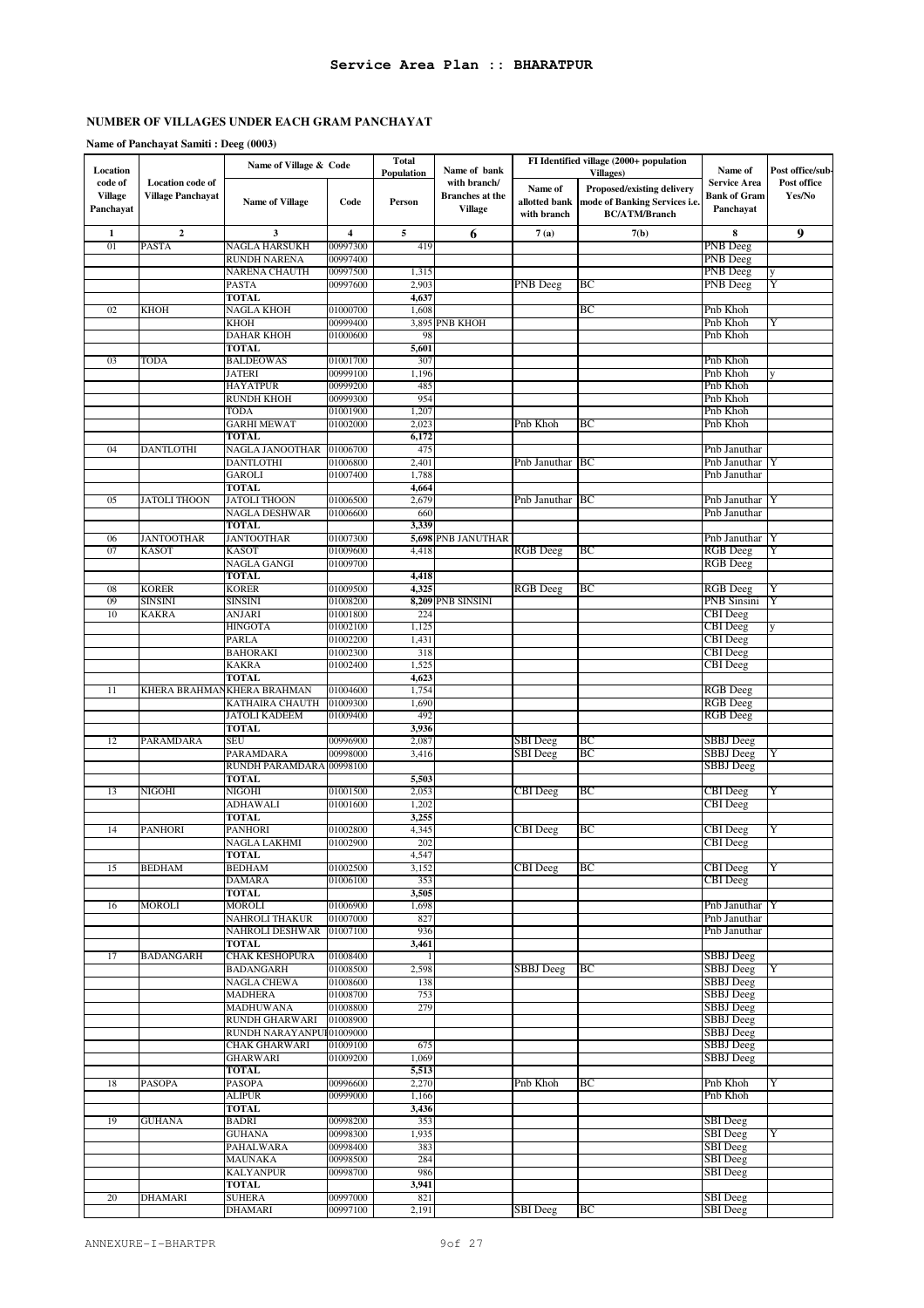# Service Area Plan :: BHARATPUR

## NUMBER OF VILLAGES UNDER EACH GRAM PANCHAYAT

**Name of Panchayat Samiti : Deeg (0003)**

| Location code of Village Panchayat | Location code of Village Panchayat | Name of Village & Code | | Total Population | Name of bank with branch/ Branches at the Village | FI Identified village (2000+ population Villages) | | Name of Service Area Bank of Gram Panchayat | Post office/sub-Post office Yes/No |
|---|---|---|---|---|---|---|---|---|---|
| | | Name of Village | Code | Person | | Name of allotted bank with branch | Proposed/existing delivery mode of Banking Services i.e. BC/ATM/Branch | | |
| 1 | 2 | 3 | 4 | 5 | 6 | 7 (a) | 7(b) | 8 | 9 |
| 01 | PASTA | NAGLA HARSUKH | 00997300 | 419 | | | | PNB Deeg | |
| | | RUNDH NARENA | 00997400 | | | | | PNB Deeg | |
| | | NARENA CHAUTH | 00997500 | 1,315 | | | | PNB Deeg | y |
| | | PASTA | 00997600 | 2,903 | | PNB Deeg | BC | PNB Deeg | Y |
| | | TOTAL | | 4,637 | | | | | |
| 02 | KHOH | NAGLA KHOH | 01000700 | 1,608 | | | BC | Pnb Khoh | |
| | | KHOH | 00999400 | 3,895 | PNB KHOH | | | Pnb Khoh | Y |
| | | DAHAR KHOH | 01000600 | 98 | | | | Pnb Khoh | |
| | | TOTAL | | 5,601 | | | | | |
| 03 | TODA | BALDEOWAS | 01001700 | 307 | | | | Pnb Khoh | |
| | | JATERI | 00999100 | 1,196 | | | | Pnb Khoh | y |
| | | HAYATPUR | 00999200 | 485 | | | | Pnb Khoh | |
| | | RUNDH KHOH | 00999300 | 954 | | | | Pnb Khoh | |
| | | TODA | 01001900 | 1,207 | | | | Pnb Khoh | |
| | | GARHI MEWAT | 01002000 | 2,023 | | Pnb Khoh | BC | Pnb Khoh | |
| | | TOTAL | | 6,172 | | | | | |
| 04 | DANTLOTHI | NAGLA JANOOTHAR | 01006700 | 475 | | | | Pnb Januthar | |
| | | DANTLOTHI | 01006800 | 2,401 | | Pnb Januthar | BC | Pnb Januthar | Y |
| | | GAROLI | 01007400 | 1,788 | | | | Pnb Januthar | |
| | | TOTAL | | 4,664 | | | | | |
| 05 | JATOLI THOON | JATOLI THOON | 01006500 | 2,679 | | Pnb Januthar | BC | Pnb Januthar | Y |
| | | NAGLA DESHWAR | 01006600 | 660 | | | | Pnb Januthar | |
| | | TOTAL | | 3,339 | | | | | |
| 06 | JANTOOTHAR | JANTOOTHAR | 01007300 | 5,698 | PNB JANUTHAR | | | Pnb Januthar | Y |
| 07 | KASOT | KASOT | 01009600 | 4,418 | | RGB Deeg | BC | RGB Deeg | Y |
| | | NAGLA GANGI | 01009700 | | | | | RGB Deeg | |
| | | TOTAL | | 4,418 | | | | | |
| 08 | KORER | KORER | 01009500 | 4,325 | | RGB Deeg | BC | RGB Deeg | Y |
| 09 | SINSINI | SINSINI | 01008200 | 8,209 | PNB SINSINI | | | PNB Sinsini | Y |
| 10 | KAKRA | ANJARI | 01001800 | 224 | | | | CBI Deeg | |
| | | HINGOTA | 01002100 | 1,125 | | | | CBI Deeg | y |
| | | PARLA | 01002200 | 1,431 | | | | CBI Deeg | |
| | | BAHORAKI | 01002300 | 318 | | | | CBI Deeg | |
| | | KAKRA | 01002400 | 1,525 | | | | CBI Deeg | |
| | | TOTAL | | 4,623 | | | | | |
| 11 | KHERA BRAHMAN | KHERA BRAHMAN | 01004600 | 1,754 | | | | RGB Deeg | |
| | | KATHAIRA CHAUTH | 01009300 | 1,690 | | | | RGB Deeg | |
| | | JATOLI KADEEM | 01009400 | 492 | | | | RGB Deeg | |
| | | TOTAL | | 3,936 | | | | | |
| 12 | PARAMDARA | SEU | 00996900 | 2,087 | | SBI Deeg | BC | SBBJ Deeg | |
| | | PARAMDARA | 00998000 | 3,416 | | SBI Deeg | BC | SBBJ Deeg | Y |
| | | RUNDH PARAMDARA | 00998100 | | | | | SBBJ Deeg | |
| | | TOTAL | | 5,503 | | | | | |
| 13 | NIGOHI | NIGOHI | 01001500 | 2,053 | | CBI Deeg | BC | CBI Deeg | Y |
| | | ADHAWALI | 01001600 | 1,202 | | | | CBI Deeg | |
| | | TOTAL | | 3,255 | | | | | |
| 14 | PANHORI | PANHORI | 01002800 | 4,345 | | CBI Deeg | BC | CBI Deeg | Y |
| | | NAGLA LAKHMI | 01002900 | 202 | | | | CBI Deeg | |
| | | TOTAL | | 4,547 | | | | | |
| 15 | BEDHAM | BEDHAM | 01002500 | 3,152 | | CBI Deeg | BC | CBI Deeg | Y |
| | | DAMARA | 01006100 | 353 | | | | CBI Deeg | |
| | | TOTAL | | 3,505 | | | | | |
| 16 | MOROLI | MOROLI | 01006900 | 1,698 | | | | Pnb Januthar | Y |
| | | NAHROLI THAKUR | 01007000 | 827 | | | | Pnb Januthar | |
| | | NAHROLI DESHWAR | 01007100 | 936 | | | | Pnb Januthar | |
| | | TOTAL | | 3,461 | | | | | |
| 17 | BADANGARH | CHAK KESHOPURA | 01008400 | 1 | | | | SBBJ Deeg | |
| | | BADANGARH | 01008500 | 2,598 | | SBBJ Deeg | BC | SBBJ Deeg | Y |
| | | NAGLA CHEWA | 01008600 | 138 | | | | SBBJ Deeg | |
| | | MADHERA | 01008700 | 753 | | | | SBBJ Deeg | |
| | | MADHUWANA | 01008800 | 279 | | | | SBBJ Deeg | |
| | | RUNDH GHARWARI | 01008900 | | | | | SBBJ Deeg | |
| | | RUNDH NARAYANPUR | 01009000 | | | | | SBBJ Deeg | |
| | | CHAK GHARWARI | 01009100 | 675 | | | | SBBJ Deeg | |
| | | GHARWARI | 01009200 | 1,069 | | | | SBBJ Deeg | |
| | | TOTAL | | 5,513 | | | | | |
| 18 | PASOPA | PASOPA | 00996600 | 2,270 | | Pnb Khoh | BC | Pnb Khoh | Y |
| | | ALIPUR | 00999000 | 1,166 | | | | Pnb Khoh | |
| | | TOTAL | | 3,436 | | | | | |
| 19 | GUHANA | BADRI | 00998200 | 353 | | | | SBI Deeg | |
| | | GUHANA | 00998300 | 1,935 | | | | SBI Deeg | Y |
| | | PAHALWARA | 00998400 | 383 | | | | SBI Deeg | |
| | | MAUNAKA | 00998500 | 284 | | | | SBI Deeg | |
| | | KALYANPUR | 00998700 | 986 | | | | SBI Deeg | |
| | | TOTAL | | 3,941 | | | | | |
| 20 | DHAMARI | SUHERA | 00997000 | 821 | | | | SBI Deeg | |
| | | DHAMARI | 00997100 | 2,191 | | SBI Deeg | BC | SBI Deeg | |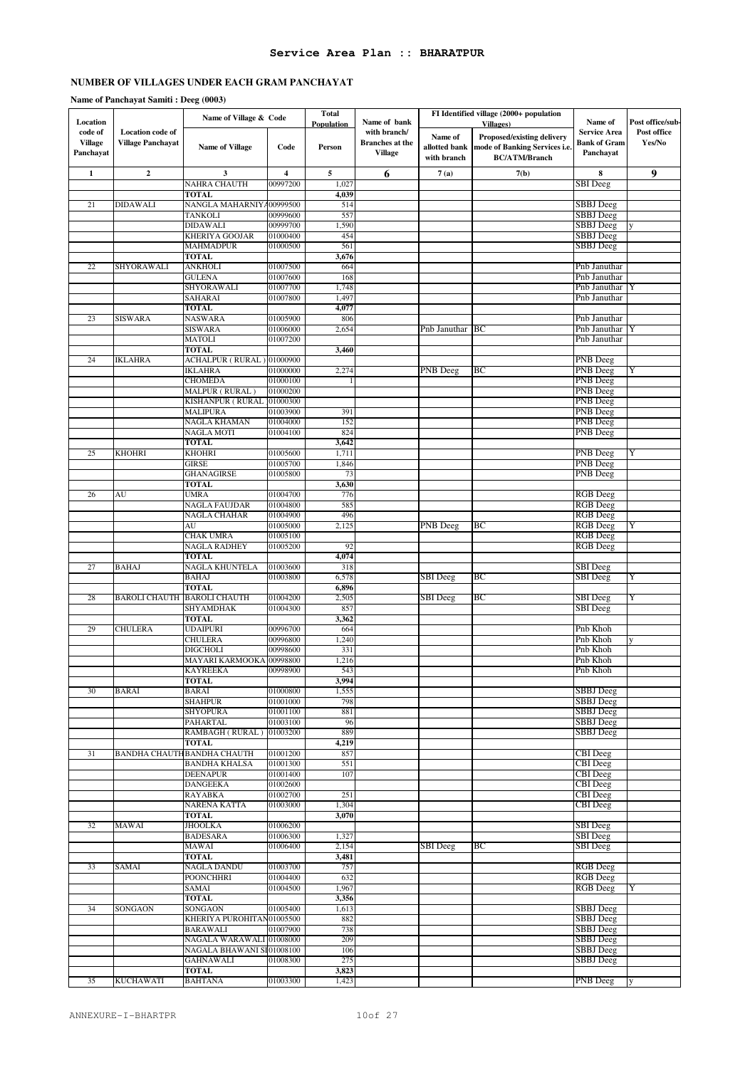## Service Area Plan :: BHARATPUR

### NUMBER OF VILLAGES UNDER EACH GRAM PANCHAYAT

**Name of Panchayat Samiti : Deeg (0003)**

| Location code of Village Panchayat | Location of Village Panchayat | Name of Village & Code | | Total Population | Name of bank with branch/ Branches at the Village | FI Identified village (2000+ population Villages) | | Name of Service Area Bank of Gram Panchayat | Post office/sub-Post office Yes/No |
|---|---|---|---|---|---|---|---|---|---|
| | | Name of Village | Code | Person | | Name of allotted bank with branch | Proposed/existing delivery mode of Banking Services i.e. BC/ATM/Branch | | |
| 1 | 2 | 3 | 4 | 5 | 6 | 7 (a) | 7(b) | 8 | 9 |
| | | NAHRA CHAUTH | 00997200 | 1,027 | | | | SBI Deeg | |
| | | TOTAL | | 4,039 | | | | | |
| 21 | DIDAWALI | NANGLA MAHARNIYA | 00999500 | 514 | | | | SBBJ Deeg | |
| | | TANKOLI | 00999600 | 557 | | | | SBBJ Deeg | |
| | | DIDAWALI | 00999700 | 1,590 | | | | SBBJ Deeg | y |
| | | KHERIYA GOOJAR | 01000400 | 454 | | | | SBBJ Deeg | |
| | | MAHMADPUR | 01000500 | 561 | | | | SBBJ Deeg | |
| | | TOTAL | | 3,676 | | | | | |
| 22 | SHYORAWALI | ANKHOLI | 01007500 | 664 | | | | Pnb Januthar | |
| | | GULENA | 01007600 | 168 | | | | Pnb Januthar | |
| | | SHYORAWALI | 01007700 | 1,748 | | | | Pnb Januthar | Y |
| | | SAHARAI | 01007800 | 1,497 | | | | Pnb Januthar | |
| | | TOTAL | | 4,077 | | | | | |
| 23 | SISWARA | NASWARA | 01005900 | 806 | | | | Pnb Januthar | |
| | | SISWARA | 01006000 | 2,654 | | Pnb Januthar | BC | Pnb Januthar | Y |
| | | MATOLI | 01007200 | | | | | Pnb Januthar | |
| | | TOTAL | | 3,460 | | | | | |
| 24 | IKLAHRA | ACHALPUR ( RURAL ) | 01000900 | | | | | PNB Deeg | |
| | | IKLAHRA | 01000000 | 2,274 | | PNB Deeg | BC | PNB Deeg | Y |
| | | CHOMEDA | 01000100 | 1 | | | | PNB Deeg | |
| | | MALPUR ( RURAL ) | 01000200 | | | | | PNB Deeg | |
| | | KISHANPUR ( RURAL | 01000300 | | | | | PNB Deeg | |
| | | MALIPURA | 01003900 | 391 | | | | PNB Deeg | |
| | | NAGLA KHAMAN | 01004000 | 152 | | | | PNB Deeg | |
| | | NAGLA MOTI | 01004100 | 824 | | | | PNB Deeg | |
| | | TOTAL | | 3,642 | | | | | |
| 25 | KHOHRI | KHOHRI | 01005600 | 1,711 | | | | PNB Deeg | Y |
| | | GIRSE | 01005700 | 1,846 | | | | PNB Deeg | |
| | | GHANAGIRSE | 01005800 | 73 | | | | PNB Deeg | |
| | | TOTAL | | 3,630 | | | | | |
| 26 | AU | UMRA | 01004700 | 776 | | | | RGB Deeg | |
| | | NAGLA FAUJDAR | 01004800 | 585 | | | | RGB Deeg | |
| | | NAGLA CHAHAR | 01004900 | 496 | | | | RGB Deeg | |
| | | AU | 01005000 | 2,125 | | PNB Deeg | BC | RGB Deeg | Y |
| | | CHAK UMRA | 01005100 | | | | | RGB Deeg | |
| | | NAGLA RADHEY | 01005200 | 92 | | | | RGB Deeg | |
| | | TOTAL | | 4,074 | | | | | |
| 27 | BAHAJ | NAGLA KHUNTELA | 01003600 | 318 | | | | SBI Deeg | |
| | | BAHAJ | 01003800 | 6,578 | | SBI Deeg | BC | SBI Deeg | Y |
| | | TOTAL | | 6,896 | | | | | |
| 28 | BAROLI CHAUTH | BAROLI CHAUTH | 01004200 | 2,505 | | SBI Deeg | BC | SBI Deeg | Y |
| | | SHYAMDHAK | 01004300 | 857 | | | | SBI Deeg | |
| | | TOTAL | | 3,362 | | | | | |
| 29 | CHULERA | UDAIPURI | 00996700 | 664 | | | | Pnb Khoh | |
| | | CHULERA | 00996800 | 1,240 | | | | Pnb Khoh | y |
| | | DIGCHOLI | 00998600 | 331 | | | | Pnb Khoh | |
| | | MAYARI KARMOOKA | 00998800 | 1,216 | | | | Pnb Khoh | |
| | | KAYREEKA | 00998900 | 543 | | | | Pnb Khoh | |
| | | TOTAL | | 3,994 | | | | | |
| 30 | BARAI | BARAI | 01000800 | 1,555 | | | | SBBJ Deeg | |
| | | SHAHPUR | 01001000 | 798 | | | | SBBJ Deeg | |
| | | SHYOPURA | 01001100 | 881 | | | | SBBJ Deeg | |
| | | PAHARTAL | 01003100 | 96 | | | | SBBJ Deeg | |
| | | RAMBAGH ( RURAL ) | 01003200 | 889 | | | | SBBJ Deeg | |
| | | TOTAL | | 4,219 | | | | | |
| 31 | BANDHA CHAUTH | BANDHA CHAUTH | 01001200 | 857 | | | | CBI Deeg | |
| | | BANDHA KHALSA | 01001300 | 551 | | | | CBI Deeg | |
| | | DEENAPUR | 01001400 | 107 | | | | CBI Deeg | |
| | | DANGEEKA | 01002600 | | | | | CBI Deeg | |
| | | RAYABKA | 01002700 | 251 | | | | CBI Deeg | |
| | | NARENA KATTA | 01003000 | 1,304 | | | | CBI Deeg | |
| | | TOTAL | | 3,070 | | | | | |
| 32 | MAWAI | JHOOLKA | 01006200 | | | | | SBI Deeg | |
| | | BADESARA | 01006300 | 1,327 | | | | SBI Deeg | |
| | | MAWAI | 01006400 | 2,154 | | SBI Deeg | BC | SBI Deeg | |
| | | TOTAL | | 3,481 | | | | | |
| 33 | SAMAI | NAGLA DANDU | 01003700 | 757 | | | | RGB Deeg | |
| | | POONCHHRI | 01004400 | 632 | | | | RGB Deeg | |
| | | SAMAI | 01004500 | 1,967 | | | | RGB Deeg | Y |
| | | TOTAL | | 3,356 | | | | | |
| 34 | SONGAON | SONGAON | 01005400 | 1,613 | | | | SBBJ Deeg | |
| | | KHERIYA PUROHITAN | 01005500 | 882 | | | | SBBJ Deeg | |
| | | BARAWALI | 01007900 | 738 | | | | SBBJ Deeg | |
| | | NAGALA WARAWALI | 01008000 | 209 | | | | SBBJ Deeg | |
| | | NAGALA BHAWANI SI | 01008100 | 106 | | | | SBBJ Deeg | |
| | | GAHNAWALI | 01008300 | 275 | | | | SBBJ Deeg | |
| | | TOTAL | | 3,823 | | | | | |
| 35 | KUCHAWATI | BAHTANA | 01003300 | 1,423 | | | | PNB Deeg | y |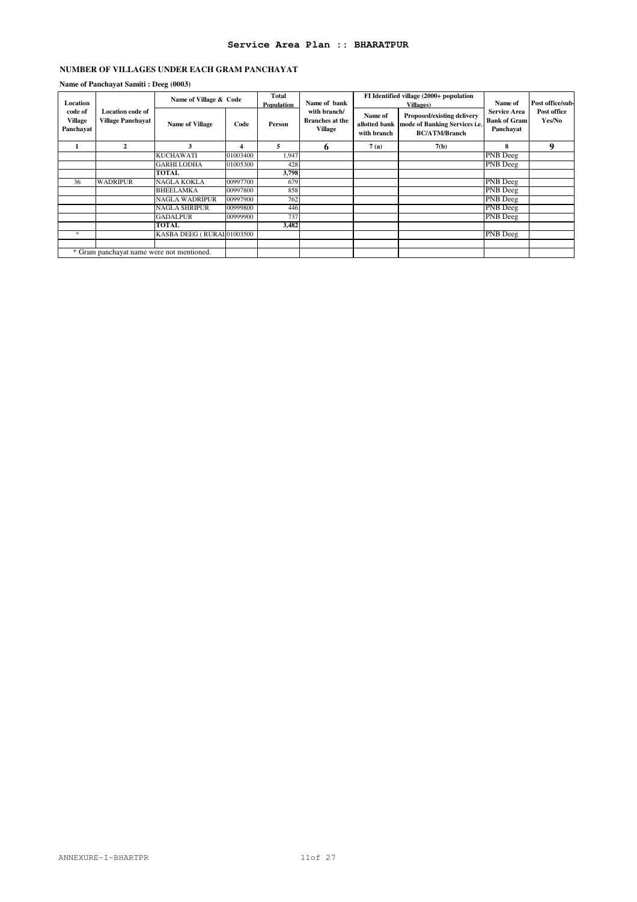**Service Area Plan :: BHARATPUR**

## NUMBER OF VILLAGES UNDER EACH GRAM PANCHAYAT

**Name of Panchayat Samiti : Deeg (0003)**

| Location code of Village Panchayat | Location code of Village Panchayat | Name of Village & Code | | Total Population | Name of bank with branch/ Branches at the Village | FI Identified village (2000+ population Villages) | | Name of Service Area Bank of Gram Panchayat | Post office/sub-Post office Yes/No |
|---|---|---|---|---|---|---|---|---|---|
| | | Name of Village | Code | Person | | Name of allotted bank with branch | Proposed/existing delivery mode of Banking Services i.e. BC/ATM/Branch | | |
| 1 | 2 | 3 | 4 | 5 | 6 | 7 (a) | 7(b) | 8 | 9 |
| | | KUCHAWATI | 01003400 | 1,947 | | | | PNB Deeg | |
| | | GARHI LODHA | 01005300 | 428 | | | | PNB Deeg | |
| | | **TOTAL** | | **3,798** | | | | | |
| 36 | WADRIPUR | NAGLA KOKLA | 00997700 | 679 | | | | PNB Deeg | |
| | | BHEELAMKA | 00997800 | 858 | | | | PNB Deeg | |
| | | NAGLA WADRIPUR | 00997900 | 762 | | | | PNB Deeg | |
| | | NAGLA SHRIPUR | 00999800 | 446 | | | | PNB Deeg | |
| | | GADALPUR | 00999900 | 737 | | | | PNB Deeg | |
| | | **TOTAL** | | **3,482** | | | | | |
| * | | KASBA DEEG ( RURAL | 01003500 | | | | | PNB Deeg | |
| | | | | | | | | | |

* Gram panchayat name were not mentioned.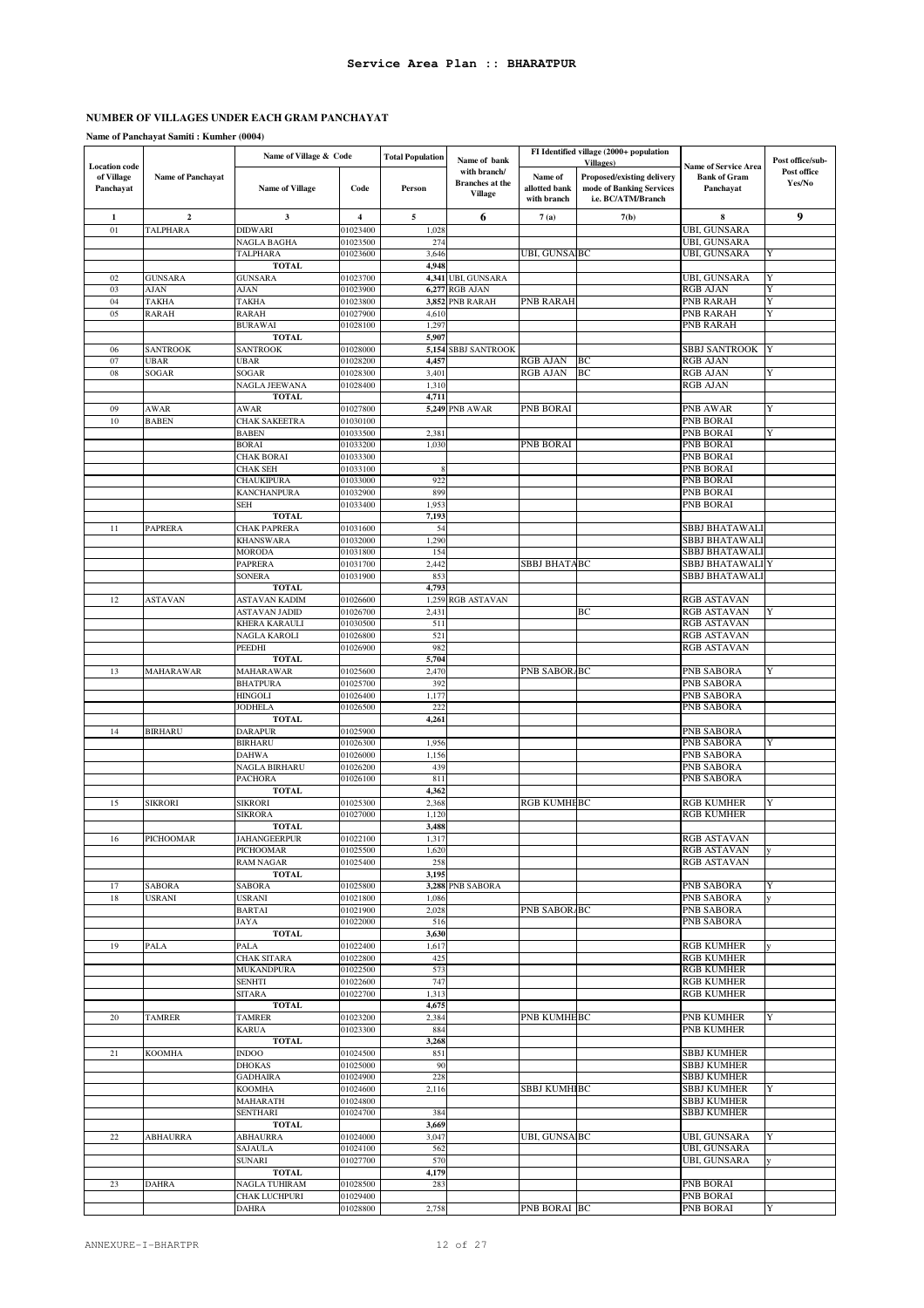# Service Area Plan :: BHARATPUR

## NUMBER OF VILLAGES UNDER EACH GRAM PANCHAYAT

**Name of Panchayat Samiti : Kumher (0004)**

| Location code of Village Panchayat | Name of Panchayat | Name of Village & Code | | Total Population | Name of bank with branch/ Branches at the Village | FI Identified village (2000+ population Villages) | | Name of Service Area Bank of Gram Panchayat | Post office/sub-Post office Yes/No |
|---|---|---|---|---|---|---|---|---|---|
| | | Name of Village | Code | Person | | Name of allotted bank with branch | Proposed/existing delivery mode of Banking Services i.e. BC/ATM/Branch | | |
| 1 | 2 | 3 | 4 | 5 | 6 | 7 (a) | 7(b) | 8 | 9 |
| 01 | TALPHARA | DIDWARI | 01023400 | 1,028 | | | | UBI, GUNSARA | |
| | | NAGLA BAGHA | 01023500 | 274 | | | | UBI, GUNSARA | |
| | | TALPHARA | 01023600 | 3,646 | | UBI, GUNSA | BC | UBI, GUNSARA | Y |
| | | **TOTAL** | | **4,948** | | | | | |
| 02 | GUNSARA | GUNSARA | 01023700 | **4,341** | UBI, GUNSARA | | | UBI, GUNSARA | Y |
| 03 | AJAN | AJAN | 01023900 | **6,277** | RGB AJAN | | | RGB AJAN | Y |
| 04 | TAKHA | TAKHA | 01023800 | **3,852** | PNB RARAH | PNB RARAH | | PNB RARAH | Y |
| 05 | RARAH | RARAH | 01027900 | 4,610 | | | | PNB RARAH | Y |
| | | BURAWAI | 01028100 | 1,297 | | | | PNB RARAH | |
| | | **TOTAL** | | **5,907** | | | | | |
| 06 | SANTROOK | SANTROOK | 01028000 | **5,154** | SBBJ SANTROOK | | | SBBJ SANTROOK | Y |
| 07 | UBAR | UBAR | 01028200 | **4,457** | | RGB AJAN | BC | RGB AJAN | |
| 08 | SOGAR | SOGAR | 01028300 | 3,401 | | RGB AJAN | BC | RGB AJAN | Y |
| | | NAGLA JEEWANA | 01028400 | 1,310 | | | | RGB AJAN | |
| | | **TOTAL** | | **4,711** | | | | | |
| 09 | AWAR | AWAR | 01027800 | **5,249** | PNB AWAR | PNB BORAI | | PNB AWAR | Y |
| 10 | BABEN | CHAK SAKEETRA | 01030100 | | | | | PNB BORAI | |
| | | BABEN | 01033500 | 2,381 | | | | PNB BORAI | Y |
| | | BORAI | 01033200 | 1,030 | | PNB BORAI | | PNB BORAI | |
| | | CHAK BORAI | 01033300 | | | | | PNB BORAI | |
| | | CHAK SEH | 01033100 | 8 | | | | PNB BORAI | |
| | | CHAUKIPURA | 01033000 | 922 | | | | PNB BORAI | |
| | | KANCHANPURA | 01032900 | 899 | | | | PNB BORAI | |
| | | SEH | 01033400 | 1,953 | | | | PNB BORAI | |
| | | **TOTAL** | | **7,193** | | | | | |
| 11 | PAPRERA | CHAK PAPRERA | 01031600 | 54 | | | | SBBJ BHATAWALI | |
| | | KHANSWARA | 01032000 | 1,290 | | | | SBBJ BHATAWALI | |
| | | MORODA | 01031800 | 154 | | | | SBBJ BHATAWALI | |
| | | PAPRERA | 01031700 | 2,442 | | SBBJ BHATA | BC | SBBJ BHATAWALI | Y |
| | | SONERA | 01031900 | 853 | | | | SBBJ BHATAWALI | |
| | | **TOTAL** | | **4,793** | | | | | |
| 12 | ASTAVAN | ASTAVAN KADIM | 01026600 | 1,259 | RGB ASTAVAN | | | RGB ASTAVAN | |
| | | ASTAVAN JADID | 01026700 | 2,431 | | | BC | RGB ASTAVAN | Y |
| | | KHERA KARAULI | 01030500 | 511 | | | | RGB ASTAVAN | |
| | | NAGLA KAROLI | 01026800 | 521 | | | | RGB ASTAVAN | |
| | | PEEDHI | 01026900 | 982 | | | | RGB ASTAVAN | |
| | | **TOTAL** | | **5,704** | | | | | |
| 13 | MAHARAWAR | MAHARAWAR | 01025600 | 2,470 | | PNB SABORA | BC | PNB SABORA | Y |
| | | BHATPURA | 01025700 | 392 | | | | PNB SABORA | |
| | | HINGOLI | 01026400 | 1,177 | | | | PNB SABORA | |
| | | JODHELA | 01026500 | 222 | | | | PNB SABORA | |
| | | **TOTAL** | | **4,261** | | | | | |
| 14 | BIRHARU | DARAPUR | 01025900 | | | | | PNB SABORA | |
| | | BIRHARU | 01026300 | 1,956 | | | | PNB SABORA | Y |
| | | DAHWA | 01026000 | 1,156 | | | | PNB SABORA | |
| | | NAGLA BIRHARU | 01026200 | 439 | | | | PNB SABORA | |
| | | PACHORA | 01026100 | 811 | | | | PNB SABORA | |
| | | **TOTAL** | | **4,362** | | | | | |
| 15 | SIKRORI | SIKRORI | 01025300 | 2,368 | | RGB KUMHE | BC | RGB KUMHER | Y |
| | | SIKRORA | 01027000 | 1,120 | | | | RGB KUMHER | |
| | | **TOTAL** | | **3,488** | | | | | |
| 16 | PICHOOMAR | JAHANGEERPUR | 01022100 | 1,317 | | | | RGB ASTAVAN | |
| | | PICHOOMAR | 01025500 | 1,620 | | | | RGB ASTAVAN | y |
| | | RAM NAGAR | 01025400 | 258 | | | | RGB ASTAVAN | |
| | | **TOTAL** | | **3,195** | | | | | |
| 17 | SABORA | SABORA | 01025800 | **3,288** | PNB SABORA | | | PNB SABORA | Y |
| 18 | USRANI | USRANI | 01021800 | 1,086 | | | | PNB SABORA | y |
| | | BARTAI | 01021900 | 2,028 | | PNB SABORA | BC | PNB SABORA | |
| | | JAYA | 01022000 | 516 | | | | PNB SABORA | |
| | | **TOTAL** | | **3,630** | | | | | |
| 19 | PALA | PALA | 01022400 | 1,617 | | | | RGB KUMHER | y |
| | | CHAK SITARA | 01022800 | 425 | | | | RGB KUMHER | |
| | | MUKANDPURA | 01022500 | 573 | | | | RGB KUMHER | |
| | | SENHTI | 01022600 | 747 | | | | RGB KUMHER | |
| | | SITARA | 01022700 | 1,313 | | | | RGB KUMHER | |
| | | **TOTAL** | | **4,675** | | | | | |
| 20 | TAMRER | TAMRER | 01023200 | 2,384 | | PNB KUMHE | BC | PNB KUMHER | Y |
| | | KARUA | 01023300 | 884 | | | | PNB KUMHER | |
| | | **TOTAL** | | **3,268** | | | | | |
| 21 | KOOMHA | INDOO | 01024500 | 851 | | | | SBBJ KUMHER | |
| | | DHOKAS | 01025000 | 90 | | | | SBBJ KUMHER | |
| | | GADHAIRA | 01024900 | 228 | | | | SBBJ KUMHER | |
| | | KOOMHA | 01024600 | 2,116 | | SBBJ KUMH | BC | SBBJ KUMHER | Y |
| | | MAHARATH | 01024800 | | | | | SBBJ KUMHER | |
| | | SENTHARI | 01024700 | 384 | | | | SBBJ KUMHER | |
| | | **TOTAL** | | **3,669** | | | | | |
| 22 | ABHAURRA | ABHAURRA | 01024000 | 3,047 | | UBI, GUNSA | BC | UBI, GUNSARA | Y |
| | | SAJAULA | 01024100 | 562 | | | | UBI, GUNSARA | |
| | | SUNARI | 01027700 | 570 | | | | UBI, GUNSARA | y |
| | | **TOTAL** | | **4,179** | | | | | |
| 23 | DAHRA | NAGLA TUHIRAM | 01028500 | 283 | | | | PNB BORAI | |
| | | CHAK LUCHPURI | 01029400 | | | | | PNB BORAI | |
| | | DAHRA | 01028800 | 2,758 | | PNB BORAI | BC | PNB BORAI | Y |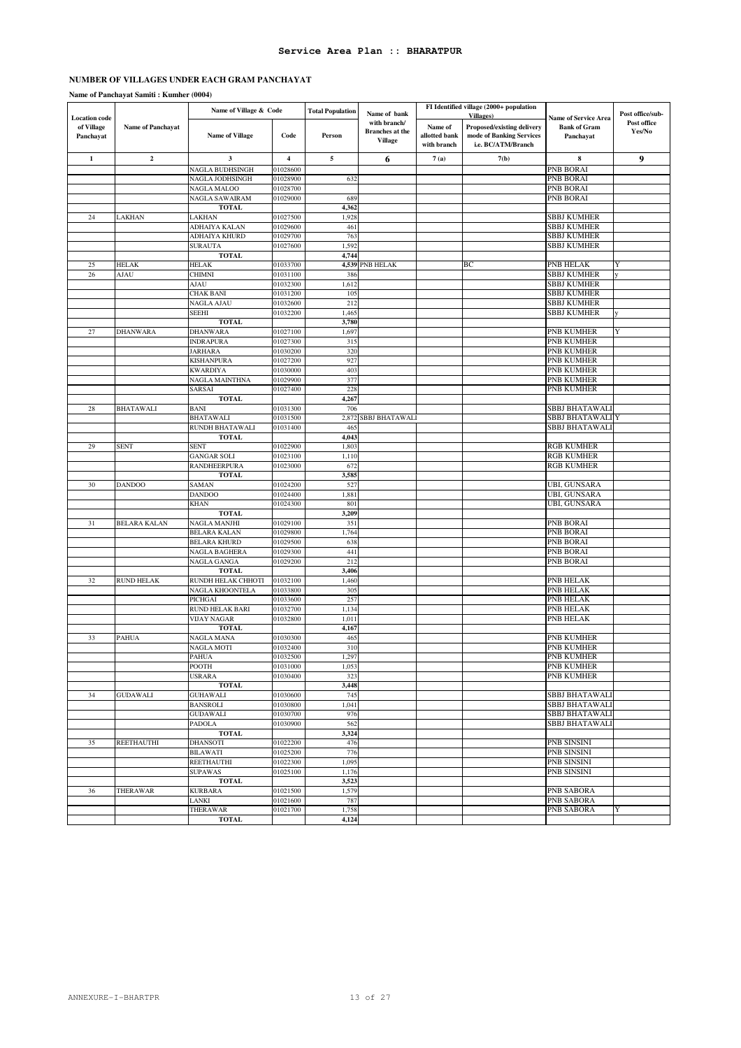## Service Area Plan :: BHARATPUR

### NUMBER OF VILLAGES UNDER EACH GRAM PANCHAYAT

**Name of Panchayat Samiti : Kumher (0004)**

| Location code of Village Panchayat | Name of Panchayat | Name of Village & Code | | Total Population | Name of bank with branch/ Branches at the Village | FI Identified village (2000+ population Villages) | | Name of Service Area Bank of Gram Panchayat | Post office/sub-Post office Yes/No |
|---|---|---|---|---|---|---|---|---|---|
| | | Name of Village | Code | Person | | Name of allotted bank with branch | Proposed/existing delivery mode of Banking Services i.e. BC/ATM/Branch | | |
| 1 | 2 | 3 | 4 | 5 | 6 | 7 (a) | 7(b) | 8 | 9 |
| | | NAGLA BUDHSINGH | 01028600 | | | | | PNB BORAI | |
| | | NAGLA JODHSINGH | 01028900 | 632 | | | | PNB BORAI | |
| | | NAGLA MALOO | 01028700 | | | | | PNB BORAI | |
| | | NAGLA SAWAIRAM | 01029000 | 689 | | | | PNB BORAI | |
| | | **TOTAL** | | **4,362** | | | | | |
| 24 | LAKHAN | LAKHAN | 01027500 | 1,928 | | | | SBBJ KUMHER | |
| | | ADHAIYA KALAN | 01029600 | 461 | | | | SBBJ KUMHER | |
| | | ADHAIYA KHURD | 01029700 | 763 | | | | SBBJ KUMHER | |
| | | SURAUTA | 01027600 | 1,592 | | | | SBBJ KUMHER | |
| | | **TOTAL** | | **4,744** | | | | | |
| 25 | HELAK | HELAK | 01033700 | 4,539 | PNB HELAK | | BC | PNB HELAK | Y |
| 26 | AJAU | CHIMNI | 01031100 | 386 | | | | SBBJ KUMHER | y |
| | | AJAU | 01032300 | 1,612 | | | | SBBJ KUMHER | |
| | | CHAK BANI | 01031200 | 105 | | | | SBBJ KUMHER | |
| | | NAGLA AJAU | 01032600 | 212 | | | | SBBJ KUMHER | |
| | | SEEHI | 01032200 | 1,465 | | | | SBBJ KUMHER | y |
| | | **TOTAL** | | **3,780** | | | | | |
| 27 | DHANWARA | DHANWARA | 01027100 | 1,697 | | | | PNB KUMHER | Y |
| | | INDRAPURA | 01027300 | 315 | | | | PNB KUMHER | |
| | | JARHARA | 01030200 | 320 | | | | PNB KUMHER | |
| | | KISHANPURA | 01027200 | 927 | | | | PNB KUMHER | |
| | | KWARDIYA | 01030000 | 403 | | | | PNB KUMHER | |
| | | NAGLA MAINTHNA | 01029900 | 377 | | | | PNB KUMHER | |
| | | SARSAI | 01027400 | 228 | | | | PNB KUMHER | |
| | | **TOTAL** | | **4,267** | | | | | |
| 28 | BHATAWALI | BANI | 01031300 | 706 | | | | SBBJ BHATAWALI | |
| | | BHATAWALI | 01031500 | 2,872 | SBBJ BHATAWALI | | | SBBJ BHATAWALI | Y |
| | | RUNDH BHATAWALI | 01031400 | 465 | | | | SBBJ BHATAWALI | |
| | | **TOTAL** | | **4,043** | | | | | |
| 29 | SENT | SENT | 01022900 | 1,803 | | | | RGB KUMHER | |
| | | GANGAR SOLI | 01023100 | 1,110 | | | | RGB KUMHER | |
| | | RANDHEERPURA | 01023000 | 672 | | | | RGB KUMHER | |
| | | **TOTAL** | | **3,585** | | | | | |
| 30 | DANDOO | SAMAN | 01024200 | 527 | | | | UBI, GUNSARA | |
| | | DANDOO | 01024400 | 1,881 | | | | UBI, GUNSARA | |
| | | KHAN | 01024300 | 801 | | | | UBI, GUNSARA | |
| | | **TOTAL** | | **3,209** | | | | | |
| 31 | BELARA KALAN | NAGLA MANJHI | 01029100 | 351 | | | | PNB BORAI | |
| | | BELARA KALAN | 01029800 | 1,764 | | | | PNB BORAI | |
| | | BELARA KHURD | 01029500 | 638 | | | | PNB BORAI | |
| | | NAGLA BAGHERA | 01029300 | 441 | | | | PNB BORAI | |
| | | NAGLA GANGA | 01029200 | 212 | | | | PNB BORAI | |
| | | **TOTAL** | | **3,406** | | | | | |
| 32 | RUND HELAK | RUNDH HELAK CHHOTI | 01032100 | 1,460 | | | | PNB HELAK | |
| | | NAGLA KHOONTELA | 01033800 | 305 | | | | PNB HELAK | |
| | | PICHGAI | 01033600 | 257 | | | | PNB HELAK | |
| | | RUND HELAK BARI | 01032700 | 1,134 | | | | PNB HELAK | |
| | | VIJAY NAGAR | 01032800 | 1,011 | | | | PNB HELAK | |
| | | **TOTAL** | | **4,167** | | | | | |
| 33 | PAHUA | NAGLA MANA | 01030300 | 465 | | | | PNB KUMHER | |
| | | NAGLA MOTI | 01032400 | 310 | | | | PNB KUMHER | |
| | | PAHUA | 01032500 | 1,297 | | | | PNB KUMHER | |
| | | POOTH | 01031000 | 1,053 | | | | PNB KUMHER | |
| | | USRARA | 01030400 | 323 | | | | PNB KUMHER | |
| | | **TOTAL** | | **3,448** | | | | | |
| 34 | GUDAWALI | GUHAWALI | 01030600 | 745 | | | | SBBJ BHATAWALI | |
| | | BANSROLI | 01030800 | 1,041 | | | | SBBJ BHATAWALI | |
| | | GUDAWALI | 01030700 | 976 | | | | SBBJ BHATAWALI | |
| | | PADOLA | 01030900 | 562 | | | | SBBJ BHATAWALI | |
| | | **TOTAL** | | **3,324** | | | | | |
| 35 | REETHAUTHI | DHANSOTI | 01022200 | 476 | | | | PNB SINSINI | |
| | | BILAWATI | 01025200 | 776 | | | | PNB SINSINI | |
| | | REETHAUTHI | 01022300 | 1,095 | | | | PNB SINSINI | |
| | | SUPAWAS | 01025100 | 1,176 | | | | PNB SINSINI | |
| | | **TOTAL** | | **3,523** | | | | | |
| 36 | THERAWAR | KURBARA | 01021500 | 1,579 | | | | PNB SABORA | |
| | | LANKI | 01021600 | 787 | | | | PNB SABORA | |
| | | THERAWAR | 01021700 | 1,758 | | | | PNB SABORA | Y |
| | | **TOTAL** | | **4,124** | | | | | |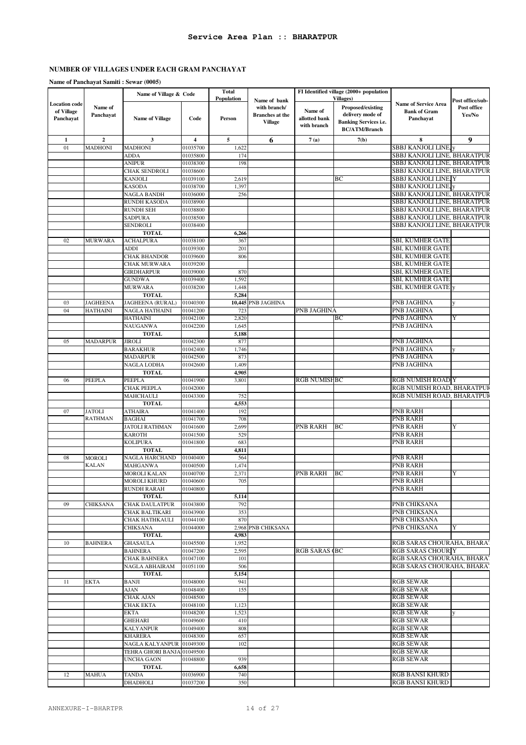# Service Area Plan :: BHARATPUR

## NUMBER OF VILLAGES UNDER EACH GRAM PANCHAYAT

**Name of Panchayat Samiti : Sewar (0005)**

| Location code of Village Panchayat | Name of Panchayat | Name of Village & Code | | Total Population | Name of bank with branch/ Branches at the Village | FI Identified village (2000+ population Villages) | | Name of Service Area Bank of Gram Panchayat | Post office/sub-Post office Yes/No |
|---|---|---|---|---|---|---|---|---|---|
| | | Name of Village | Code | Person | | Name of allotted bank with branch | Proposed/existing delivery mode of Banking Services i.e. BC/ATM/Branch | | |
| 1 | 2 | 3 | 4 | 5 | 6 | 7 (a) | 7(b) | 8 | 9 |
| 01 | MADHONI | MADHONI | 01035700 | 1,622 | | | | SBBJ KANJOLI LINE, | y |
| | | ADDA | 01035800 | 174 | | | | SBBJ KANJOLI LINE, BHARATPUR | |
| | | ANIPUR | 01038300 | 198 | | | | SBBJ KANJOLI LINE, BHARATPUR | |
| | | CHAK SENDROLI | 01038600 | | | | | SBBJ KANJOLI LINE, BHARATPUR | |
| | | KANJOLI | 01039100 | 2,619 | | | BC | SBBJ KANJOLI LINE, | Y |
| | | KASODA | 01038700 | 1,397 | | | | SBBJ KANJOLI LINE, | y |
| | | NAGLA BANDH | 01036000 | 256 | | | | SBBJ KANJOLI LINE, BHARATPUR | |
| | | RUNDH KASODA | 01038900 | | | | | SBBJ KANJOLI LINE, BHARATPUR | |
| | | RUNDH SEH | 01038800 | | | | | SBBJ KANJOLI LINE, BHARATPUR | |
| | | SADPURA | 01038500 | | | | | SBBJ KANJOLI LINE, BHARATPUR | |
| | | SENDROLI | 01038400 | | | | | SBBJ KANJOLI LINE, BHARATPUR | |
| | | **TOTAL** | | **6,266** | | | | | |
| 02 | MURWARA | ACHALPURA | 01038100 | 367 | | | | SBI, KUMHER GATE | |
| | | ADDI | 01039300 | 201 | | | | SBI, KUMHER GATE | |
| | | CHAK BHANDOR | 01039600 | 806 | | | | SBI, KUMHER GATE | |
| | | CHAK MURWARA | 01039200 | | | | | SBI, KUMHER GATE | |
| | | GIRDHARPUR | 01039000 | 870 | | | | SBI, KUMHER GATE | |
| | | GUNDWA | 01039400 | 1,592 | | | | SBI, KUMHER GATE | |
| | | MURWARA | 01038200 | 1,448 | | | | SBI, KUMHER GATE | y |
| | | **TOTAL** | | **5,284** | | | | | |
| 03 | JAGHEENA | JAGHEENA (RURAL) | 01040300 | **10,445** | PNB JAGHINA | | | PNB JAGHINA | y |
| 04 | HATHAINI | NAGLA HATHAINI | 01041200 | 723 | | PNB JAGHINA | | PNB JAGHINA | |
| | | HATHAINI | 01042100 | 2,820 | | | BC | PNB JAGHINA | Y |
| | | NAUGANWA | 01042200 | 1,645 | | | | PNB JAGHINA | |
| | | **TOTAL** | | **5,188** | | | | | |
| 05 | MADARPUR | JIROLI | 01042300 | 877 | | | | PNB JAGHINA | |
| | | BARAKHUR | 01042400 | 1,746 | | | | PNB JAGHINA | y |
| | | MADARPUR | 01042500 | 873 | | | | PNB JAGHINA | |
| | | NAGLA LODHA | 01042600 | 1,409 | | | | PNB JAGHINA | |
| | | **TOTAL** | | **4,905** | | | | | |
| 06 | PEEPLA | PEEPLA | 01041900 | 3,801 | | RGB NUMISH | BC | RGB NUMISH ROAD | Y |
| | | CHAK PEEPLA | 01042000 | | | | | RGB NUMISH ROAD, BHARATPUR | |
| | | MAHCHAULI | 01043300 | 752 | | | | RGB NUMISH ROAD, BHARATPUR | |
| | | **TOTAL** | | **4,553** | | | | | |
| 07 | JATOLI RATHMAN | ATHAIRA | 01041400 | 192 | | | | PNB RARH | |
| | | BAGHAI | 01041700 | 708 | | | | PNB RARH | |
| | | JATOLI RATHMAN | 01041600 | 2,699 | | PNB RARH | BC | PNB RARH | Y |
| | | KAROTH | 01041500 | 529 | | | | PNB RARH | |
| | | KOLIPURA | 01041800 | 683 | | | | PNB RARH | |
| | | **TOTAL** | | **4,811** | | | | | |
| 08 | MOROLI KALAN | NAGLA HARCHAND | 01040400 | 564 | | | | PNB RARH | |
| | | MAHGANWA | 01040500 | 1,474 | | | | PNB RARH | |
| | | MOROLI KALAN | 01040700 | 2,371 | | PNB RARH | BC | PNB RARH | Y |
| | | MOROLI KHURD | 01040600 | 705 | | | | PNB RARH | |
| | | RUNDH RARAH | 01040800 | | | | | PNB RARH | |
| | | **TOTAL** | | **5,114** | | | | | |
| 09 | CHIKSANA | CHAK DAULATPUR | 01043800 | 792 | | | | PNB CHIKSANA | |
| | | CHAK BALTIKARI | 01043900 | 353 | | | | PNB CHIKSANA | |
| | | CHAK HATHKAULI | 01044100 | 870 | | | | PNB CHIKSANA | |
| | | CHIKSANA | 01044000 | 2,968 | PNB CHIKSANA | | | PNB CHIKSANA | Y |
| | | **TOTAL** | | **4,983** | | | | | |
| 10 | BAHNERA | GHASAULA | 01045500 | 1,952 | | | | RGB SARAS CHOURAHA, BHARA | |
| | | BAHNERA | 01047200 | 2,595 | | RGB SARAS ( | BC | RGB SARAS CHOUR | Y |
| | | CHAK BAHNERA | 01047100 | 101 | | | | RGB SARAS CHOURAHA, BHARA | |
| | | NAGLA ABHAIRAM | 01051100 | 506 | | | | RGB SARAS CHOURAHA, BHARA | |
| | | **TOTAL** | | **5,154** | | | | | |
| 11 | EKTA | BANJI | 01048000 | 941 | | | | RGB SEWAR | |
| | | AJAN | 01048400 | 155 | | | | RGB SEWAR | |
| | | CHAK AJAN | 01048500 | | | | | RGB SEWAR | |
| | | CHAK EKTA | 01048100 | 1,123 | | | | RGB SEWAR | |
| | | EKTA | 01048200 | 1,523 | | | | RGB SEWAR | y |
| | | GHEHARI | 01049600 | 410 | | | | RGB SEWAR | |
| | | KALYANPUR | 01049400 | 808 | | | | RGB SEWAR | |
| | | KHARERA | 01048300 | 657 | | | | RGB SEWAR | |
| | | NAGLA KALYANPUR | 01049300 | 102 | | | | RGB SEWAR | |
| | | TEHRA GHORI BANJA | 01049500 | | | | | RGB SEWAR | |
| | | UNCHA GAON | 01048800 | 939 | | | | RGB SEWAR | |
| | | **TOTAL** | | **6,658** | | | | | |
| 12 | MAHUA | TANDA | 01036900 | 740 | | | | RGB BANSI KHURD | |
| | | DHADHOLI | 01037200 | 350 | | | | RGB BANSI KHURD | |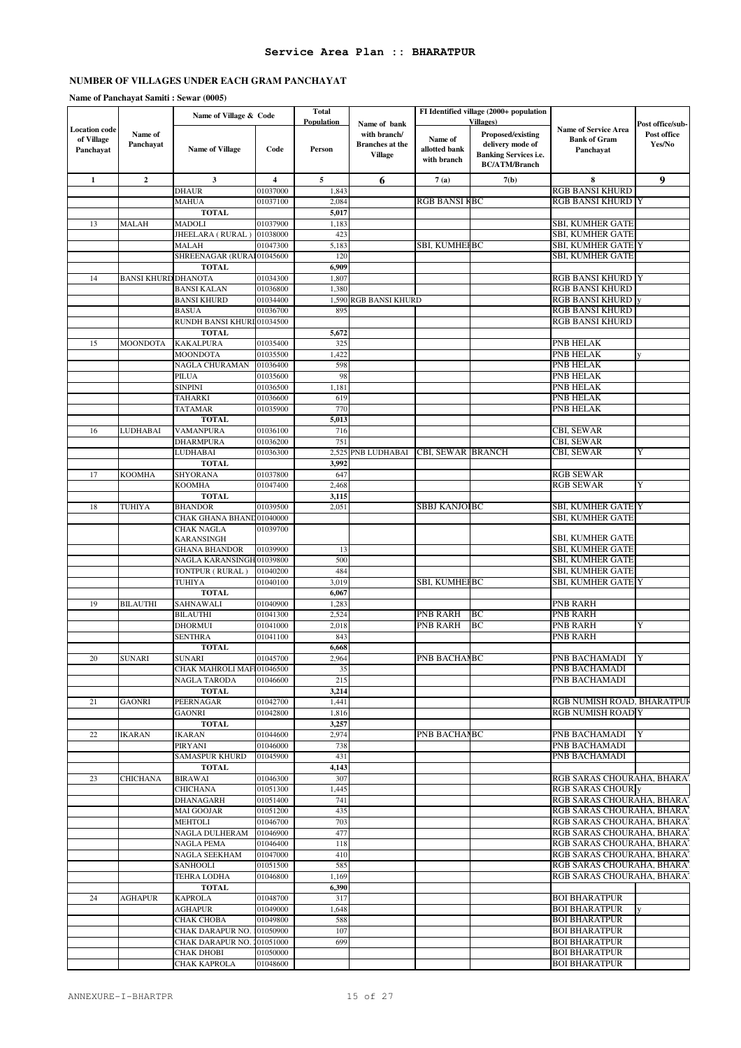# Service Area Plan :: BHARATPUR

## NUMBER OF VILLAGES UNDER EACH GRAM PANCHAYAT

**Name of Panchayat Samiti : Sewar (0005)**

| Location code of Village Panchayat | Name of Panchayat | Name of Village & Code | | Total Population | Name of bank with branch/ Branches at the Village | FI Identified village (2000+ population Villages) | | Name of Service Area Bank of Gram Panchayat | Post office/sub-Post office Yes/No |
|---|---|---|---|---|---|---|---|---|---|
| | | Name of Village | Code | Person | | Name of allotted bank with branch | Proposed/existing delivery mode of Banking Services i.e. BC/ATM/Branch | | |
| 1 | 2 | 3 | 4 | 5 | 6 | 7 (a) | 7(b) | 8 | 9 |
| | | DHAUR | 01037000 | 1,843 | | | | RGB BANSI KHURD | |
| | | MAHUA | 01037100 | 2,084 | | RGB BANSI K | BC | RGB BANSI KHURD | Y |
| | | TOTAL | | 5,017 | | | | | |
| 13 | MALAH | MADOLI | 01037900 | 1,183 | | | | SBI, KUMHER GATE | |
| | | JHEELARA ( RURAL ) | 01038000 | 423 | | | | SBI, KUMHER GATE | |
| | | MALAH | 01047300 | 5,183 | | SBI, KUMHEI | BC | SBI, KUMHER GATE | Y |
| | | SHREENAGAR (RURAL | 01045600 | 120 | | | | SBI, KUMHER GATE | |
| | | TOTAL | | 6,909 | | | | | |
| 14 | BANSI KHURD | DHANOTA | 01034300 | 1,807 | | | | RGB BANSI KHURD | Y |
| | | BANSI KALAN | 01036800 | 1,380 | | | | RGB BANSI KHURD | |
| | | BANSI KHURD | 01034400 | 1,590 | RGB BANSI KHURD | | | RGB BANSI KHURD | y |
| | | BASUA | 01036700 | 895 | | | | RGB BANSI KHURD | |
| | | RUNDH BANSI KHURI | 01034500 | | | | | RGB BANSI KHURD | |
| | | TOTAL | | 5,672 | | | | | |
| 15 | MOONDOTA | KAKALPURA | 01035400 | 325 | | | | PNB HELAK | |
| | | MOONDOTA | 01035500 | 1,422 | | | | PNB HELAK | y |
| | | NAGLA CHURAMAN | 01036400 | 598 | | | | PNB HELAK | |
| | | PILUA | 01035600 | 98 | | | | PNB HELAK | |
| | | SINPINI | 01036500 | 1,181 | | | | PNB HELAK | |
| | | TAHARKI | 01036600 | 619 | | | | PNB HELAK | |
| | | TATAMAR | 01035900 | 770 | | | | PNB HELAK | |
| | | TOTAL | | 5,013 | | | | | |
| 16 | LUDHABAI | VAMANPURA | 01036100 | 716 | | | | CBI, SEWAR | |
| | | DHARMPURA | 01036200 | 751 | | | | CBI, SEWAR | |
| | | LUDHABAI | 01036300 | 2,525 | PNB LUDHABAI | CBI, SEWAR | BRANCH | CBI, SEWAR | Y |
| | | TOTAL | | 3,992 | | | | | |
| 17 | KOOMHA | SHYORANA | 01037800 | 647 | | | | RGB SEWAR | |
| | | KOOMHA | 01047400 | 2,468 | | | | RGB SEWAR | Y |
| | | TOTAL | | 3,115 | | | | | |
| 18 | TUHIYA | BHANDOR | 01039500 | 2,051 | | SBBJ KANJOI | BC | SBI, KUMHER GATE | Y |
| | | CHAK GHANA BHANI | 01040000 | | | | | SBI, KUMHER GATE | |
| | | CHAK NAGLA KARANSINGH | 01039700 | | | | | SBI, KUMHER GATE | |
| | | GHANA BHANDOR | 01039900 | 13 | | | | SBI, KUMHER GATE | |
| | | NAGLA KARANSINGH | 01039800 | 500 | | | | SBI, KUMHER GATE | |
| | | TONTPUR ( RURAL ) | 01040200 | 484 | | | | SBI, KUMHER GATE | |
| | | TUHIYA | 01040100 | 3,019 | | SBI, KUMHEI | BC | SBI, KUMHER GATE | Y |
| | | TOTAL | | 6,067 | | | | | |
| 19 | BILAUTHI | SAHNAWALI | 01040900 | 1,283 | | | | PNB RARH | |
| | | BILAUTHI | 01041300 | 2,524 | | PNB RARH | BC | PNB RARH | |
| | | DHORMUI | 01041000 | 2,018 | | PNB RARH | BC | PNB RARH | Y |
| | | SENTHRA | 01041100 | 843 | | | | PNB RARH | |
| | | TOTAL | | 6,668 | | | | | |
| 20 | SUNARI | SUNARI | 01045700 | 2,964 | | PNB BACHAI | BC | PNB BACHAMADI | Y |
| | | CHAK MAHROLI MAF | 01046500 | 35 | | | | PNB BACHAMADI | |
| | | NAGLA TARODA | 01046600 | 215 | | | | PNB BACHAMADI | |
| | | TOTAL | | 3,214 | | | | | |
| 21 | GAONRI | PEERNAGAR | 01042700 | 1,441 | | | | RGB NUMISH ROAD, BHARATPUR | |
| | | GAONRI | 01042800 | 1,816 | | | | RGB NUMISH ROAD | Y |
| | | TOTAL | | 3,257 | | | | | |
| 22 | IKARAN | IKARAN | 01044600 | 2,974 | | PNB BACHAI | BC | PNB BACHAMADI | Y |
| | | PIRYANI | 01046000 | 738 | | | | PNB BACHAMADI | |
| | | SAMASPUR KHURD | 01045900 | 431 | | | | PNB BACHAMADI | |
| | | TOTAL | | 4,143 | | | | | |
| 23 | CHICHANA | BIRAWAI | 01046300 | 307 | | | | RGB SARAS CHOURAHA, BHARA | |
| | | CHICHANA | 01051300 | 1,445 | | | | RGB SARAS CHOURA | y |
| | | DHANAGARH | 01051400 | 741 | | | | RGB SARAS CHOURAHA, BHARA | |
| | | MAI GOOJAR | 01051200 | 435 | | | | RGB SARAS CHOURAHA, BHARA | |
| | | MEHTOLI | 01046700 | 703 | | | | RGB SARAS CHOURAHA, BHARA | |
| | | NAGLA DULHERAM | 01046900 | 477 | | | | RGB SARAS CHOURAHA, BHARA | |
| | | NAGLA PEMA | 01046400 | 118 | | | | RGB SARAS CHOURAHA, BHARA | |
| | | NAGLA SEEKHAM | 01047000 | 410 | | | | RGB SARAS CHOURAHA, BHARA | |
| | | SANHOOLI | 01051500 | 585 | | | | RGB SARAS CHOURAHA, BHARA | |
| | | TEHRA LODHA | 01046800 | 1,169 | | | | RGB SARAS CHOURAHA, BHARA | |
| | | TOTAL | | 6,390 | | | | | |
| 24 | AGHAPUR | KAPROLA | 01048700 | 317 | | | | BOI BHARATPUR | |
| | | AGHAPUR | 01049000 | 1,648 | | | | BOI BHARATPUR | y |
| | | CHAK CHOBA | 01049800 | 588 | | | | BOI BHARATPUR | |
| | | CHAK DARAPUR NO. | 01050900 | 107 | | | | BOI BHARATPUR | |
| | | CHAK DARAPUR NO. | 01051000 | 699 | | | | BOI BHARATPUR | |
| | | CHAK DHOBI | 01050000 | | | | | BOI BHARATPUR | |
| | | CHAK KAPROLA | 01048600 | | | | | BOI BHARATPUR | |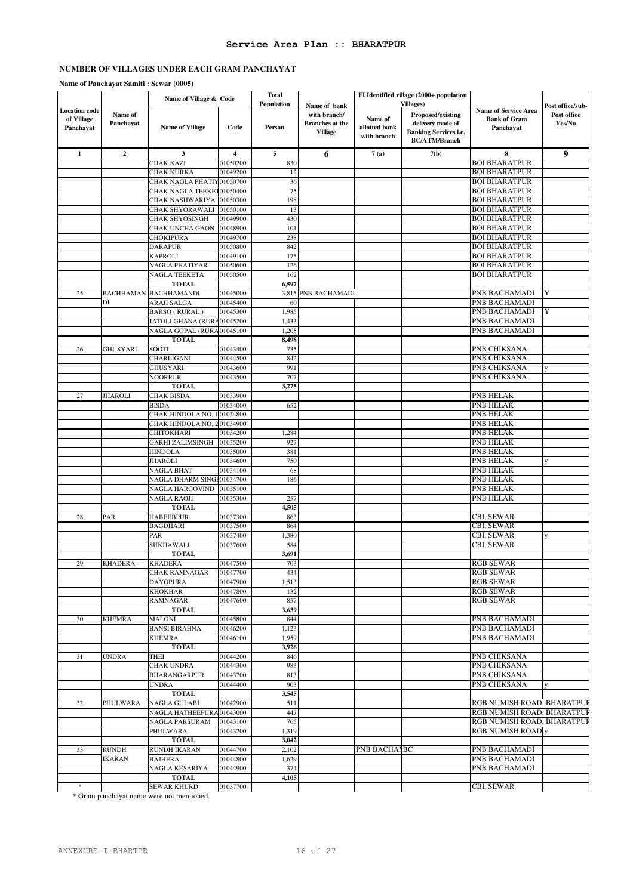# Service Area Plan :: BHARATPUR

## NUMBER OF VILLAGES UNDER EACH GRAM PANCHAYAT

**Name of Panchayat Samiti : Sewar (0005)**

| Location code of Village Panchayat | Name of Panchayat | Name of Village & Code | | Total Population | Name of bank with branch/ Branches at the Village | FI Identified village (2000+ population Villages) | | Name of Service Area Bank of Gram Panchayat | Post office/sub-Post office Yes/No |
|---|---|---|---|---|---|---|---|---|---|
| | | Name of Village | Code | Person | | Name of allotted bank with branch | Proposed/existing delivery mode of Banking Services i.e. BC/ATM/Branch | | |
| 1 | 2 | 3 | 4 | 5 | 6 | 7 (a) | 7(b) | 8 | 9 |
| | | CHAK KAZI | 01050200 | 830 | | | | BOI BHARATPUR | |
| | | CHAK KURKA | 01049200 | 12 | | | | BOI BHARATPUR | |
| | | CHAK NAGLA PHATIY | 01050700 | 36 | | | | BOI BHARATPUR | |
| | | CHAK NAGLA TEEKET | 01050400 | 75 | | | | BOI BHARATPUR | |
| | | CHAK NASHWARIYA | 01050300 | 198 | | | | BOI BHARATPUR | |
| | | CHAK SHYORAWALI | 01050100 | 13 | | | | BOI BHARATPUR | |
| | | CHAK SHYOSINGH | 01049900 | 430 | | | | BOI BHARATPUR | |
| | | CHAK UNCHA GAON | 01048900 | 101 | | | | BOI BHARATPUR | |
| | | CHOKIPURA | 01049700 | 238 | | | | BOI BHARATPUR | |
| | | DARAPUR | 01050800 | 842 | | | | BOI BHARATPUR | |
| | | KAPROLI | 01049100 | 175 | | | | BOI BHARATPUR | |
| | | NAGLA PHATIYAR | 01050600 | 126 | | | | BOI BHARATPUR | |
| | | NAGLA TEEKETA | 01050500 | 162 | | | | BOI BHARATPUR | |
| | | **TOTAL** | | **6,597** | | | | | |
| 25 | BACHHAMANDI | BACHHAMANDI | 01045000 | 3,815 | PNB BACHAMADI | | | PNB BACHAMADI | Y |
| | | ARAJI SALGA | 01045400 | 60 | | | | PNB BACHAMADI | |
| | | BARSO ( RURAL ) | 01045300 | 1,985 | | | | PNB BACHAMADI | Y |
| | | JATOLI GHANA (RURA | 01045200 | 1,433 | | | | PNB BACHAMADI | |
| | | NAGLA GOPAL (RURA | 01045100 | 1,205 | | | | PNB BACHAMADI | |
| | | **TOTAL** | | **8,498** | | | | | |
| 26 | GHUSYARI | SOOTI | 01043400 | 735 | | | | PNB CHIKSANA | |
| | | CHARLIGANJ | 01044500 | 842 | | | | PNB CHIKSANA | |
| | | GHUSYARI | 01043600 | 991 | | | | PNB CHIKSANA | y |
| | | NOORPUR | 01043500 | 707 | | | | PNB CHIKSANA | |
| | | **TOTAL** | | **3,275** | | | | | |
| 27 | JHAROLI | CHAK BISDA | 01033900 | | | | | PNB HELAK | |
| | | BISDA | 01034000 | 652 | | | | PNB HELAK | |
| | | CHAK HINDOLA NO. 1 | 01034800 | | | | | PNB HELAK | |
| | | CHAK HINDOLA NO. 2 | 01034900 | | | | | PNB HELAK | |
| | | CHITOKHARI | 01034200 | 1,284 | | | | PNB HELAK | |
| | | GARHI ZALIMSINGH | 01035200 | 927 | | | | PNB HELAK | |
| | | HINDOLA | 01035000 | 381 | | | | PNB HELAK | |
| | | JHAROLI | 01034600 | 750 | | | | PNB HELAK | y |
| | | NAGLA BHAT | 01034100 | 68 | | | | PNB HELAK | |
| | | NAGLA DHARM SINGH | 01034700 | 186 | | | | PNB HELAK | |
| | | NAGLA HARGOVIND | 01035100 | | | | | PNB HELAK | |
| | | NAGLA RAOJI | 01035300 | 257 | | | | PNB HELAK | |
| | | **TOTAL** | | **4,505** | | | | | |
| 28 | PAR | HABEEBPUR | 01037300 | 863 | | | | CBI, SEWAR | |
| | | BAGDHARI | 01037500 | 864 | | | | CBI, SEWAR | |
| | | PAR | 01037400 | 1,380 | | | | CBI, SEWAR | y |
| | | SUKHAWALI | 01037600 | 584 | | | | CBI, SEWAR | |
| | | **TOTAL** | | **3,691** | | | | | |
| 29 | KHADERA | KHADERA | 01047500 | 703 | | | | RGB SEWAR | |
| | | CHAK RAMNAGAR | 01047700 | 434 | | | | RGB SEWAR | |
| | | DAYOPURA | 01047900 | 1,513 | | | | RGB SEWAR | |
| | | KHOKHAR | 01047800 | 132 | | | | RGB SEWAR | |
| | | RAMNAGAR | 01047600 | 857 | | | | RGB SEWAR | |
| | | **TOTAL** | | **3,639** | | | | | |
| 30 | KHEMRA | MALONI | 01045800 | 844 | | | | PNB BACHAMADI | |
| | | BANSI BIRAHNA | 01046200 | 1,123 | | | | PNB BACHAMADI | |
| | | KHEMRA | 01046100 | 1,959 | | | | PNB BACHAMADI | |
| | | **TOTAL** | | **3,926** | | | | | |
| 31 | UNDRA | THEI | 01044200 | 846 | | | | PNB CHIKSANA | |
| | | CHAK UNDRA | 01044300 | 983 | | | | PNB CHIKSANA | |
| | | BHARANGARPUR | 01043700 | 813 | | | | PNB CHIKSANA | |
| | | UNDRA | 01044400 | 903 | | | | PNB CHIKSANA | y |
| | | **TOTAL** | | **3,545** | | | | | |
| 32 | PHULWARA | NAGLA GULABI | 01042900 | 511 | | | | RGB NUMISH ROAD, BHARATPUR | |
| | | NAGLA HATHEEPURA | 01043000 | 447 | | | | RGB NUMISH ROAD, BHARATPUR | |
| | | NAGLA PARSURAM | 01043100 | 765 | | | | RGB NUMISH ROAD, BHARATPUR | |
| | | PHULWARA | 01043200 | 1,319 | | | | RGB NUMISH ROAD | y |
| | | **TOTAL** | | **3,042** | | | | | |
| 33 | RUNDH IKARAN | RUNDH IKARAN | 01044700 | 2,102 | | PNB BACHAM | BC | PNB BACHAMADI | |
| | | BAJHERA | 01044800 | 1,629 | | | | PNB BACHAMADI | |
| | | NAGLA KESARIYA | 01044900 | 374 | | | | PNB BACHAMADI | |
| | | **TOTAL** | | **4,105** | | | | | |
| * | | SEWAR KHURD | 01037700 | | | | | CBI, SEWAR | |

\* Gram panchayat name were not mentioned.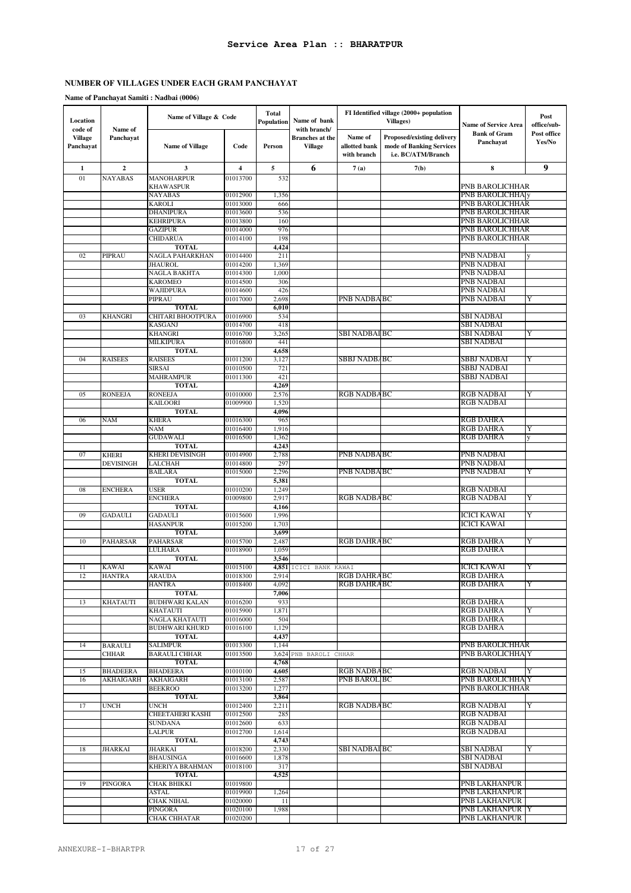# Service Area Plan :: BHARATPUR

## NUMBER OF VILLAGES UNDER EACH GRAM PANCHAYAT

**Name of Panchayat Samiti : Nadbai (0006)**

| Location code of Village Panchayat | Name of Panchayat | Name of Village & Code | | Total Population | Name of bank with branch/ Branches at the Village | FI Identified village (2000+ population Villages) | | Name of Service Area Bank of Gram Panchayat | Post office/sub-Post office Yes/No |
|---|---|---|---|---|---|---|---|---|---|
| | | Name of Village | Code | Person | | Name of allotted bank with branch | Proposed/existing delivery mode of Banking Services i.e. BC/ATM/Branch | | |
| 1 | 2 | 3 | 4 | 5 | 6 | 7 (a) | 7(b) | 8 | 9 |
| 01 | NAYABAS | MANOHARPUR KHAWASPUR | 01013700 | 532 | | | | PNB BAROLICHHAR | |
| | | NAYABAS | 01012900 | 1,356 | | | | PNB BAROLICHHA | y |
| | | KAROLI | 01013000 | 666 | | | | PNB BAROLICHHAR | |
| | | DHANIPURA | 01013600 | 536 | | | | PNB BAROLICHHAR | |
| | | KEHRIPURA | 01013800 | 160 | | | | PNB BAROLICHHAR | |
| | | GAZIPUR | 01014000 | 976 | | | | PNB BAROLICHHAR | |
| | | CHIDARUA | 01014100 | 198 | | | | PNB BAROLICHHAR | |
| | | **TOTAL** | | **4,424** | | | | | |
| 02 | PIPRAU | NAGLA PAHARKHAN | 01014400 | 211 | | | | PNB NADBAI | y |
| | | JHAUROL | 01014200 | 1,369 | | | | PNB NADBAI | |
| | | NAGLA BAKHTA | 01014300 | 1,000 | | | | PNB NADBAI | |
| | | KAROMEO | 01014500 | 306 | | | | PNB NADBAI | |
| | | WAJIDPURA | 01014600 | 426 | | | | PNB NADBAI | |
| | | PIPRAU | 01017000 | 2,698 | | PNB NADBA | BC | PNB NADBAI | Y |
| | | **TOTAL** | | **6,010** | | | | | |
| 03 | KHANGRI | CHITARI BHOOTPURA | 01016900 | 534 | | | | SBI NADBAI | |
| | | KASGANJ | 01014700 | 418 | | | | SBI NADBAI | |
| | | KHANGRI | 01016700 | 3,265 | | SBI NADBAI | BC | SBI NADBAI | Y |
| | | MILKIPURA | 01016800 | 441 | | | | SBI NADBAI | |
| | | **TOTAL** | | **4,658** | | | | | |
| 04 | RAISEES | RAISEES | 01011200 | 3,127 | | SBBJ NADBA | BC | SBBJ NADBAI | Y |
| | | SIRSAI | 01010500 | 721 | | | | SBBJ NADBAI | |
| | | MAHRAMPUR | 01011300 | 421 | | | | SBBJ NADBAI | |
| | | **TOTAL** | | **4,269** | | | | | |
| 05 | RONEEJA | RONEEJA | 01010000 | 2,576 | | RGB NADBA | BC | RGB NADBAI | Y |
| | | KAILOORI | 01009900 | 1,520 | | | | RGB NADBAI | |
| | | **TOTAL** | | **4,096** | | | | | |
| 06 | NAM | KHERA | 01016300 | 965 | | | | RGB DAHRA | |
| | | NAM | 01016400 | 1,916 | | | | RGB DAHRA | Y |
| | | GUDAWALI | 01016500 | 1,362 | | | | RGB DAHRA | y |
| | | **TOTAL** | | **4,243** | | | | | |
| 07 | KHERI DEVISINGH | KHERI DEVISINGH | 01014900 | 2,788 | | PNB NADBA | BC | PNB NADBAI | |
| | | LALCHAH | 01014800 | 297 | | | | PNB NADBAI | |
| | | BAILARA | 01015000 | 2,296 | | PNB NADBA | BC | PNB NADBAI | Y |
| | | **TOTAL** | | **5,381** | | | | | |
| 08 | ENCHERA | USER | 01010200 | 1,249 | | | | RGB NADBAI | |
| | | ENCHERA | 01009800 | 2,917 | | RGB NADBA | BC | RGB NADBAI | Y |
| | | **TOTAL** | | **4,166** | | | | | |
| 09 | GADAULI | GADAULI | 01015600 | 1,996 | | | | ICICI KAWAI | Y |
| | | HASANPUR | 01015200 | 1,703 | | | | ICICI KAWAI | |
| | | **TOTAL** | | **3,699** | | | | | |
| 10 | PAHARSAR | PAHARSAR | 01015700 | 2,487 | | RGB DAHRA | BC | RGB DAHRA | Y |
| | | LULHARA | 01018900 | 1,059 | | | | RGB DAHRA | |
| | | **TOTAL** | | **3,546** | | | | | |
| 11 | KAWAI | KAWAI | 01015100 | **4,851** | ICICI BANK KAWAI | | | ICICI KAWAI | Y |
| 12 | HANTRA | ARAUDA | 01018300 | 2,914 | | RGB DAHRA | BC | RGB DAHRA | |
| | | HANTRA | 01018400 | 4,092 | | RGB DAHRA | BC | RGB DAHRA | Y |
| | | **TOTAL** | | **7,006** | | | | | |
| 13 | KHATAUTI | BUDHWARI KALAN | 01016200 | 933 | | | | RGB DAHRA | |
| | | KHATAUTI | 01015900 | 1,871 | | | | RGB DAHRA | Y |
| | | NAGLA KHATAUTI | 01016000 | 504 | | | | RGB DAHRA | |
| | | BUDHWARI KHURD | 01016100 | 1,129 | | | | RGB DAHRA | |
| | | **TOTAL** | | **4,437** | | | | | |
| 14 | BARAULI CHHAR | SALIMPUR | 01013300 | 1,144 | | | | PNB BAROLICHHAR | |
| | | BARAULI CHHAR | 01013500 | 3,624 | PNB BAROLI CHHAR | | | PNB BAROLICHHA | Y |
| | | **TOTAL** | | **4,768** | | | | | |
| 15 | BHADEERA | BHADEERA | 01010100 | 4,605 | | RGB NADBA | BC | RGB NADBAI | Y |
| 16 | AKHAIGARH | AKHAIGARH | 01013100 | 2,587 | | PNB BAROL | BC | PNB BAROLICHHA | Y |
| | | BEEKROO | 01013200 | 1,277 | | | | PNB BAROLICHHAR | |
| | | **TOTAL** | | **3,864** | | | | | |
| 17 | UNCH | UNCH | 01012400 | 2,211 | | RGB NADBA | BC | RGB NADBAI | Y |
| | | CHEETAHERI KASHI | 01012500 | 285 | | | | RGB NADBAI | |
| | | SUNDANA | 01012600 | 633 | | | | RGB NADBAI | |
| | | LALPUR | 01012700 | 1,614 | | | | RGB NADBAI | |
| | | **TOTAL** | | **4,743** | | | | | |
| 18 | JHARKAI | JHARKAI | 01018200 | 2,330 | | SBI NADBAI | BC | SBI NADBAI | Y |
| | | BHAUSINGA | 01016600 | 1,878 | | | | SBI NADBAI | |
| | | KHERIYA BRAHMAN | 01018100 | 317 | | | | SBI NADBAI | |
| | | **TOTAL** | | **4,525** | | | | | |
| 19 | PINGORA | CHAK BHIKKI | 01019800 | | | | | PNB LAKHANPUR | |
| | | ASTAL | 01019900 | 1,264 | | | | PNB LAKHANPUR | |
| | | CHAK NIHAL | 01020000 | 11 | | | | PNB LAKHANPUR | |
| | | PINGORA | 01020100 | 1,988 | | | | PNB LAKHANPUR | Y |
| | | CHAK CHHATAR | 01020200 | | | | | PNB LAKHANPUR | |

ANNEXURE-I-BHARTPR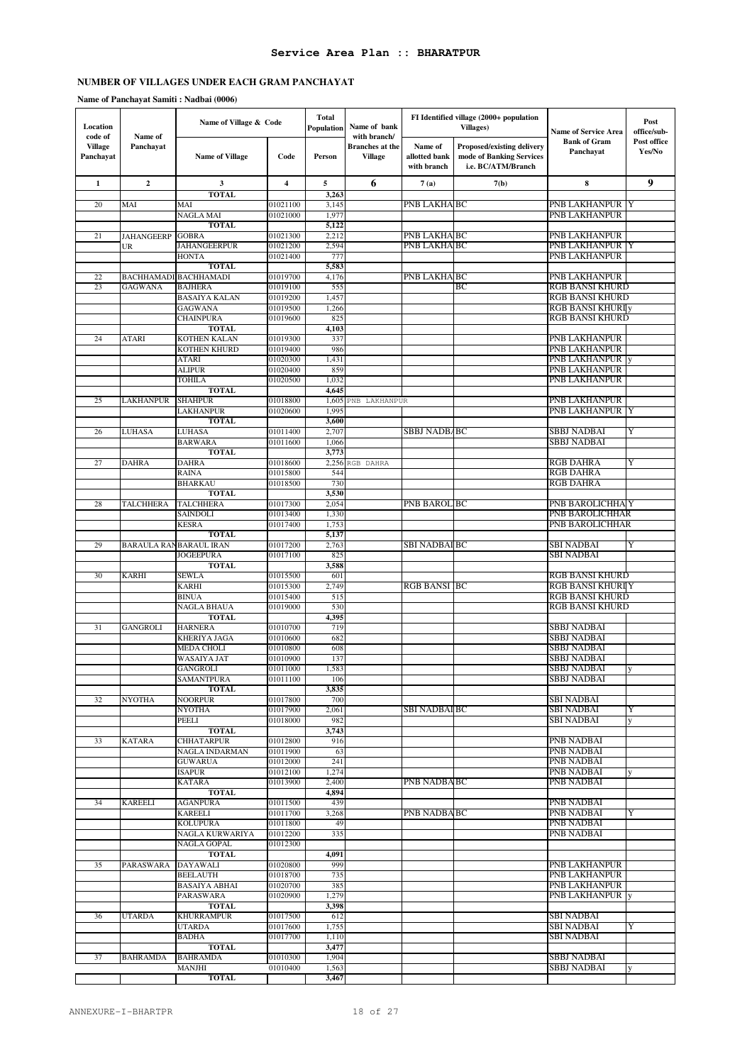## Service Area Plan :: BHARATPUR

### NUMBER OF VILLAGES UNDER EACH GRAM PANCHAYAT

**Name of Panchayat Samiti : Nadbai (0006)**

| Location code of Village Panchayat | Name of Panchayat | Name of Village & Code | | Total Population | Name of bank with branch/ Branches at the Village | FI Identified village (2000+ population Villages) | | Name of Service Area Bank of Gram Panchayat | Post office/sub-Post office Yes/No |
|---|---|---|---|---|---|---|---|---|---|
| | | Name of Village | Code | Person | | Name of allotted bank with branch | Proposed/existing delivery mode of Banking Services i.e. BC/ATM/Branch | | |
| 1 | 2 | 3 | 4 | 5 | 6 | 7(a) | 7(b) | 8 | 9 |
| | | TOTAL | | 3,263 | | | | | |
| 20 | MAI | MAI | 01021100 | 3,145 | | PNB LAKHA | BC | PNB LAKHANPUR | Y |
| | | NAGLA MAI | 01021000 | 1,977 | | | | PNB LAKHANPUR | |
| | | TOTAL | | 5,122 | | | | | |
| 21 | JAHANGEERPUR | GOBRA | 01021300 | 2,212 | | PNB LAKHA | BC | PNB LAKHANPUR | |
| | | JAHANGEERPUR | 01021200 | 2,594 | | PNB LAKHA | BC | PNB LAKHANPUR | Y |
| | | HONTA | 01021400 | 777 | | | | PNB LAKHANPUR | |
| | | TOTAL | | 5,583 | | | | | |
| 22 | BACHHAMADI | BACHHAMADI | 01019700 | 4,176 | | PNB LAKHA | BC | PNB LAKHANPUR | |
| 23 | GAGWANA | BAJHERA | 01019100 | 555 | | | BC | RGB BANSI KHURD | |
| | | BASAIYA KALAN | 01019200 | 1,457 | | | | RGB BANSI KHURD | |
| | | GAGWANA | 01019500 | 1,266 | | | | RGB BANSI KHURD | y |
| | | CHAINPURA | 01019600 | 825 | | | | RGB BANSI KHURD | |
| | | TOTAL | | 4,103 | | | | | |
| 24 | ATARI | KOTHEN KALAN | 01019300 | 337 | | | | PNB LAKHANPUR | |
| | | KOTHEN KHURD | 01019400 | 986 | | | | PNB LAKHANPUR | |
| | | ATARI | 01020300 | 1,431 | | | | PNB LAKHANPUR | y |
| | | ALIPUR | 01020400 | 859 | | | | PNB LAKHANPUR | |
| | | TOHILA | 01020500 | 1,032 | | | | PNB LAKHANPUR | |
| | | TOTAL | | 4,645 | | | | | |
| 25 | LAKHANPUR | SHAHPUR | 01018800 | 1,605 | PNB LAKHANPUR | | | PNB LAKHANPUR | |
| | | LAKHANPUR | 01020600 | 1,995 | | | | PNB LAKHANPUR | Y |
| | | TOTAL | | 3,600 | | | | | |
| 26 | LUHASA | LUHASA | 01011400 | 2,707 | | SBBJ NADBA | BC | SBBJ NADBAI | Y |
| | | BARWARA | 01011600 | 1,066 | | | | SBBJ NADBAI | |
| | | TOTAL | | 3,773 | | | | | |
| 27 | DAHRA | DAHRA | 01018600 | 2,256 | RGB DAHRA | | | RGB DAHRA | Y |
| | | RAINA | 01015800 | 544 | | | | RGB DAHRA | |
| | | BHARKAU | 01018500 | 730 | | | | RGB DAHRA | |
| | | TOTAL | | 3,530 | | | | | |
| 28 | TALCHHERA | TALCHHERA | 01017300 | 2,054 | | PNB BAROL | BC | PNB BAROLICHHA | Y |
| | | SAINDOLI | 01013400 | 1,330 | | | | PNB BAROLICHHAR | |
| | | KESRA | 01017400 | 1,753 | | | | PNB BAROLICHHAR | |
| | | TOTAL | | 5,137 | | | | | |
| 29 | BARAULA RAN | BARAUL IRAN | 01017200 | 2,763 | | SBI NADBAI | BC | SBI NADBAI | Y |
| | | JOGEEPURA | 01017100 | 825 | | | | SBI NADBAI | |
| | | TOTAL | | 3,588 | | | | | |
| 30 | KARHI | SEWLA | 01015500 | 601 | | | | RGB BANSI KHURD | |
| | | KARHI | 01015300 | 2,749 | | RGB BANSI | BC | RGB BANSI KHURD | Y |
| | | BINUA | 01015400 | 515 | | | | RGB BANSI KHURD | |
| | | NAGLA BHAUA | 01019000 | 530 | | | | RGB BANSI KHURD | |
| | | TOTAL | | 4,395 | | | | | |
| 31 | GANGROLI | HARNERA | 01010700 | 719 | | | | SBBJ NADBAI | |
| | | KHERIYA JAGA | 01010600 | 682 | | | | SBBJ NADBAI | |
| | | MEDA CHOLI | 01010800 | 608 | | | | SBBJ NADBAI | |
| | | WASAIYA JAT | 01010900 | 137 | | | | SBBJ NADBAI | |
| | | GANGROLI | 01011000 | 1,583 | | | | SBBJ NADBAI | y |
| | | SAMANTPURA | 01011100 | 106 | | | | SBBJ NADBAI | |
| | | TOTAL | | 3,835 | | | | | |
| 32 | NYOTHA | NOORPUR | 01017800 | 700 | | | | SBI NADBAI | |
| | | NYOTHA | 01017900 | 2,061 | | SBI NADBAI | BC | SBI NADBAI | Y |
| | | PEELI | 01018000 | 982 | | | | SBI NADBAI | y |
| | | TOTAL | | 3,743 | | | | | |
| 33 | KATARA | CHHATARPUR | 01012800 | 916 | | | | PNB NADBAI | |
| | | NAGLA INDARMAN | 01011900 | 63 | | | | PNB NADBAI | |
| | | GUWARUA | 01012000 | 241 | | | | PNB NADBAI | |
| | | ISAPUR | 01012100 | 1,274 | | | | PNB NADBAI | y |
| | | KATARA | 01013900 | 2,400 | | PNB NADBA | BC | PNB NADBAI | |
| | | TOTAL | | 4,894 | | | | | |
| 34 | KAREELI | AGANPURA | 01011500 | 439 | | | | PNB NADBAI | |
| | | KAREELI | 01011700 | 3,268 | | PNB NADBA | BC | PNB NADBAI | Y |
| | | KOLUPURA | 01011800 | 49 | | | | PNB NADBAI | |
| | | NAGLA KURWARIYA | 01012200 | 335 | | | | PNB NADBAI | |
| | | NAGLA GOPAL | 01012300 | | | | | | |
| | | TOTAL | | 4,091 | | | | | |
| 35 | PARASWARA | DAYAWALI | 01020800 | 999 | | | | PNB LAKHANPUR | |
| | | BEELAUTH | 01018700 | 735 | | | | PNB LAKHANPUR | |
| | | BASAIYA ABHAI | 01020700 | 385 | | | | PNB LAKHANPUR | |
| | | PARASWARA | 01020900 | 1,279 | | | | PNB LAKHANPUR | y |
| | | TOTAL | | 3,398 | | | | | |
| 36 | UTARDA | KHURRAMPUR | 01017500 | 612 | | | | SBI NADBAI | |
| | | UTARDA | 01017600 | 1,755 | | | | SBI NADBAI | Y |
| | | BADHA | 01017700 | 1,110 | | | | SBI NADBAI | |
| | | TOTAL | | 3,477 | | | | | |
| 37 | BAHRAMDA | BAHRAMDA | 01010300 | 1,904 | | | | SBBJ NADBAI | |
| | | MANJHI | 01010400 | 1,563 | | | | SBBJ NADBAI | y |
| | | TOTAL | | 3,467 | | | | | |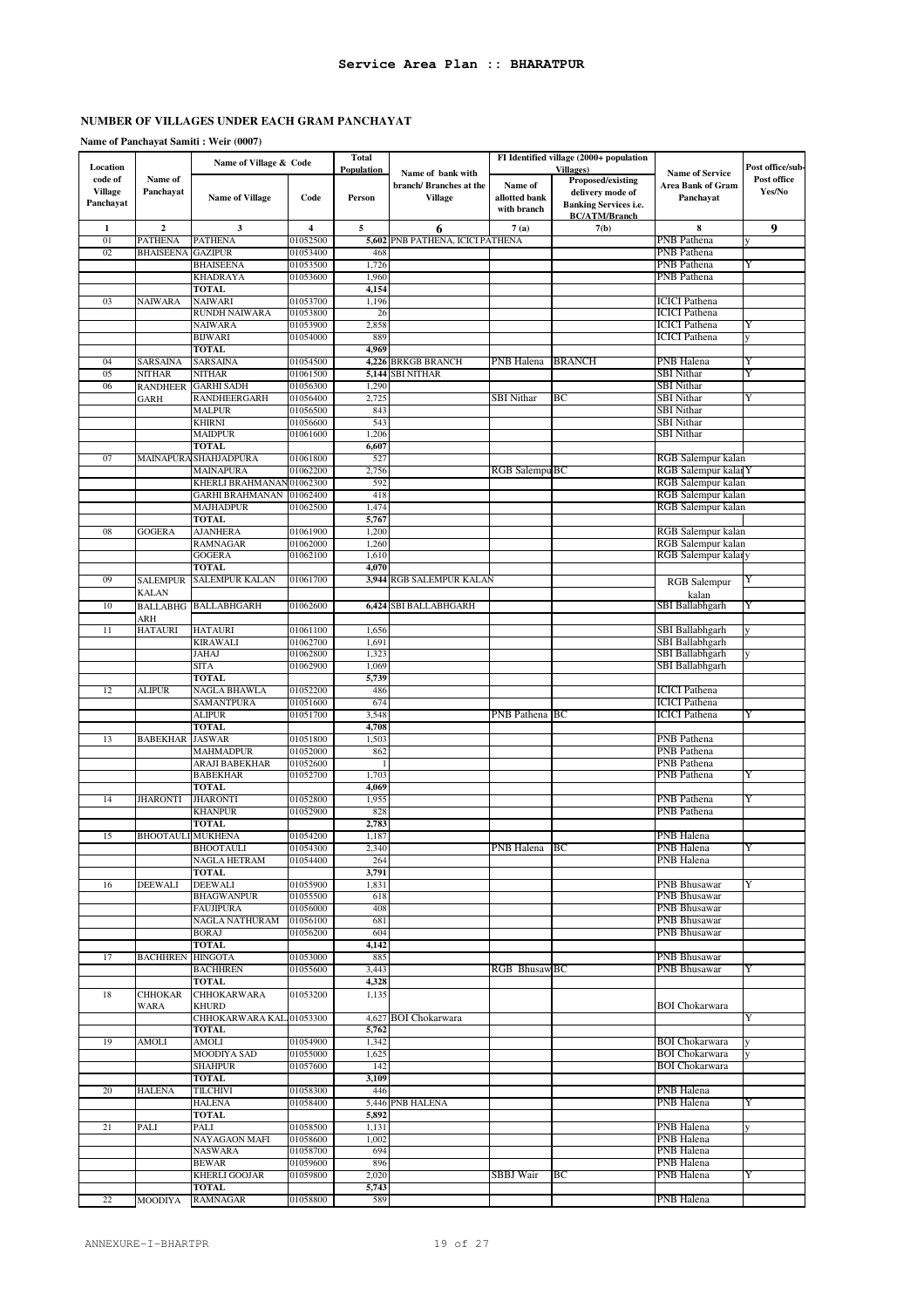# Service Area Plan :: BHARATPUR

**NUMBER OF VILLAGES UNDER EACH GRAM PANCHAYAT**

**Name of Panchayat Samiti : Weir (0007)**

| Location code of Village Panchayat | Name of Panchayat | Name of Village & Code | | Total Population | Name of bank with branch/ Branches at the Village | FI Identified village (2000+ population Villages) | | Name of Service Area Bank of Gram Panchayat | Post office/sub-Post office Yes/No |
|---|---|---|---|---|---|---|---|---|---|
| | | Name of Village | Code | Person | | Name of allotted bank with branch | Proposed/existing delivery mode of Banking Services i.e. BC/ATM/Branch | | |
| 1 | 2 | 3 | 4 | 5 | 6 | 7(a) | 7(b) | 8 | 9 |
| 01 | PATHENA | PATHENA | 01052500 | 5,602 | PNB PATHENA, ICICI PATHENA | | | PNB Pathena | y |
| 02 | BHAISEENA | GAZIPUR | 01053400 | 468 | | | | PNB Pathena | |
| | | BHAISEENA | 01053500 | 1,726 | | | | PNB Pathena | Y |
| | | KHADRAYA | 01053600 | 1,960 | | | | PNB Pathena | |
| | | TOTAL | | 4,154 | | | | | |
| 03 | NAIWARA | NAIWARI | 01053700 | 1,196 | | | | ICICI Pathena | |
| | | RUNDH NAIWARA | 01053800 | 26 | | | | ICICI Pathena | |
| | | NAIWARA | 01053900 | 2,858 | | | | ICICI Pathena | Y |
| | | BIJWARI | 01054000 | 889 | | | | ICICI Pathena | y |
| | | TOTAL | | 4,969 | | | | | |
| 04 | SARSAINA | SARSAINA | 01054500 | 4,226 | BRKGB BRANCH | PNB Halena | BRANCH | PNB Halena | Y |
| 05 | NITHAR | NITHAR | 01061500 | 5,144 | SBI NITHAR | | | SBI Nithar | Y |
| 06 | RANDHEER GARH | GARHI SADH | 01056300 | 1,290 | | | | SBI Nithar | |
| | | RANDHEERGARH | 01056400 | 2,725 | | SBI Nithar | BC | SBI Nithar | Y |
| | | MALPUR | 01056500 | 843 | | | | SBI Nithar | |
| | | KHIRNI | 01056600 | 543 | | | | SBI Nithar | |
| | | MAIDPUR | 01061600 | 1,206 | | | | SBI Nithar | |
| | | TOTAL | | 6,607 | | | | | |
| 07 | MAINAPURA | SHAHJADPURA | 01061800 | 527 | | | | RGB Salempur kalan | |
| | | MAINAPURA | 01062200 | 2,756 | | RGB Salempur | BC | RGB Salempur kalan | Y |
| | | KHERLI BRAHMANAN | 01062300 | 592 | | | | RGB Salempur kalan | |
| | | GARHI BRAHMANAN | 01062400 | 418 | | | | RGB Salempur kalan | |
| | | MAJHADPUR | 01062500 | 1,474 | | | | RGB Salempur kalan | |
| | | TOTAL | | 5,767 | | | | | |
| 08 | GOGERA | AJANHERA | 01061900 | 1,200 | | | | RGB Salempur kalan | |
| | | RAMNAGAR | 01062000 | 1,260 | | | | RGB Salempur kalan | |
| | | GOGERA | 01062100 | 1,610 | | | | RGB Salempur kalan | y |
| | | TOTAL | | 4,070 | | | | | |
| 09 | SALEMPUR KALAN | SALEMPUR KALAN | 01061700 | 3,944 | RGB SALEMPUR KALAN | | | RGB Salempur kalan | Y |
| 10 | BALLABHG ARH | BALLABHGARH | 01062600 | 6,424 | SBI BALLABHGARH | | | SBI Ballabhgarh | Y |
| 11 | HATAURI | HATAURI | 01061100 | 1,656 | | | | SBI Ballabhgarh | y |
| | | KIRAWALI | 01062700 | 1,691 | | | | SBI Ballabhgarh | |
| | | JAHAJ | 01062800 | 1,323 | | | | SBI Ballabhgarh | y |
| | | SITA | 01062900 | 1,069 | | | | SBI Ballabhgarh | |
| | | TOTAL | | 5,739 | | | | | |
| 12 | ALIPUR | NAGLA BHAWLA | 01052200 | 486 | | | | ICICI Pathena | |
| | | SAMANTPURA | 01051600 | 674 | | | | ICICI Pathena | |
| | | ALIPUR | 01051700 | 3,548 | | PNB Pathena | BC | ICICI Pathena | Y |
| | | TOTAL | | 4,708 | | | | | |
| 13 | BABEKHAR | JASWAR | 01051800 | 1,503 | | | | PNB Pathena | |
| | | MAHMADPUR | 01052000 | 862 | | | | PNB Pathena | |
| | | ARAJI BABEKHAR | 01052600 | 1 | | | | PNB Pathena | |
| | | BABEKHAR | 01052700 | 1,703 | | | | PNB Pathena | Y |
| | | TOTAL | | 4,069 | | | | | |
| 14 | JHARONTI | JHARONTI | 01052800 | 1,955 | | | | PNB Pathena | Y |
| | | KHANPUR | 01052900 | 828 | | | | PNB Pathena | |
| | | TOTAL | | 2,783 | | | | | |
| 15 | BHOOTAULI | MUKHENA | 01054200 | 1,187 | | | | PNB Halena | |
| | | BHOOTAULI | 01054300 | 2,340 | | PNB Halena | BC | PNB Halena | Y |
| | | NAGLA HETRAM | 01054400 | 264 | | | | PNB Halena | |
| | | TOTAL | | 3,791 | | | | | |
| 16 | DEEWALI | DEEWALI | 01055900 | 1,831 | | | | PNB Bhusawar | Y |
| | | BHAGWANPUR | 01055500 | 618 | | | | PNB Bhusawar | |
| | | FAUJIPURA | 01056000 | 408 | | | | PNB Bhusawar | |
| | | NAGLA NATHURAM | 01056100 | 681 | | | | PNB Bhusawar | |
| | | BORAJ | 01056200 | 604 | | | | PNB Bhusawar | |
| | | TOTAL | | 4,142 | | | | | |
| 17 | BACHHREN | HINGOTA | 01053000 | 885 | | | | PNB Bhusawar | |
| | | BACHHREN | 01055600 | 3,443 | | RGB Bhusaw | BC | PNB Bhusawar | Y |
| | | TOTAL | | 4,328 | | | | | |
| 18 | CHHOKAR WARA | CHHOKARWARA KHURD | 01053200 | 1,135 | | | | BOI Chokarwara | |
| | | CHHOKARWARA KAL | 01053300 | 4,627 | BOI Chokarwara | | | | Y |
| | | TOTAL | | 5,762 | | | | | |
| 19 | AMOLI | AMOLI | 01054900 | 1,342 | | | | BOI Chokarwara | y |
| | | MOODIYA SAD | 01055000 | 1,625 | | | | BOI Chokarwara | y |
| | | SHAHPUR | 01057600 | 142 | | | | BOI Chokarwara | |
| | | TOTAL | | 3,109 | | | | | |
| 20 | HALENA | TILCHIVI | 01058300 | 446 | | | | PNB Halena | |
| | | HALENA | 01058400 | 5,446 | PNB HALENA | | | PNB Halena | Y |
| | | TOTAL | | 5,892 | | | | | |
| 21 | PALI | PALI | 01058500 | 1,131 | | | | PNB Halena | y |
| | | NAYAGAON MAFI | 01058600 | 1,002 | | | | PNB Halena | |
| | | NASWARA | 01058700 | 694 | | | | PNB Halena | |
| | | BEWAR | 01059600 | 896 | | | | PNB Halena | |
| | | KHERLI GOOJAR | 01059800 | 2,020 | | SBBJ Wair | BC | PNB Halena | Y |
| | | TOTAL | | 5,743 | | | | | |
| 22 | MOODIYA | RAMNAGAR | 01058800 | 589 | | | | PNB Halena | |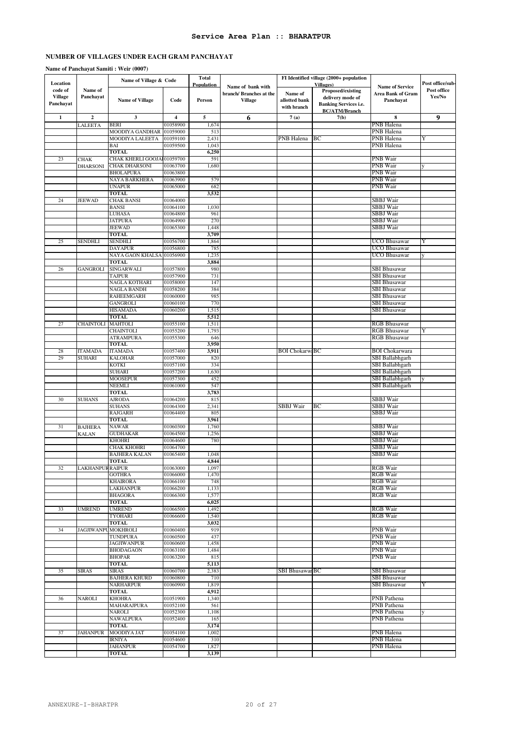# Service Area Plan :: BHARATPUR

## NUMBER OF VILLAGES UNDER EACH GRAM PANCHAYAT

**Name of Panchayat Samiti : Weir (0007)**

| Location code of Village Panchayat | Name of Panchayat | Name of Village & Code | | Total Population | Name of bank with branch/ Branches at the Village | FI Identified village (2000+ population Villages) | | Name of Service Area Bank of Gram Panchayat | Post office/sub-Post office Yes/No |
|---|---|---|---|---|---|---|---|---|---|
| | | Name of Village | Code | Person | | Name of allotted bank with branch | Proposed/existing delivery mode of Banking Services i.e. BC/ATM/Branch | | |
| 1 | 2 | 3 | 4 | 5 | 6 | 7 (a) | 7(b) | 8 | 9 |
| | LALEETA | BERI | 01058900 | 1,674 | | | | PNB Halena | |
| | | MOODIYA GANDHAR | 01059000 | 513 | | | | PNB Halena | |
| | | MOODIYA LALEETA | 01059100 | 2,431 | | PNB Halena | BC | PNB Halena | Y |
| | | BAI | 01059500 | 1,043 | | | | PNB Halena | |
| | | TOTAL | | 6,250 | | | | | |
| 23 | CHAK DHARSONI | CHAK KHERLI GOOJAR | 01059700 | 591 | | | | PNB Wair | |
| | | CHAK DHARSONI | 01063700 | 1,680 | | | | PNB Wair | y |
| | | BHOLAPURA | 01063800 | | | | | PNB Wair | |
| | | NAYA BARKHERA | 01063900 | 579 | | | | PNB Wair | |
| | | UNAPUR | 01065000 | 682 | | | | PNB Wair | |
| | | TOTAL | | 3,532 | | | | | |
| 24 | JEEWAD | CHAK BANSI | 01064000 | | | | | SBBJ Wair | |
| | | BANSI | 01064100 | 1,030 | | | | SBBJ Wair | |
| | | LUHASA | 01064800 | 961 | | | | SBBJ Wair | |
| | | JATPURA | 01064900 | 270 | | | | SBBJ Wair | |
| | | JEEWAD | 01065300 | 1,448 | | | | SBBJ Wair | |
| | | TOTAL | | 3,709 | | | | | |
| 25 | SENDHLI | SENDHLI | 01056700 | 1,864 | | | | UCO Bhusawar | Y |
| | | DAYAPUR | 01056800 | 785 | | | | UCO Bhusawar | |
| | | NAYA GAON KHALSA | 01056900 | 1,235 | | | | UCO Bhusawar | y |
| | | TOTAL | | 3,884 | | | | | |
| 26 | GANGROLI | SINGARWALI | 01057800 | 980 | | | | SBI Bhusawar | |
| | | TAJPUR | 01057900 | 731 | | | | SBI Bhusawar | |
| | | NAGLA KOTHARI | 01058000 | 147 | | | | SBI Bhusawar | |
| | | NAGLA BANDH | 01058200 | 384 | | | | SBI Bhusawar | |
| | | RAHEEMGARH | 01060000 | 985 | | | | SBI Bhusawar | |
| | | GANGROLI | 01060100 | 770 | | | | SBI Bhusawar | |
| | | HISAMADA | 01060200 | 1,515 | | | | SBI Bhusawar | |
| | | TOTAL | | 5,512 | | | | | |
| 27 | CHAINTOLI | MAHTOLI | 01055100 | 1,511 | | | | RGB Bhusawar | |
| | | CHAINTOLI | 01055200 | 1,793 | | | | RGB Bhusawar | Y |
| | | ATRAMPURA | 01055300 | 646 | | | | RGB Bhusawar | |
| | | TOTAL | | 3,950 | | | | | |
| 28 | ITAMADA | ITAMADA | 01057400 | 3,911 | | BOI Chokarwara | BC | BOI Chokarwara | |
| 29 | SUHARI | KALOHAR | 01057000 | 820 | | | | SBI Ballabhgarh | |
| | | KOTKI | 01057100 | 334 | | | | SBI Ballabhgarh | |
| | | SUHARI | 01057200 | 1,630 | | | | SBI Ballabhgarh | |
| | | MOOSEPUR | 01057300 | 452 | | | | SBI Ballabhgarh | y |
| | | NEEMLI | 01061000 | 547 | | | | SBI Ballabhgarh | |
| | | TOTAL | | 3,783 | | | | | |
| 30 | SUHANS | AJRODA | 01064200 | 815 | | | | SBBJ Wair | |
| | | SUHANS | 01064300 | 2,341 | | SBBJ Wair | BC | SBBJ Wair | |
| | | RAJGARH | 01064400 | 805 | | | | SBBJ Wair | |
| | | TOTAL | | 3,961 | | | | | |
| 31 | BAJHERA KALAN | NAWAR | 01060300 | 1,760 | | | | SBBJ Wair | |
| | | GUDHAKAR | 01064500 | 1,256 | | | | SBBJ Wair | |
| | | KHOHRI | 01064600 | 780 | | | | SBBJ Wair | |
| | | CHAK KHOHRI | 01064700 | | | | | SBBJ Wair | |
| | | BAJHERA KALAN | 01065400 | 1,048 | | | | SBBJ Wair | |
| | | TOTAL | | 4,844 | | | | | |
| 32 | LAKHANPUR | RAIPUR | 01063000 | 1,097 | | | | RGB Wair | |
| | | GOTHRA | 01066000 | 1,470 | | | | RGB Wair | |
| | | KHAIRORA | 01066100 | 748 | | | | RGB Wair | |
| | | LAKHANPUR | 01066200 | 1,133 | | | | RGB Wair | |
| | | BHAGORA | 01066300 | 1,577 | | | | RGB Wair | |
| | | TOTAL | | 6,025 | | | | | |
| 33 | UMREND | UMREND | 01066500 | 1,492 | | | | RGB Wair | |
| | | TYOHARI | 01066600 | 1,540 | | | | RGB Wair | |
| | | TOTAL | | 3,032 | | | | | |
| 34 | JAGJIWANPUR | MOKHROLI | 01060400 | 919 | | | | PNB Wair | |
| | | TUNDPURA | 01060500 | 437 | | | | PNB Wair | |
| | | JAGJIWANPUR | 01060600 | 1,458 | | | | PNB Wair | |
| | | BHODAGAON | 01063100 | 1,484 | | | | PNB Wair | |
| | | BHOPAR | 01063200 | 815 | | | | PNB Wair | |
| | | TOTAL | | 5,113 | | | | | |
| 35 | SIRAS | SIRAS | 01060700 | 2,383 | | SBI Bhusawar | BC | SBI Bhusawar | |
| | | BAJHERA KHURD | 01060800 | 710 | | | | SBI Bhusawar | |
| | | NARHARPUR | 01060900 | 1,819 | | | | SBI Bhusawar | Y |
| | | TOTAL | | 4,912 | | | | | |
| 36 | NAROLI | KHOHRA | 01051900 | 1,340 | | | | PNB Pathena | |
| | | MAHARAJPURA | 01052100 | 561 | | | | PNB Pathena | |
| | | NAROLI | 01052300 | 1,108 | | | | PNB Pathena | y |
| | | NAWALPURA | 01052400 | 165 | | | | PNB Pathena | |
| | | TOTAL | | 3,174 | | | | | |
| 37 | JAHANPUR | MOODIYA JAT | 01054100 | 1,002 | | | | PNB Halena | |
| | | IRNIYA | 01054600 | 310 | | | | PNB Halena | |
| | | JAHANPUR | 01054700 | 1,827 | | | | PNB Halena | |
| | | TOTAL | | 3,139 | | | | | |

ANNEXURE-I-BHARTPR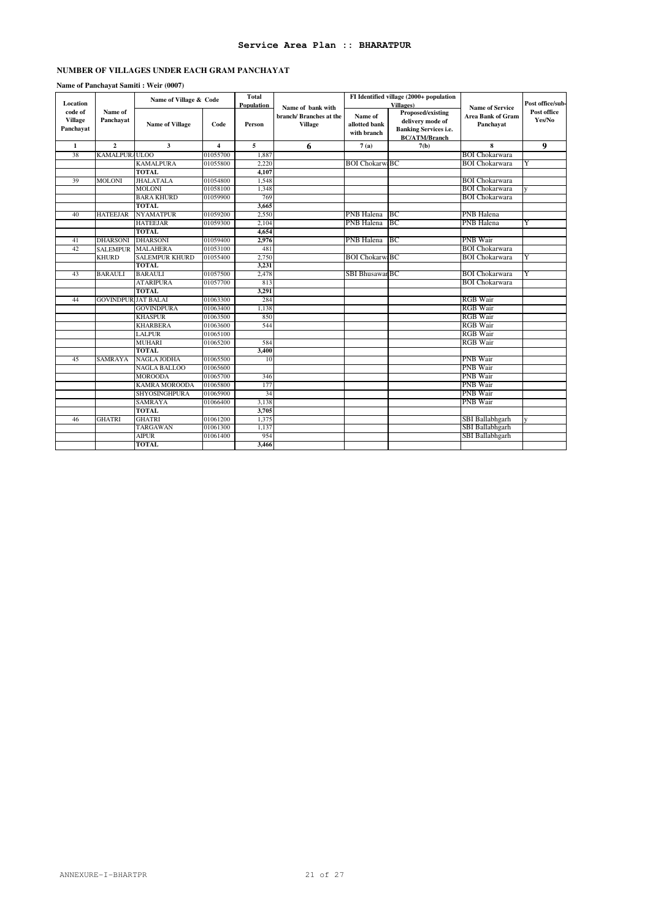# Service Area Plan :: BHARATPUR

## NUMBER OF VILLAGES UNDER EACH GRAM PANCHAYAT

**Name of Panchayat Samiti : Weir (0007)**

| Location code of Village Panchayat | Name of Panchayat | Name of Village & Code | | Total Population | Name of bank with branch/ Branches at the Village | FI Identified village (2000+ population Villages) | | Name of Service Area Bank of Gram Panchayat | Post office/sub-Post office Yes/No |
|---|---|---|---|---|---|---|---|---|---|
| | | Name of Village | Code | Person | | Name of allotted bank with branch | Proposed/existing delivery mode of Banking Services i.e. BC/ATM/Branch | | |
| 1 | 2 | 3 | 4 | 5 | 6 | 7 (a) | 7(b) | 8 | 9 |
| 38 | KAMALPURA | ULOO | 01055700 | 1,887 | | | | BOI Chokarwara | |
| | | KAMALPURA | 01055800 | 2,220 | | BOI Chokarwa | BC | BOI Chokarwara | Y |
| | | TOTAL | | 4,107 | | | | | |
| 39 | MOLONI | JHALATALA | 01054800 | 1,548 | | | | BOI Chokarwara | |
| | | MOLONI | 01058100 | 1,348 | | | | BOI Chokarwara | y |
| | | BARA KHURD | 01059900 | 769 | | | | BOI Chokarwara | |
| | | TOTAL | | 3,665 | | | | | |
| 40 | HATEEJAR | NYAMATPUR | 01059200 | 2,550 | | PNB Halena | BC | PNB Halena | |
| | | HATEEJAR | 01059300 | 2,104 | | PNB Halena | BC | PNB Halena | Y |
| | | TOTAL | | 4,654 | | | | | |
| 41 | DHARSONI | DHARSONI | 01059400 | 2,976 | | PNB Halena | BC | PNB Wair | |
| 42 | SALEMPUR | MALAHERA | 01053100 | 481 | | | | BOI Chokarwara | |
| | KHURD | SALEMPUR KHURD | 01055400 | 2,750 | | BOI Chokarwa | BC | BOI Chokarwara | Y |
| | | TOTAL | | 3,231 | | | | | |
| 43 | BARAULI | BARAULI | 01057500 | 2,478 | | SBI Bhusawar | BC | BOI Chokarwara | Y |
| | | ATARIPURA | 01057700 | 813 | | | | BOI Chokarwara | |
| | | TOTAL | | 3,291 | | | | | |
| 44 | GOVINDPUR | JAT BALAI | 01063300 | 284 | | | | RGB Wair | |
| | | GOVINDPURA | 01063400 | 1,138 | | | | RGB Wair | |
| | | KHASPUR | 01063500 | 850 | | | | RGB Wair | |
| | | KHARBERA | 01063600 | 544 | | | | RGB Wair | |
| | | LALPUR | 01065100 | | | | | RGB Wair | |
| | | MUHARI | 01065200 | 584 | | | | RGB Wair | |
| | | TOTAL | | 3,400 | | | | | |
| 45 | SAMRAYA | NAGLA JODHA | 01065500 | 10 | | | | PNB Wair | |
| | | NAGLA BALLOO | 01065600 | | | | | PNB Wair | |
| | | MOROODA | 01065700 | 346 | | | | PNB Wair | |
| | | KAMRA MOROODA | 01065800 | 177 | | | | PNB Wair | |
| | | SHYOSINGHPURA | 01065900 | 34 | | | | PNB Wair | |
| | | SAMRAYA | 01066400 | 3,138 | | | | PNB Wair | |
| | | TOTAL | | 3,705 | | | | | |
| 46 | GHATRI | GHATRI | 01061200 | 1,375 | | | | SBI Ballabhgarh | y |
| | | TARGAWAN | 01061300 | 1,137 | | | | SBI Ballabhgarh | |
| | | AIPUR | 01061400 | 954 | | | | SBI Ballabhgarh | |
| | | TOTAL | | 3,466 | | | | | |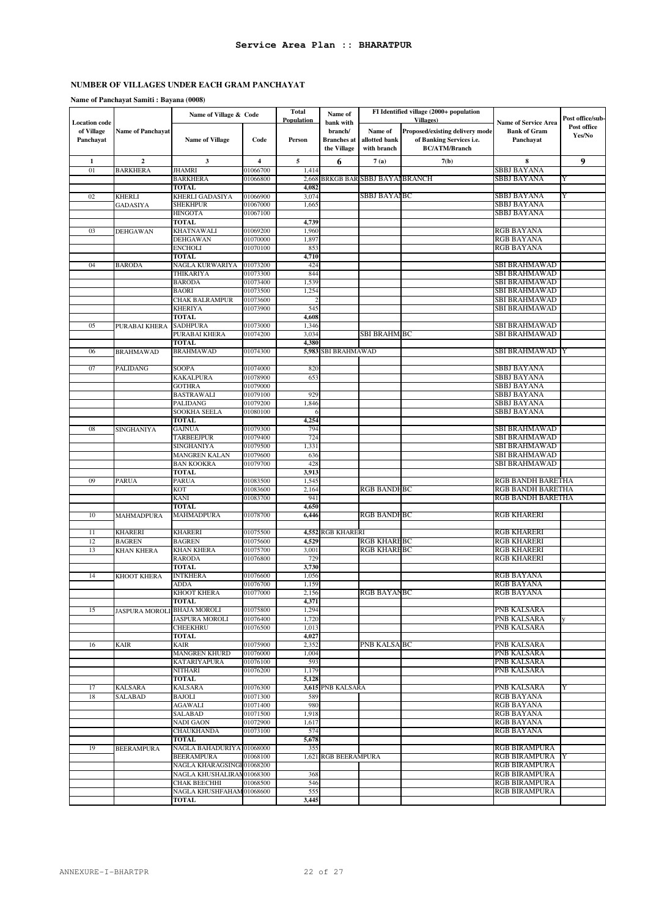# Service Area Plan :: BHARATPUR

## NUMBER OF VILLAGES UNDER EACH GRAM PANCHAYAT

**Name of Panchayat Samiti : Bayana (0008)**

| Location code of Village Panchayat | Name of Panchayat | Name of Village & Code | | Total Population | Name of bank with branch/ Branches at the Village | FI Identified village (2000+ population Villages) | | Name of Service Area Bank of Gram Panchayat | Post office/sub-Post office Yes/No |
|---|---|---|---|---|---|---|---|---|---|
| | | Name of Village | Code | Person | | Name of allotted bank with branch | Proposed/existing delivery mode of Banking Services i.e. BC/ATM/Branch | | |
| 1 | 2 | 3 | 4 | 5 | 6 | 7 (a) | 7(b) | 8 | 9 |
| 01 | BARKHERA | JHAMRI | 01066700 | 1,414 | | | | SBBJ BAYANA | |
| | | BARKHERA | 01066800 | 2,668 | BRKGB BAR | SBBJ BAYAN | BRANCH | SBBJ BAYANA | Y |
| | | TOTAL | | 4,082 | | | | | |
| 02 | KHERLI GADASIYA | KHERLI GADASIYA | 01066900 | 3,074 | | SBBJ BAYAN | BC | SBBJ BAYANA | Y |
| | | SHEKHPUR | 01067000 | 1,665 | | | | SBBJ BAYANA | |
| | | HINGOTA | 01067100 | | | | | SBBJ BAYANA | |
| | | TOTAL | | 4,739 | | | | | |
| 03 | DEHGAWAN | KHATNAWALI | 01069200 | 1,960 | | | | RGB BAYANA | |
| | | DEHGAWAN | 01070000 | 1,897 | | | | RGB BAYANA | |
| | | ENCHOLI | 01070100 | 853 | | | | RGB BAYANA | |
| | | TOTAL | | 4,710 | | | | | |
| 04 | BARODA | NAGLA KURWARIYA | 01073200 | 424 | | | | SBI BRAHMAWAD | |
| | | THIKARIYA | 01073300 | 844 | | | | SBI BRAHMAWAD | |
| | | BARODA | 01073400 | 1,539 | | | | SBI BRAHMAWAD | |
| | | BAORI | 01073500 | 1,254 | | | | SBI BRAHMAWAD | |
| | | CHAK BALRAMPUR | 01073600 | 2 | | | | SBI BRAHMAWAD | |
| | | KHERIYA | 01073900 | 545 | | | | SBI BRAHMAWAD | |
| | | TOTAL | | 4,608 | | | | | |
| 05 | PURABAI KHERA | SADHPURA | 01073000 | 1,346 | | | | SBI BRAHMAWAD | |
| | | PURABAI KHERA | 01074200 | 3,034 | | SBI BRAHM | BC | SBI BRAHMAWAD | |
| | | TOTAL | | 4,380 | | | | | |
| 06 | BRAHMAWAD | BRAHMAWAD | 01074300 | 5,983 | SBI BRAHMAWAD | | | SBI BRAHMAWAD | Y |
| 07 | PALIDANG | SOOPA | 01074000 | 820 | | | | SBBJ BAYANA | |
| | | KAKALPURA | 01078900 | 653 | | | | SBBJ BAYANA | |
| | | GOTHRA | 01079000 | | | | | SBBJ BAYANA | |
| | | BASTRAWALI | 01079100 | 929 | | | | SBBJ BAYANA | |
| | | PALIDANG | 01079200 | 1,846 | | | | SBBJ BAYANA | |
| | | SOOKHA SEELA | 01080100 | 6 | | | | SBBJ BAYANA | |
| | | TOTAL | | 4,254 | | | | | |
| 08 | SINGHANIYA | GAJNUA | 01079300 | 794 | | | | SBI BRAHMAWAD | |
| | | TARBEEJPUR | 01079400 | 724 | | | | SBI BRAHMAWAD | |
| | | SINGHANIYA | 01079500 | 1,331 | | | | SBI BRAHMAWAD | |
| | | MANGREN KALAN | 01079600 | 636 | | | | SBI BRAHMAWAD | |
| | | BAN KOOKRA | 01079700 | 428 | | | | SBI BRAHMAWAD | |
| | | TOTAL | | 3,913 | | | | | |
| 09 | PARUA | PARUA | 01083500 | 1,545 | | | | RGB BANDH BARETHA | |
| | | KOT | 01083600 | 2,164 | | RGB BANDH | BC | RGB BANDH BARETHA | |
| | | KANI | 01083700 | 941 | | | | RGB BANDH BARETHA | |
| | | TOTAL | | 4,650 | | | | | |
| 10 | MAHMADPURA | MAHMADPURA | 01078700 | 6,446 | | RGB BANDH | BC | RGB KHARERI | |
| 11 | KHARERI | KHARERI | 01075500 | 4,552 | RGB KHARERI | | | RGB KHARERI | |
| 12 | BAGREN | BAGREN | 01075600 | 4,529 | | RGB KHARE | BC | RGB KHARERI | |
| 13 | KHAN KHERA | KHAN KHERA | 01075700 | 3,001 | | RGB KHARE | BC | RGB KHARERI | |
| | | RARODA | 01076800 | 729 | | | | RGB KHARERI | |
| | | TOTAL | | 3,730 | | | | | |
| 14 | KHOOT KHERA | INTKHERA | 01076600 | 1,056 | | | | RGB BAYANA | |
| | | ADDA | 01076700 | 1,159 | | | | RGB BAYANA | |
| | | KHOOT KHERA | 01077000 | 2,156 | | RGB BAYAN | BC | RGB BAYANA | |
| | | TOTAL | | 4,371 | | | | | |
| 15 | JASPURA MOROLI | BHAJA MOROLI | 01075800 | 1,294 | | | | PNB KALSARA | |
| | | JASPURA MOROLI | 01076400 | 1,720 | | | | PNB KALSARA | y |
| | | CHEEKHRU | 01076500 | 1,013 | | | | PNB KALSARA | |
| | | TOTAL | | 4,027 | | | | | |
| 16 | KAIR | KAIR | 01075900 | 2,352 | | PNB KALSA | BC | PNB KALSARA | |
| | | MANGREN KHURD | 01076000 | 1,004 | | | | PNB KALSARA | |
| | | KATARIYAPURA | 01076100 | 593 | | | | PNB KALSARA | |
| | | NITHARI | 01076200 | 1,179 | | | | PNB KALSARA | |
| | | TOTAL | | 5,128 | | | | | |
| 17 | KALSARA | KALSARA | 01076300 | 3,615 | PNB KALSARA | | | PNB KALSARA | Y |
| 18 | SALABAD | BAJOLI | 01071300 | 589 | | | | RGB BAYANA | |
| | | AGAWALI | 01071400 | 980 | | | | RGB BAYANA | |
| | | SALABAD | 01071500 | 1,918 | | | | RGB BAYANA | |
| | | NADI GAON | 01072900 | 1,617 | | | | RGB BAYANA | |
| | | CHAUKHANDA | 01073100 | 574 | | | | RGB BAYANA | |
| | | TOTAL | | 5,678 | | | | | |
| 19 | BEERAMPURA | NAGLA BAHADURIYA | 01068000 | 355 | | | | RGB BIRAMPURA | |
| | | BEERAMPURA | 01068100 | 1,621 | RGB BEERAMPURA | | | RGB BIRAMPURA | Y |
| | | NAGLA KHARAGSINGH | 01068200 | | | | | RGB BIRAMPURA | |
| | | NAGLA KHUSHALIRAM | 01068300 | 368 | | | | RGB BIRAMPURA | |
| | | CHAK BEECHHI | 01068500 | 546 | | | | RGB BIRAMPURA | |
| | | NAGLA KHUSHFAHAM | 01068600 | 555 | | | | RGB BIRAMPURA | |
| | | TOTAL | | 3,445 | | | | | |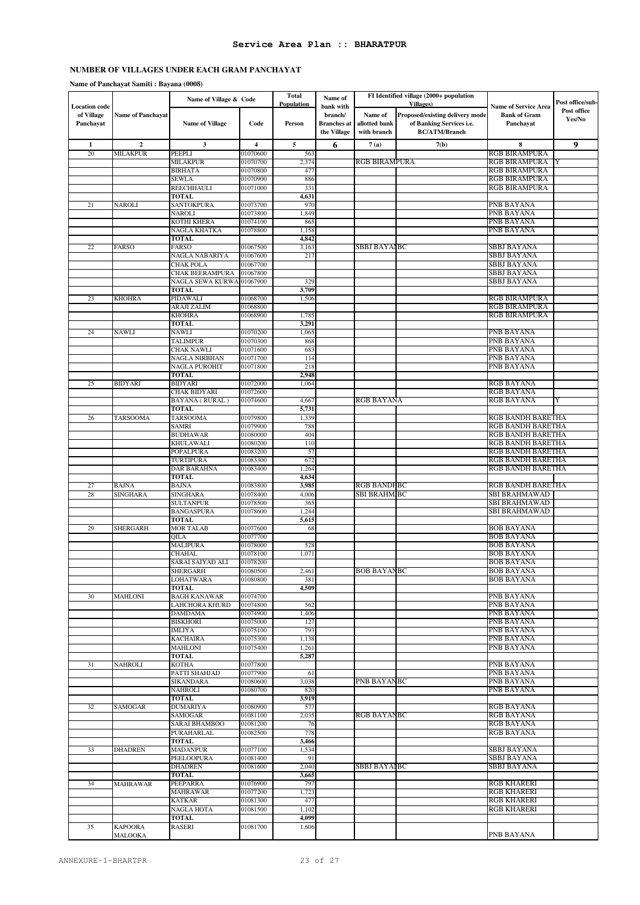## Service Area Plan :: BHARATPUR

### NUMBER OF VILLAGES UNDER EACH GRAM PANCHAYAT

**Name of Panchayat Samiti : Bayana (0008)**

| Location code of Village Panchayat | Name of Panchayat | Name of Village & Code | | Total Population | Name of bank with branch/ Branches at the Village | FI Identified village (2000+ population Villages) | | Name of Service Area Bank of Gram Panchayat | Post office/sub-Post office Yes/No |
|---|---|---|---|---|---|---|---|---|---|
| | | Name of Village | Code | Person | | Name of allotted bank with branch | Proposed/existing delivery mode of Banking Services i.e. BC/ATM/Branch | | |
| 1 | 2 | 3 | 4 | 5 | 6 | 7 (a) | 7(b) | 8 | 9 |
| 20 | MILAKPUR | PEEPLI | 01070600 | 563 | | | | RGB BIRAMPURA | |
| | | MILAKPUR | 01070700 | 2,374 | | RGB BIRAMPURA | | RGB BIRAMPURA | Y |
| | | BIRHATA | 01070800 | 477 | | | | RGB BIRAMPURA | |
| | | SEWLA | 01070900 | 886 | | | | RGB BIRAMPURA | |
| | | REECHHAULI | 01071000 | 331 | | | | RGB BIRAMPURA | |
| | | TOTAL | | 4,631 | | | | | |
| 21 | NAROLI | SANTOKPURA | 01073700 | 970 | | | | PNB BAYANA | |
| | | NAROLI | 01073800 | 1,849 | | | | PNB BAYANA | |
| | | KOTHI KHERA | 01074100 | 865 | | | | PNB BAYANA | |
| | | NAGLA KHATKA | 01078800 | 1,158 | | | | PNB BAYANA | |
| | | TOTAL | | 4,842 | | | | | |
| 22 | FARSO | FARSO | 01067500 | 3,163 | | SBBJ BAYANA | BC | SBBJ BAYANA | |
| | | NAGLA NABARIYA | 01067600 | 217 | | | | SBBJ BAYANA | |
| | | CHAK POLA | 01067700 | | | | | SBBJ BAYANA | |
| | | CHAK BEERAMPURA | 01067800 | | | | | SBBJ BAYANA | |
| | | NAGLA SEWA KURWA | 01067900 | 329 | | | | SBBJ BAYANA | |
| | | TOTAL | | 3,709 | | | | | |
| 23 | KHOHRA | PIDAWALI | 01068700 | 1,506 | | | | RGB BIRAMPURA | |
| | | ARAJI ZALIM | 01068800 | | | | | RGB BIRAMPURA | |
| | | KHOHRA | 01068900 | 1,785 | | | | RGB BIRAMPURA | |
| | | TOTAL | | 3,291 | | | | | |
| 24 | NAWLI | NAWLI | 01070200 | 1,065 | | | | PNB BAYANA | |
| | | TALIMPUR | 01070300 | 868 | | | | PNB BAYANA | |
| | | CHAK NAWLI | 01071600 | 683 | | | | PNB BAYANA | |
| | | NAGLA NIRBHAN | 01071700 | 114 | | | | PNB BAYANA | |
| | | NAGLA PUROHIT | 01071800 | 218 | | | | PNB BAYANA | |
| | | TOTAL | | 2,948 | | | | | |
| 25 | BIDYARI | BIDYARI | 01072000 | 1,064 | | | | RGB BAYANA | |
| | | CHAK BIDYARI | 01072600 | | | | | RGB BAYANA | |
| | | BAYANA ( RURAL ) | 01074600 | 4,667 | | RGB BAYANA | | RGB BAYANA | Y |
| | | TOTAL | | 5,731 | | | | | |
| 26 | TARSOOMA | TARSOOMA | 01079800 | 1,339 | | | | RGB BANDH BARETHA | |
| | | SAMRI | 01079900 | 788 | | | | RGB BANDH BARETHA | |
| | | BUDHAWAR | 01080000 | 404 | | | | RGB BANDH BARETHA | |
| | | KHULAWALI | 01080200 | 110 | | | | RGB BANDH BARETHA | |
| | | POPALPURA | 01083200 | 57 | | | | RGB BANDH BARETHA | |
| | | TURTIPURA | 01083300 | 672 | | | | RGB BANDH BARETHA | |
| | | DAR BARAHNA | 01083400 | 1,264 | | | | RGB BANDH BARETHA | |
| | | TOTAL | | 4,634 | | | | | |
| 27 | BAJNA | BAJNA | 01083800 | 3,985 | | RGB BANDH | BC | RGB BANDH BARETHA | |
| 28 | SINGHARA | SINGHARA | 01078400 | 4,006 | | SBI BRAHM | BC | SBI BRAHMAWAD | |
| | | SULTANPUR | 01078500 | 365 | | | | SBI BRAHMAWAD | |
| | | BANGASPURA | 01078600 | 1,244 | | | | SBI BRAHMAWAD | |
| | | TOTAL | | 5,615 | | | | | |
| 29 | SHERGARH | MOR TALAB | 01077600 | 68 | | | | BOB BAYANA | |
| | | QILA | 01077700 | | | | | BOB BAYANA | |
| | | MALIPURA | 01078000 | 528 | | | | BOB BAYANA | |
| | | CHAHAL | 01078100 | 1,071 | | | | BOB BAYANA | |
| | | SARAI SAIYAD ALI | 01078200 | | | | | BOB BAYANA | |
| | | SHERGARH | 01080500 | 2,461 | | BOB BAYANA | BC | BOB BAYANA | |
| | | LOHATWARA | 01080800 | 381 | | | | BOB BAYANA | |
| | | TOTAL | | 4,509 | | | | | |
| 30 | MAHLONI | BAGH KANAWAR | 01074700 | | | | | PNB BAYANA | |
| | | LAHCHORA KHURD | 01074800 | 562 | | | | PNB BAYANA | |
| | | DAMDAMA | 01074900 | 1,406 | | | | PNB BAYANA | |
| | | BISKHORI | 01075000 | 127 | | | | PNB BAYANA | |
| | | IMLIYA | 01075100 | 793 | | | | PNB BAYANA | |
| | | KACHAIRA | 01075300 | 1,138 | | | | PNB BAYANA | |
| | | MAHLONI | 01075400 | 1,261 | | | | PNB BAYANA | |
| | | TOTAL | | 5,287 | | | | | |
| 31 | NAHROLI | KOTHA | 01077800 | | | | | PNB BAYANA | |
| | | PATTI SHAHJAD | 01077900 | 61 | | | | PNB BAYANA | |
| | | SIKANDARA | 01080600 | 3,038 | | PNB BAYANA | BC | PNB BAYANA | |
| | | NAHROLI | 01080700 | 820 | | | | PNB BAYANA | |
| | | TOTAL | | 3,919 | | | | | |
| 32 | SAMOGAR | DUMARIYA | 01080900 | 577 | | | | RGB BAYANA | |
| | | SAMOGAR | 01081100 | 2,035 | | RGB BAYANA | BC | RGB BAYANA | |
| | | SARAI BHAMBOO | 01081200 | 76 | | | | RGB BAYANA | |
| | | PURAHARLAL | 01082500 | 778 | | | | RGB BAYANA | |
| | | TOTAL | | 3,466 | | | | | |
| 33 | DHADREN | MADANPUR | 01077100 | 1,534 | | | | SBBJ BAYANA | |
| | | PEELOOPURA | 01081400 | 91 | | | | SBBJ BAYANA | |
| | | DHADREN | 01081600 | 2,040 | | SBBJ BAYANA | BC | SBBJ BAYANA | |
| | | TOTAL | | 3,665 | | | | | |
| 34 | MAHRAWAR | PEEPARRA | 01076900 | 797 | | | | RGB KHARERI | |
| | | MAHRAWAR | 01077200 | 1,723 | | | | RGB KHARERI | |
| | | KATKAR | 01081300 | 477 | | | | RGB KHARERI | |
| | | NAGLA HOTA | 01081500 | 1,102 | | | | RGB KHARERI | |
| | | TOTAL | | 4,099 | | | | | |
| 35 | KAPOORA MALOOKA | RASERI | 01081700 | 1,606 | | | | PNB BAYANA | |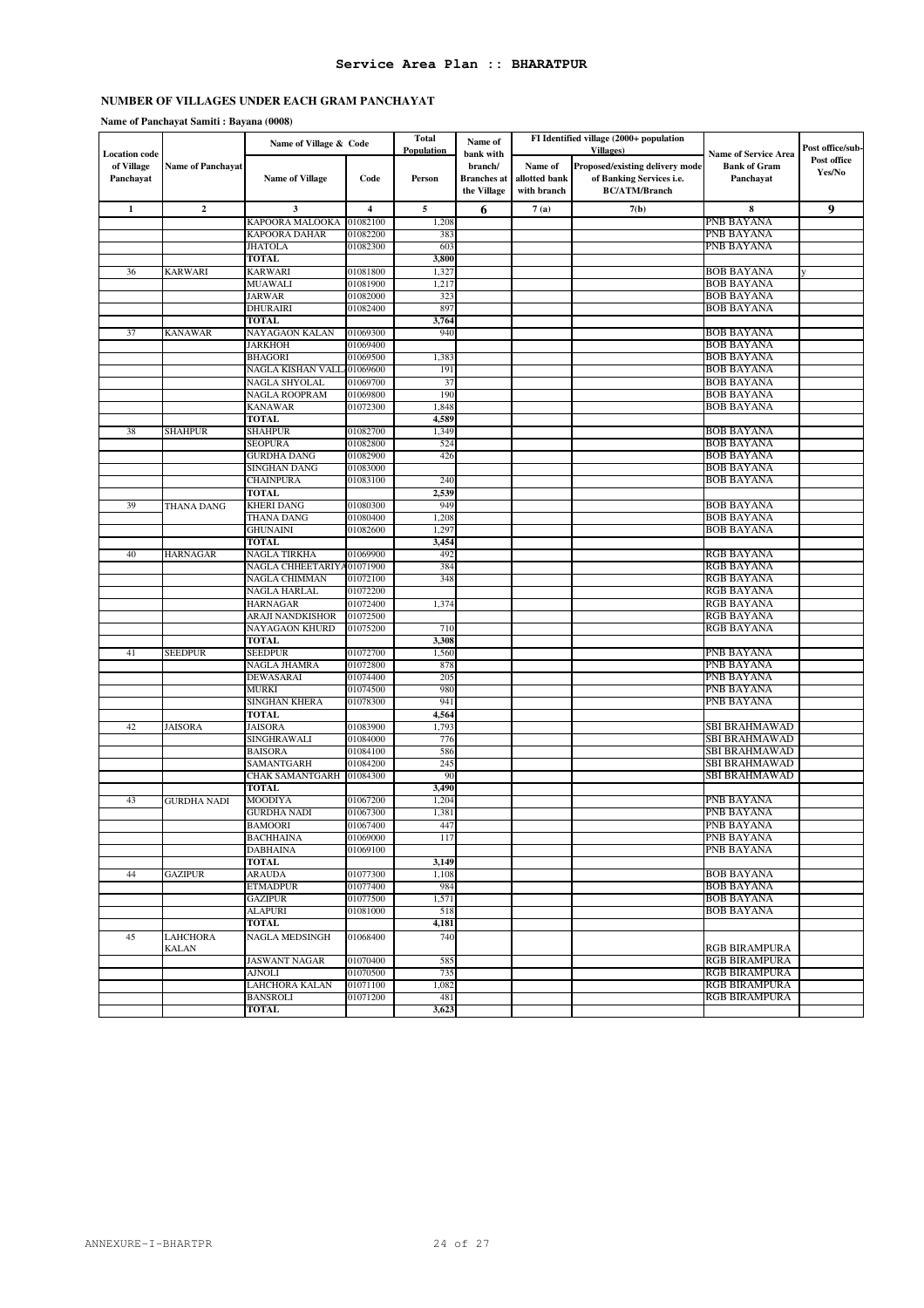## Service Area Plan :: BHARATPUR

### NUMBER OF VILLAGES UNDER EACH GRAM PANCHAYAT

**Name of Panchayat Samiti : Bayana (0008)**

| Location code of Village Panchayat | Name of Panchayat | Name of Village & Code | | Total Population | Name of bank with branch/ Branches at the Village | FI Identified village (2000+ population Villages) | | Name of Service Area Bank of Gram Panchayat | Post office/sub-Post office Yes/No |
|---|---|---|---|---|---|---|---|---|---|
| | | Name of Village | Code | Person | | Name of allotted bank with branch | Proposed/existing delivery mode of Banking Services i.e. BC/ATM/Branch | | |
| 1 | 2 | 3 | 4 | 5 | 6 | 7 (a) | 7(b) | 8 | 9 |
| | | KAPOORA MALOOKA | 01082100 | 1,208 | | | | PNB BAYANA | |
| | | KAPOORA DAHAR | 01082200 | 383 | | | | PNB BAYANA | |
| | | JHATOLA | 01082300 | 603 | | | | PNB BAYANA | |
| | | TOTAL | | 3,800 | | | | | |
| 36 | KARWARI | KARWARI | 01081800 | 1,327 | | | | BOB BAYANA | y |
| | | MUAWALI | 01081900 | 1,217 | | | | BOB BAYANA | |
| | | JARWAR | 01082000 | 323 | | | | BOB BAYANA | |
| | | DHURAIRI | 01082400 | 897 | | | | BOB BAYANA | |
| | | TOTAL | | 3,764 | | | | | |
| 37 | KANAWAR | NAYAGAON KALAN | 01069300 | 940 | | | | BOB BAYANA | |
| | | JARKHOH | 01069400 | | | | | BOB BAYANA | |
| | | BHAGORI | 01069500 | 1,383 | | | | BOB BAYANA | |
| | | NAGLA KISHAN VALL | 01069600 | 191 | | | | BOB BAYANA | |
| | | NAGLA SHYOLAL | 01069700 | 37 | | | | BOB BAYANA | |
| | | NAGLA ROOPRAM | 01069800 | 190 | | | | BOB BAYANA | |
| | | KANAWAR | 01072300 | 1,848 | | | | BOB BAYANA | |
| | | TOTAL | | 4,589 | | | | | |
| 38 | SHAHPUR | SHAHPUR | 01082700 | 1,349 | | | | BOB BAYANA | |
| | | SEOPURA | 01082800 | 524 | | | | BOB BAYANA | |
| | | GURDHA DANG | 01082900 | 426 | | | | BOB BAYANA | |
| | | SINGHAN DANG | 01083000 | | | | | BOB BAYANA | |
| | | CHAINPURA | 01083100 | 240 | | | | BOB BAYANA | |
| | | TOTAL | | 2,539 | | | | | |
| 39 | THANA DANG | KHERI DANG | 01080300 | 949 | | | | BOB BAYANA | |
| | | THANA DANG | 01080400 | 1,208 | | | | BOB BAYANA | |
| | | GHUNAINI | 01082600 | 1,297 | | | | BOB BAYANA | |
| | | TOTAL | | 3,454 | | | | | |
| 40 | HARNAGAR | NAGLA TIRKHA | 01069900 | 492 | | | | RGB BAYANA | |
| | | NAGLA CHHEETARIYA | 01071900 | 384 | | | | RGB BAYANA | |
| | | NAGLA CHIMMAN | 01072100 | 348 | | | | RGB BAYANA | |
| | | NAGLA HARLAL | 01072200 | | | | | RGB BAYANA | |
| | | HARNAGAR | 01072400 | 1,374 | | | | RGB BAYANA | |
| | | ARAJI NANDKISHOR | 01072500 | | | | | RGB BAYANA | |
| | | NAYAGAON KHURD | 01075200 | 710 | | | | RGB BAYANA | |
| | | TOTAL | | 3,308 | | | | | |
| 41 | SEEDPUR | SEEDPUR | 01072700 | 1,560 | | | | PNB BAYANA | |
| | | NAGLA JHAMRA | 01072800 | 878 | | | | PNB BAYANA | |
| | | DEWASARAI | 01074400 | 205 | | | | PNB BAYANA | |
| | | MURKI | 01074500 | 980 | | | | PNB BAYANA | |
| | | SINGHAN KHERA | 01078300 | 941 | | | | PNB BAYANA | |
| | | TOTAL | | 4,564 | | | | | |
| 42 | JAISORA | JAISORA | 01083900 | 1,793 | | | | SBI BRAHMAWAD | |
| | | SINGHRAWALI | 01084000 | 776 | | | | SBI BRAHMAWAD | |
| | | BAISORA | 01084100 | 586 | | | | SBI BRAHMAWAD | |
| | | SAMANTGARH | 01084200 | 245 | | | | SBI BRAHMAWAD | |
| | | CHAK SAMANTGARH | 01084300 | 90 | | | | SBI BRAHMAWAD | |
| | | TOTAL | | 3,490 | | | | | |
| 43 | GURDHA NADI | MOODIYA | 01067200 | 1,204 | | | | PNB BAYANA | |
| | | GURDHA NADI | 01067300 | 1,381 | | | | PNB BAYANA | |
| | | BAMOORI | 01067400 | 447 | | | | PNB BAYANA | |
| | | BACHHAINA | 01069000 | 117 | | | | PNB BAYANA | |
| | | DABHAINA | 01069100 | | | | | PNB BAYANA | |
| | | TOTAL | | 3,149 | | | | | |
| 44 | GAZIPUR | ARAUDA | 01077300 | 1,108 | | | | BOB BAYANA | |
| | | ETMADPUR | 01077400 | 984 | | | | BOB BAYANA | |
| | | GAZIPUR | 01077500 | 1,571 | | | | BOB BAYANA | |
| | | ALAPURI | 01081000 | 518 | | | | BOB BAYANA | |
| | | TOTAL | | 4,181 | | | | | |
| 45 | LAHCHORA KALAN | NAGLA MEDSINGH | 01068400 | 740 | | | | RGB BIRAMPURA | |
| | | JASWANT NAGAR | 01070400 | 585 | | | | RGB BIRAMPURA | |
| | | AJNOLI | 01070500 | 735 | | | | RGB BIRAMPURA | |
| | | LAHCHORA KALAN | 01071100 | 1,082 | | | | RGB BIRAMPURA | |
| | | BANSROLI | 01071200 | 481 | | | | RGB BIRAMPURA | |
| | | TOTAL | | 3,623 | | | | | |

ANNEXURE-I-BHARTPR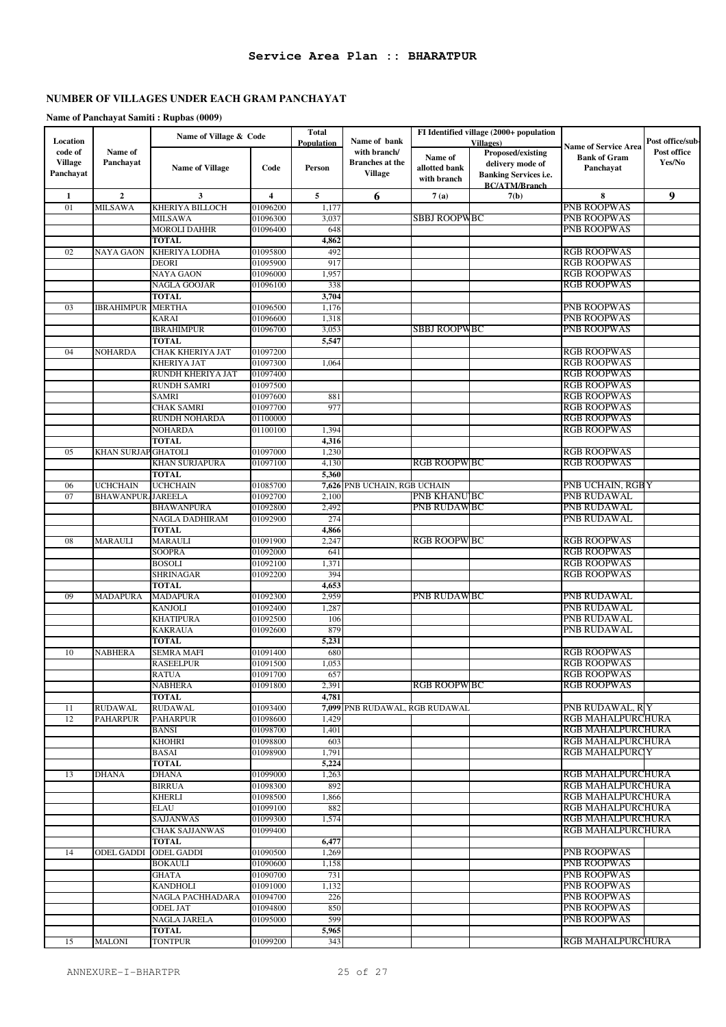# Service Area Plan :: BHARATPUR

## NUMBER OF VILLAGES UNDER EACH GRAM PANCHAYAT

**Name of Panchayat Samiti : Rupbas (0009)**

| Location code of Village Panchayat | Name of Panchayat | Name of Village & Code | | Total Population | Name of bank with branch/ Branches at the Village | FI Identified village (2000+ population Villages) | | Name of Service Area Bank of Gram Panchayat | Post office/sub-Post office Yes/No |
|---|---|---|---|---|---|---|---|---|---|
| | | Name of Village | Code | Person | | Name of allotted bank with branch | Proposed/existing delivery mode of Banking Services i.e. BC/ATM/Branch | | |
| 1 | 2 | 3 | 4 | 5 | 6 | 7(a) | 7(b) | 8 | 9 |
| 01 | MILSAWA | KHERIYA BILLOCH | 01096200 | 1,177 | | | | PNB ROOPWAS | |
| | | MILSAWA | 01096300 | 3,037 | | SBBJ ROOPW | BC | PNB ROOPWAS | |
| | | MOROLI DAHHR | 01096400 | 648 | | | | PNB ROOPWAS | |
| | | TOTAL | | 4,862 | | | | | |
| 02 | NAYA GAON | KHERIYA LODHA | 01095800 | 492 | | | | RGB ROOPWAS | |
| | | DEORI | 01095900 | 917 | | | | RGB ROOPWAS | |
| | | NAYA GAON | 01096000 | 1,957 | | | | RGB ROOPWAS | |
| | | NAGLA GOOJAR | 01096100 | 338 | | | | RGB ROOPWAS | |
| | | TOTAL | | 3,704 | | | | | |
| 03 | IBRAHIMPUR | MERTHA | 01096500 | 1,176 | | | | PNB ROOPWAS | |
| | | KARAI | 01096600 | 1,318 | | | | PNB ROOPWAS | |
| | | IBRAHIMPUR | 01096700 | 3,053 | | SBBJ ROOPW | BC | PNB ROOPWAS | |
| | | TOTAL | | 5,547 | | | | | |
| 04 | NOHARDA | CHAK KHERIYA JAT | 01097200 | | | | | RGB ROOPWAS | |
| | | KHERIYA JAT | 01097300 | 1,064 | | | | RGB ROOPWAS | |
| | | RUNDH KHERIYA JAT | 01097400 | | | | | RGB ROOPWAS | |
| | | RUNDH SAMRI | 01097500 | | | | | RGB ROOPWAS | |
| | | SAMRI | 01097600 | 881 | | | | RGB ROOPWAS | |
| | | CHAK SAMRI | 01097700 | 977 | | | | RGB ROOPWAS | |
| | | RUNDH NOHARDA | 01100000 | | | | | RGB ROOPWAS | |
| | | NOHARDA | 01100100 | 1,394 | | | | RGB ROOPWAS | |
| | | TOTAL | | 4,316 | | | | | |
| 05 | KHAN SURJAP | GHATOLI | 01097000 | 1,230 | | | | RGB ROOPWAS | |
| | | KHAN SURJAPURA | 01097100 | 4,130 | | RGB ROOPW | BC | RGB ROOPWAS | |
| | | TOTAL | | 5,360 | | | | | |
| 06 | UCHCHAIN | UCHCHAIN | 01085700 | 7,626 | PNB UCHAIN, RGB UCHAIN | | | PNB UCHAIN, RGB | Y |
| 07 | BHAWANPUR. | JAREELA | 01092700 | 2,100 | | PNB KHANU | BC | PNB RUDAWAL | |
| | | BHAWANPURA | 01092800 | 2,492 | | PNB RUDAW | BC | PNB RUDAWAL | |
| | | NAGLA DADHIRAM | 01092900 | 274 | | | | PNB RUDAWAL | |
| | | TOTAL | | 4,866 | | | | | |
| 08 | MARAULI | MARAULI | 01091900 | 2,247 | | RGB ROOPW | BC | RGB ROOPWAS | |
| | | SOOPRA | 01092000 | 641 | | | | RGB ROOPWAS | |
| | | BOSOLI | 01092100 | 1,371 | | | | RGB ROOPWAS | |
| | | SHRINAGAR | 01092200 | 394 | | | | RGB ROOPWAS | |
| | | TOTAL | | 4,653 | | | | | |
| 09 | MADAPURA | MADAPURA | 01092300 | 2,959 | | PNB RUDAW | BC | PNB RUDAWAL | |
| | | KANJOLI | 01092400 | 1,287 | | | | PNB RUDAWAL | |
| | | KHATIPURA | 01092500 | 106 | | | | PNB RUDAWAL | |
| | | KAKRAUA | 01092600 | 879 | | | | PNB RUDAWAL | |
| | | TOTAL | | 5,231 | | | | | |
| 10 | NABHERA | SEMRA MAFI | 01091400 | 680 | | | | RGB ROOPWAS | |
| | | RASEELPUR | 01091500 | 1,053 | | | | RGB ROOPWAS | |
| | | RATUA | 01091700 | 657 | | | | RGB ROOPWAS | |
| | | NABHERA | 01091800 | 2,391 | | RGB ROOPW | BC | RGB ROOPWAS | |
| | | TOTAL | | 4,781 | | | | | |
| 11 | RUDAWAL | RUDAWAL | 01093400 | 7,099 | PNB RUDAWAL, RGB RUDAWAL | | | PNB RUDAWAL, R | Y |
| 12 | PAHARPUR | PAHARPUR | 01098600 | 1,429 | | | | RGB MAHALPURCHURA | |
| | | BANSI | 01098700 | 1,401 | | | | RGB MAHALPURCHURA | |
| | | KHOHRI | 01098800 | 603 | | | | RGB MAHALPURCHURA | |
| | | BASAI | 01098900 | 1,791 | | | | RGB MAHALPURC | Y |
| | | TOTAL | | 5,224 | | | | | |
| 13 | DHANA | DHANA | 01099000 | 1,263 | | | | RGB MAHALPURCHURA | |
| | | BIRRUA | 01098300 | 892 | | | | RGB MAHALPURCHURA | |
| | | KHERLI | 01098500 | 1,866 | | | | RGB MAHALPURCHURA | |
| | | ELAU | 01099100 | 882 | | | | RGB MAHALPURCHURA | |
| | | SAJJANWAS | 01099300 | 1,574 | | | | RGB MAHALPURCHURA | |
| | | CHAK SAJJANWAS | 01099400 | | | | | RGB MAHALPURCHURA | |
| | | TOTAL | | 6,477 | | | | | |
| 14 | ODEL GADDI | ODEL GADDI | 01090500 | 1,269 | | | | PNB ROOPWAS | |
| | | BOKAULI | 01090600 | 1,158 | | | | PNB ROOPWAS | |
| | | GHATA | 01090700 | 731 | | | | PNB ROOPWAS | |
| | | KANDHOLI | 01091000 | 1,132 | | | | PNB ROOPWAS | |
| | | NAGLA PACHHADARA | 01094700 | 226 | | | | PNB ROOPWAS | |
| | | ODEL JAT | 01094800 | 850 | | | | PNB ROOPWAS | |
| | | NAGLA JARELA | 01095000 | 599 | | | | PNB ROOPWAS | |
| | | TOTAL | | 5,965 | | | | | |
| 15 | MALONI | TONTPUR | 01099200 | 343 | | | | RGB MAHALPURCHURA | |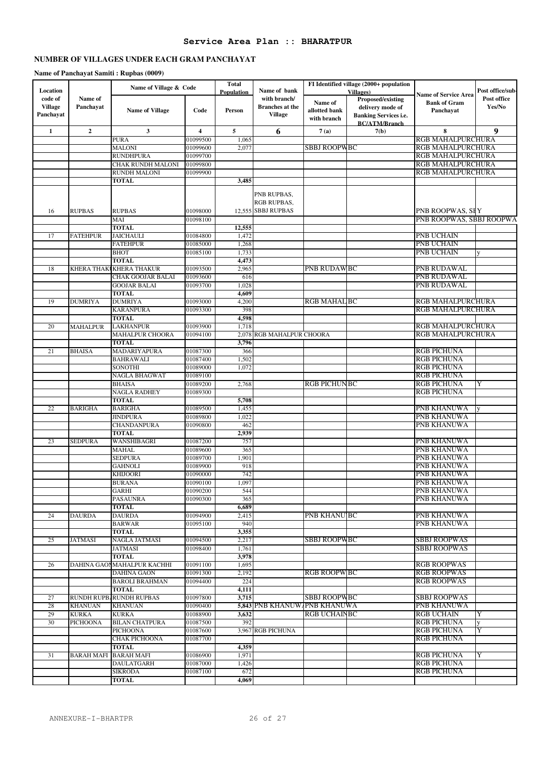## Service Area Plan :: BHARATPUR

### NUMBER OF VILLAGES UNDER EACH GRAM PANCHAYAT

**Name of Panchayat Samiti : Rupbas (0009)**

| Location code of Village Panchayat | Name of Panchayat | Name of Village & Code | | Total Population | Name of bank with branch/ Branches at the Village | FI Identified village (2000+ population Villages) | | Name of Service Area Bank of Gram Panchayat | Post office/sub-Post office Yes/No |
|---|---|---|---|---|---|---|---|---|---|
| | | Name of Village | Code | Person | | Name of allotted bank with branch | Proposed/existing delivery mode of Banking Services i.e. BC/ATM/Branch | | |
| 1 | 2 | 3 | 4 | 5 | 6 | 7(a) | 7(b) | 8 | 9 |
| | | PURA | 01099500 | 1,065 | | | | RGB MAHALPURCHURA | |
| | | MALONI | 01099600 | 2,077 | | SBBJ ROOPW | BC | RGB MAHALPURCHURA | |
| | | RUNDHPURA | 01099700 | | | | | RGB MAHALPURCHURA | |
| | | CHAK RUNDH MALONI | 01099800 | | | | | RGB MAHALPURCHURA | |
| | | RUNDH MALONI | 01099900 | | | | | RGB MAHALPURCHURA | |
| | | **TOTAL** | | **3,485** | | | | | |
| 16 | RUPBAS | RUPBAS | 01098000 | 12,555 | PNB RUPBAS, RGB RUPBAS, SBBJ RUPBAS | | | PNB ROOPWAS, SB | Y |
| | | MAI | 01098100 | | | | | PNB ROOPWAS, SBBJ ROOPWA | |
| | | **TOTAL** | | **12,555** | | | | | |
| 17 | FATEHPUR | JAICHAULI | 01084800 | 1,472 | | | | PNB UCHAIN | |
| | | FATEHPUR | 01085000 | 1,268 | | | | PNB UCHAIN | |
| | | BHOT | 01085100 | 1,733 | | | | PNB UCHAIN | y |
| | | **TOTAL** | | **4,473** | | | | | |
| 18 | KHERA THAK | KHERA THAKUR | 01093500 | 2,965 | | PNB RUDAW | BC | PNB RUDAWAL | |
| | | CHAK GOOJAR BALAI | 01093600 | 616 | | | | PNB RUDAWAL | |
| | | GOOJAR BALAI | 01093700 | 1,028 | | | | PNB RUDAWAL | |
| | | **TOTAL** | | **4,609** | | | | | |
| 19 | DUMRIYA | DUMRIYA | 01093000 | 4,200 | | RGB MAHAL | BC | RGB MAHALPURCHURA | |
| | | KARANPURA | 01093300 | 398 | | | | RGB MAHALPURCHURA | |
| | | **TOTAL** | | **4,598** | | | | | |
| 20 | MAHALPUR | LAKHANPUR | 01093900 | 1,718 | | | | RGB MAHALPURCHURA | |
| | | MAHALPUR CHOORA | 01094100 | 2,078 | RGB MAHALPUR CHOORA | | | RGB MAHALPURCHURA | |
| | | **TOTAL** | | **3,796** | | | | | |
| 21 | BHAISA | MADARIYAPURA | 01087300 | 366 | | | | RGB PICHUNA | |
| | | BAHRAWALI | 01087400 | 1,502 | | | | RGB PICHUNA | |
| | | SONOTHI | 01089000 | 1,072 | | | | RGB PICHUNA | |
| | | NAGLA BHAGWAT | 01089100 | | | | | RGB PICHUNA | |
| | | BHAISA | 01089200 | 2,768 | | RGB PICHUN | BC | RGB PICHUNA | Y |
| | | NAGLA RADHEY | 01089300 | | | | | RGB PICHUNA | |
| | | **TOTAL** | | **5,708** | | | | | |
| 22 | BARIGHA | BARIGHA | 01089500 | 1,455 | | | | PNB KHANUWA | y |
| | | JINDPURA | 01089800 | 1,022 | | | | PNB KHANUWA | |
| | | CHANDANPURA | 01090800 | 462 | | | | PNB KHANUWA | |
| | | **TOTAL** | | **2,939** | | | | | |
| 23 | SEDPURA | WANSHIBAGRI | 01087200 | 757 | | | | PNB KHANUWA | |
| | | MAHAL | 01089600 | 365 | | | | PNB KHANUWA | |
| | | SEDPURA | 01089700 | 1,901 | | | | PNB KHANUWA | |
| | | GAHNOLI | 01089900 | 918 | | | | PNB KHANUWA | |
| | | KHIJOORI | 01090000 | 742 | | | | PNB KHANUWA | |
| | | BURANA | 01090100 | 1,097 | | | | PNB KHANUWA | |
| | | GARHI | 01090200 | 544 | | | | PNB KHANUWA | |
| | | PASAUNRA | 01090300 | 365 | | | | PNB KHANUWA | |
| | | **TOTAL** | | **6,689** | | | | | |
| 24 | DAURDA | DAURDA | 01094900 | 2,415 | | PNB KHANU | BC | PNB KHANUWA | |
| | | BARWAR | 01095100 | 940 | | | | PNB KHANUWA | |
| | | **TOTAL** | | **3,355** | | | | | |
| 25 | JATMASI | NAGLA JATMASI | 01094500 | 2,217 | | SBBJ ROOPW | BC | SBBJ ROOPWAS | |
| | | JATMASI | 01098400 | 1,761 | | | | SBBJ ROOPWAS | |
| | | **TOTAL** | | **3,978** | | | | | |
| 26 | DAHINA GAO | MAHALPUR KACHHI | 01091100 | 1,695 | | | | RGB ROOPWAS | |
| | | DAHINA GAON | 01091300 | 2,192 | | RGB ROOPW | BC | RGB ROOPWAS | |
| | | BAROLI BRAHMAN | 01094400 | 224 | | | | RGB ROOPWAS | |
| | | **TOTAL** | | **4,111** | | | | | |
| 27 | RUNDH RUPB | RUNDH RUPBAS | 01097800 | 3,715 | | SBBJ ROOPW | BC | SBBJ ROOPWAS | |
| 28 | KHANUAN | KHANUAN | 01090400 | **5,843** | PNB KHANUW | PNB KHANUWA | | PNB KHANUWA | |
| 29 | KURKA | KURKA | 01088900 | **3,632** | | RGB UCHAIN | BC | RGB UCHAIN | Y |
| 30 | PICHOONA | BILAN CHATPURA | 01087500 | 392 | | | | RGB PICHUNA | y |
| | | PICHOONA | 01087600 | 3,967 | RGB PICHUNA | | | RGB PICHUNA | Y |
| | | CHAK PICHOONA | 01087700 | | | | | RGB PICHUNA | |
| | | **TOTAL** | | **4,359** | | | | | |
| 31 | BARAH MAFI | BARAH MAFI | 01086900 | 1,971 | | | | RGB PICHUNA | Y |
| | | DAULATGARH | 01087000 | 1,426 | | | | RGB PICHUNA | |
| | | SIKRODA | 01087100 | 672 | | | | RGB PICHUNA | |
| | | **TOTAL** | | **4,069** | | | | | |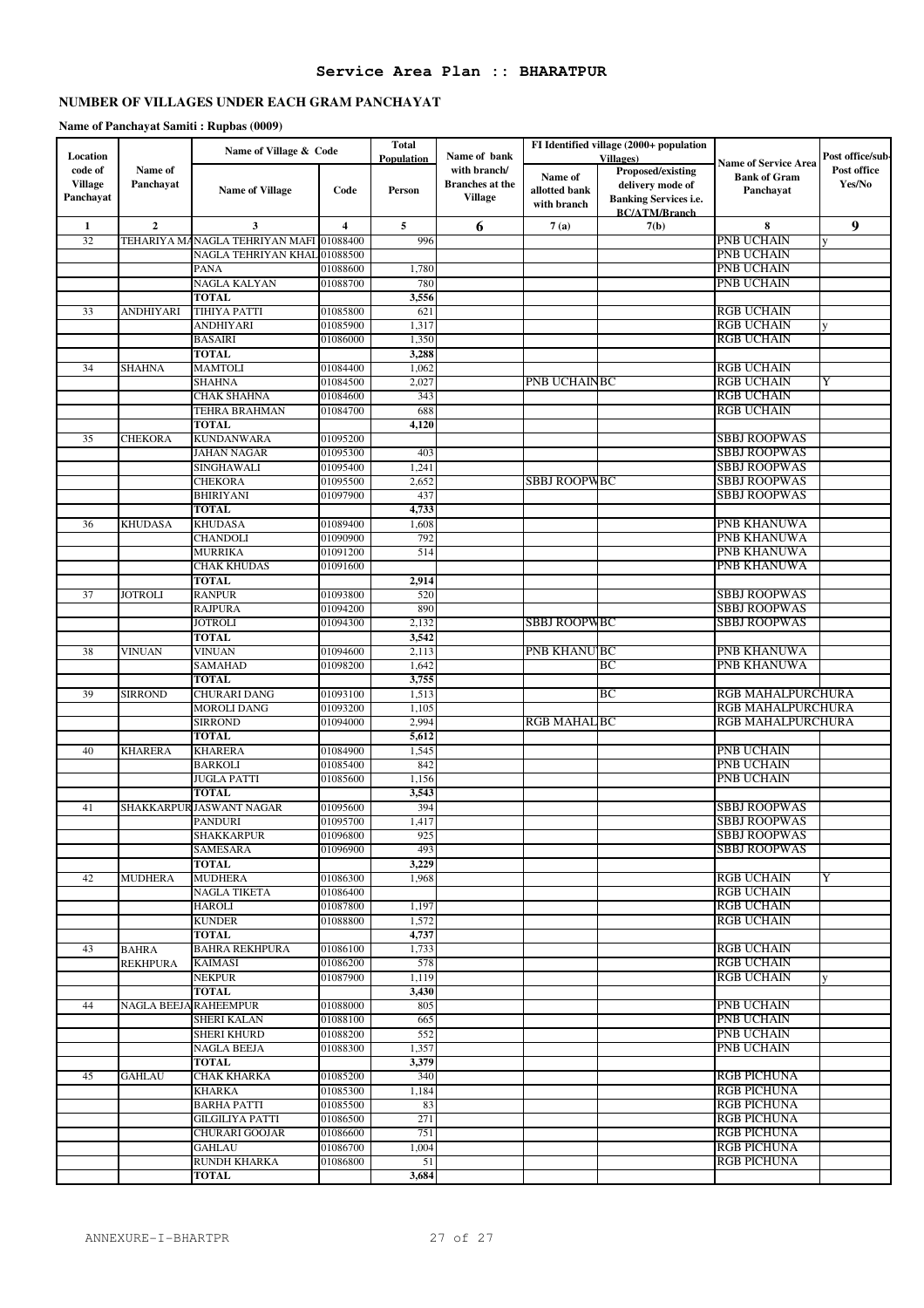# Service Area Plan :: BHARATPUR

## NUMBER OF VILLAGES UNDER EACH GRAM PANCHAYAT

**Name of Panchayat Samiti : Rupbas (0009)**

| Location code of Village Panchayat | Name of Panchayat | Name of Village & Code | | Total Population | Name of bank with branch/ Branches at the Village | FI Identified village (2000+ population Villages) | | Name of Service Area Bank of Gram Panchayat | Post office/sub-Post office Yes/No |
|---|---|---|---|---|---|---|---|---|---|
| | | Name of Village | Code | Person | | Name of allotted bank with branch | Proposed/existing delivery mode of Banking Services i.e. BC/ATM/Branch | | |
| 1 | 2 | 3 | 4 | 5 | 6 | 7(a) | 7(b) | 8 | 9 |
| 32 | TEHARIYA MA | NAGLA TEHRIYAN MAFI | 01088400 | 996 | | | | PNB UCHAIN | y |
| | | NAGLA TEHRIYAN KHAL | 01088500 | | | | | PNB UCHAIN | |
| | | PANA | 01088600 | 1,780 | | | | PNB UCHAIN | |
| | | NAGLA KALYAN | 01088700 | 780 | | | | PNB UCHAIN | |
| | | **TOTAL** | | **3,556** | | | | | |
| 33 | ANDHIYARI | TIHIYA PATTI | 01085800 | 621 | | | | RGB UCHAIN | |
| | | ANDHIYARI | 01085900 | 1,317 | | | | RGB UCHAIN | y |
| | | BASAIRI | 01086000 | 1,350 | | | | RGB UCHAIN | |
| | | **TOTAL** | | **3,288** | | | | | |
| 34 | SHAHNA | MAMTOLI | 01084400 | 1,062 | | | | RGB UCHAIN | |
| | | SHAHNA | 01084500 | 2,027 | | PNB UCHAIN | BC | RGB UCHAIN | Y |
| | | CHAK SHAHNA | 01084600 | 343 | | | | RGB UCHAIN | |
| | | TEHRA BRAHMAN | 01084700 | 688 | | | | RGB UCHAIN | |
| | | **TOTAL** | | **4,120** | | | | | |
| 35 | CHEKORA | KUNDANWARA | 01095200 | | | | | SBBJ ROOPWAS | |
| | | JAHAN NAGAR | 01095300 | 403 | | | | SBBJ ROOPWAS | |
| | | SINGHAWALI | 01095400 | 1,241 | | | | SBBJ ROOPWAS | |
| | | CHEKORA | 01095500 | 2,652 | | SBBJ ROOPW | BC | SBBJ ROOPWAS | |
| | | BHIRIYANI | 01097900 | 437 | | | | SBBJ ROOPWAS | |
| | | **TOTAL** | | **4,733** | | | | | |
| 36 | KHUDASA | KHUDASA | 01089400 | 1,608 | | | | PNB KHANUWA | |
| | | CHANDOLI | 01090900 | 792 | | | | PNB KHANUWA | |
| | | MURRIKA | 01091200 | 514 | | | | PNB KHANUWA | |
| | | CHAK KHUDAS | 01091600 | | | | | PNB KHANUWA | |
| | | **TOTAL** | | **2,914** | | | | | |
| 37 | JOTROLI | RANPUR | 01093800 | 520 | | | | SBBJ ROOPWAS | |
| | | RAJPURA | 01094200 | 890 | | | | SBBJ ROOPWAS | |
| | | JOTROLI | 01094300 | 2,132 | | SBBJ ROOPW | BC | SBBJ ROOPWAS | |
| | | **TOTAL** | | **3,542** | | | | | |
| 38 | VINUAN | VINUAN | 01094600 | 2,113 | | PNB KHANU | BC | PNB KHANUWA | |
| | | SAMAHAD | 01098200 | 1,642 | | | BC | PNB KHANUWA | |
| | | **TOTAL** | | **3,755** | | | | | |
| 39 | SIRROND | CHURARI DANG | 01093100 | 1,513 | | | BC | RGB MAHALPURCHURA | |
| | | MOROLI DANG | 01093200 | 1,105 | | | | RGB MAHALPURCHURA | |
| | | SIRROND | 01094000 | 2,994 | | RGB MAHAL | BC | RGB MAHALPURCHURA | |
| | | **TOTAL** | | **5,612** | | | | | |
| 40 | KHARERA | KHARERA | 01084900 | 1,545 | | | | PNB UCHAIN | |
| | | BARKOLI | 01085400 | 842 | | | | PNB UCHAIN | |
| | | JUGLA PATTI | 01085600 | 1,156 | | | | PNB UCHAIN | |
| | | **TOTAL** | | **3,543** | | | | | |
| 41 | SHAKKARPUR | JASWANT NAGAR | 01095600 | 394 | | | | SBBJ ROOPWAS | |
| | | PANDURI | 01095700 | 1,417 | | | | SBBJ ROOPWAS | |
| | | SHAKKARPUR | 01096800 | 925 | | | | SBBJ ROOPWAS | |
| | | SAMESARA | 01096900 | 493 | | | | SBBJ ROOPWAS | |
| | | **TOTAL** | | **3,229** | | | | | |
| 42 | MUDHERA | MUDHERA | 01086300 | 1,968 | | | | RGB UCHAIN | Y |
| | | NAGLA TIKETA | 01086400 | | | | | RGB UCHAIN | |
| | | HAROLI | 01087800 | 1,197 | | | | RGB UCHAIN | |
| | | KUNDER | 01088800 | 1,572 | | | | RGB UCHAIN | |
| | | **TOTAL** | | **4,737** | | | | | |
| 43 | BAHRA REKHPURA | BAHRA REKHPURA | 01086100 | 1,733 | | | | RGB UCHAIN | |
| | | KAIMASI | 01086200 | 578 | | | | RGB UCHAIN | |
| | | NEKPUR | 01087900 | 1,119 | | | | RGB UCHAIN | y |
| | | **TOTAL** | | **3,430** | | | | | |
| 44 | NAGLA BEEJA | RAHEEMPUR | 01088000 | 805 | | | | PNB UCHAIN | |
| | | SHERI KALAN | 01088100 | 665 | | | | PNB UCHAIN | |
| | | SHERI KHURD | 01088200 | 552 | | | | PNB UCHAIN | |
| | | NAGLA BEEJA | 01088300 | 1,357 | | | | PNB UCHAIN | |
| | | **TOTAL** | | **3,379** | | | | | |
| 45 | GAHLAU | CHAK KHARKA | 01085200 | 340 | | | | RGB PICHUNA | |
| | | KHARKA | 01085300 | 1,184 | | | | RGB PICHUNA | |
| | | BARHA PATTI | 01085500 | 83 | | | | RGB PICHUNA | |
| | | GILGILIYA PATTI | 01086500 | 271 | | | | RGB PICHUNA | |
| | | CHURARI GOOJAR | 01086600 | 751 | | | | RGB PICHUNA | |
| | | GAHLAU | 01086700 | 1,004 | | | | RGB PICHUNA | |
| | | RUNDH KHARKA | 01086800 | 51 | | | | RGB PICHUNA | |
| | | **TOTAL** | | **3,684** | | | | | |

ANNEXURE-I-BHARTPR